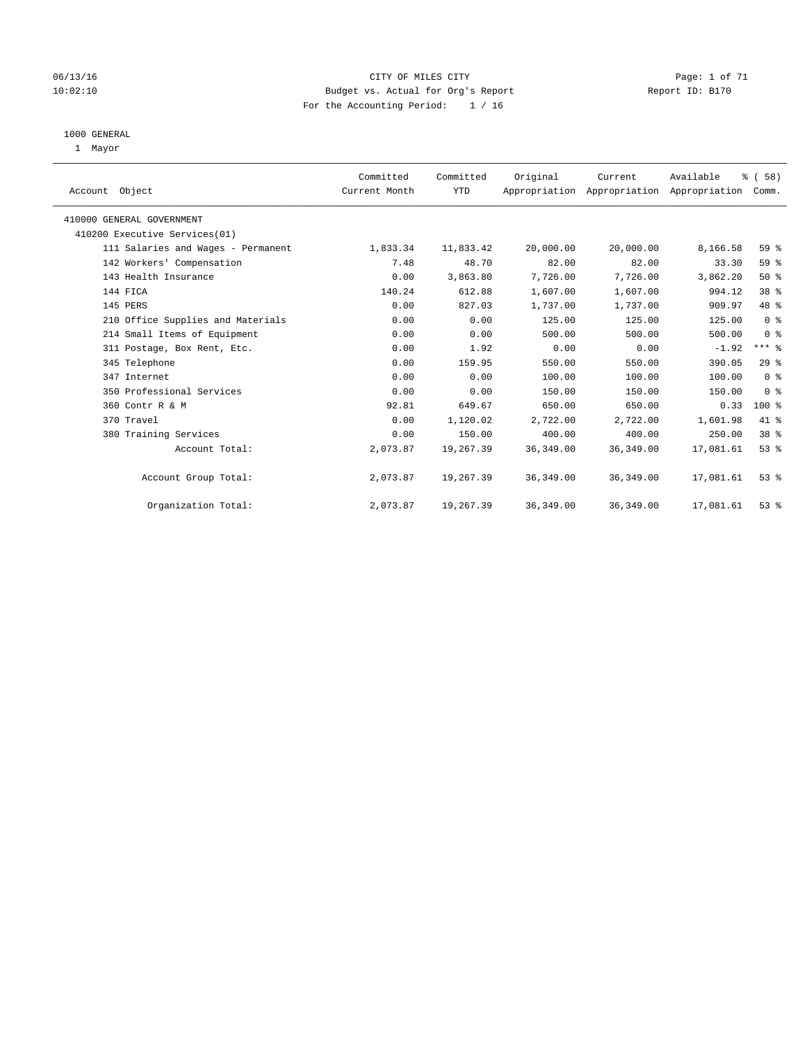CITY OF MILES CITY
Budget vs. Actual for Org's Report
For the Accounting Period: 1 / 16

06/13/16
10:02:10

Report ID: B170

1000 GENERAL
1 Mayor

| Account Object | Committed Current Month | Committed YTD | Original Appropriation | Current Appropriation | Available Appropriation | % ( 58) Comm. |
|---|---|---|---|---|---|---|
| 410000 GENERAL GOVERNMENT | | | | | | |
| 410200 Executive Services(01) | | | | | | |
| 111 Salaries and Wages - Permanent | 1,833.34 | 11,833.42 | 20,000.00 | 20,000.00 | 8,166.58 | 59 % |
| 142 Workers' Compensation | 7.48 | 48.70 | 82.00 | 82.00 | 33.30 | 59 % |
| 143 Health Insurance | 0.00 | 3,863.80 | 7,726.00 | 7,726.00 | 3,862.20 | 50 % |
| 144 FICA | 140.24 | 612.88 | 1,607.00 | 1,607.00 | 994.12 | 38 % |
| 145 PERS | 0.00 | 827.03 | 1,737.00 | 1,737.00 | 909.97 | 48 % |
| 210 Office Supplies and Materials | 0.00 | 0.00 | 125.00 | 125.00 | 125.00 | 0 % |
| 214 Small Items of Equipment | 0.00 | 0.00 | 500.00 | 500.00 | 500.00 | 0 % |
| 311 Postage, Box Rent, Etc. | 0.00 | 1.92 | 0.00 | 0.00 | -1.92 | *** % |
| 345 Telephone | 0.00 | 159.95 | 550.00 | 550.00 | 390.05 | 29 % |
| 347 Internet | 0.00 | 0.00 | 100.00 | 100.00 | 100.00 | 0 % |
| 350 Professional Services | 0.00 | 0.00 | 150.00 | 150.00 | 150.00 | 0 % |
| 360 Contr R & M | 92.81 | 649.67 | 650.00 | 650.00 | 0.33 | 100 % |
| 370 Travel | 0.00 | 1,120.02 | 2,722.00 | 2,722.00 | 1,601.98 | 41 % |
| 380 Training Services | 0.00 | 150.00 | 400.00 | 400.00 | 250.00 | 38 % |
| Account Total: | 2,073.87 | 19,267.39 | 36,349.00 | 36,349.00 | 17,081.61 | 53 % |
| Account Group Total: | 2,073.87 | 19,267.39 | 36,349.00 | 36,349.00 | 17,081.61 | 53 % |
| Organization Total: | 2,073.87 | 19,267.39 | 36,349.00 | 36,349.00 | 17,081.61 | 53 % |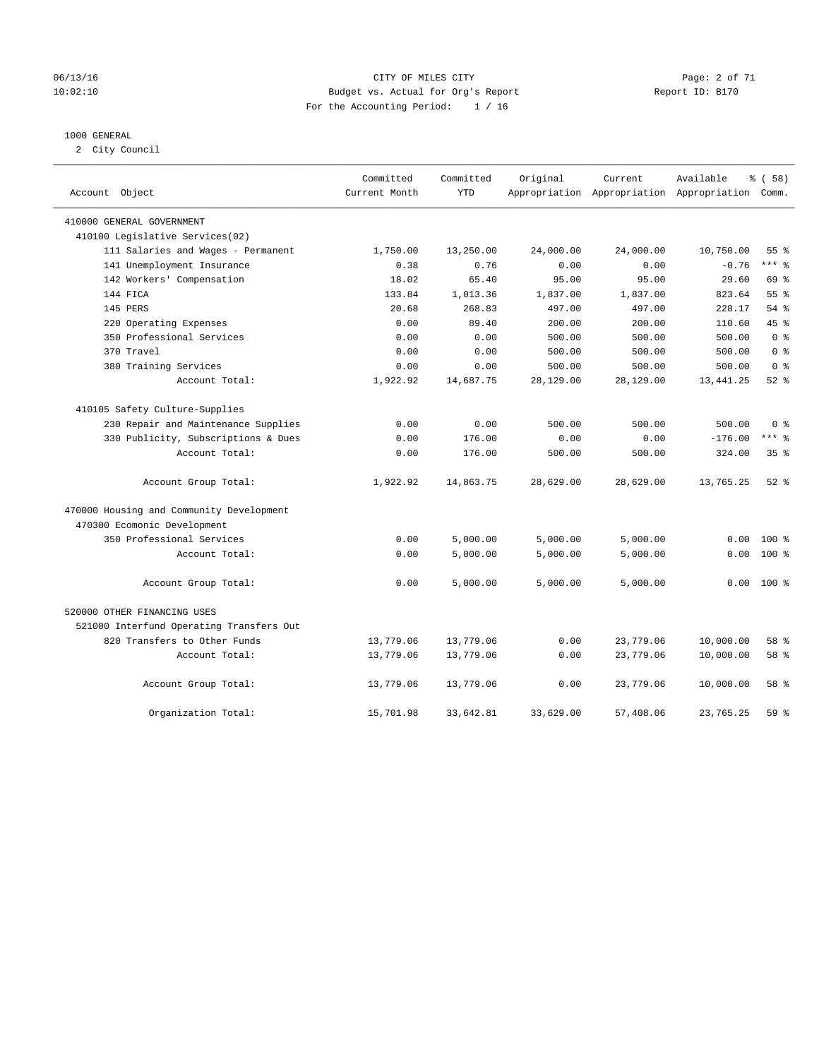CITY OF MILES CITY
Budget vs. Actual for Org's Report
For the Accounting Period: 1 / 16

06/13/16 10:02:10 — Report ID: B170

1000 GENERAL
2 City Council

| Account Object | Committed Current Month | Committed YTD | Original Appropriation | Current Appropriation | Available Appropriation | % ( 58) Comm. |
|---|---|---|---|---|---|---|
| 410000 GENERAL GOVERNMENT | | | | | | |
| 410100 Legislative Services(02) | | | | | | |
| 111 Salaries and Wages - Permanent | 1,750.00 | 13,250.00 | 24,000.00 | 24,000.00 | 10,750.00 | 55 % |
| 141 Unemployment Insurance | 0.38 | 0.76 | 0.00 | 0.00 | -0.76 | *** % |
| 142 Workers' Compensation | 18.02 | 65.40 | 95.00 | 95.00 | 29.60 | 69 % |
| 144 FICA | 133.84 | 1,013.36 | 1,837.00 | 1,837.00 | 823.64 | 55 % |
| 145 PERS | 20.68 | 268.83 | 497.00 | 497.00 | 228.17 | 54 % |
| 220 Operating Expenses | 0.00 | 89.40 | 200.00 | 200.00 | 110.60 | 45 % |
| 350 Professional Services | 0.00 | 0.00 | 500.00 | 500.00 | 500.00 | 0 % |
| 370 Travel | 0.00 | 0.00 | 500.00 | 500.00 | 500.00 | 0 % |
| 380 Training Services | 0.00 | 0.00 | 500.00 | 500.00 | 500.00 | 0 % |
| Account Total: | 1,922.92 | 14,687.75 | 28,129.00 | 28,129.00 | 13,441.25 | 52 % |
| 410105 Safety Culture-Supplies | | | | | | |
| 230 Repair and Maintenance Supplies | 0.00 | 0.00 | 500.00 | 500.00 | 500.00 | 0 % |
| 330 Publicity, Subscriptions & Dues | 0.00 | 176.00 | 0.00 | 0.00 | -176.00 | *** % |
| Account Total: | 0.00 | 176.00 | 500.00 | 500.00 | 324.00 | 35 % |
| Account Group Total: | 1,922.92 | 14,863.75 | 28,629.00 | 28,629.00 | 13,765.25 | 52 % |
| 470000 Housing and Community Development | | | | | | |
| 470300 Ecomonic Development | | | | | | |
| 350 Professional Services | 0.00 | 5,000.00 | 5,000.00 | 5,000.00 | 0.00 | 100 % |
| Account Total: | 0.00 | 5,000.00 | 5,000.00 | 5,000.00 | 0.00 | 100 % |
| Account Group Total: | 0.00 | 5,000.00 | 5,000.00 | 5,000.00 | 0.00 | 100 % |
| 520000 OTHER FINANCING USES | | | | | | |
| 521000 Interfund Operating Transfers Out | | | | | | |
| 820 Transfers to Other Funds | 13,779.06 | 13,779.06 | 0.00 | 23,779.06 | 10,000.00 | 58 % |
| Account Total: | 13,779.06 | 13,779.06 | 0.00 | 23,779.06 | 10,000.00 | 58 % |
| Account Group Total: | 13,779.06 | 13,779.06 | 0.00 | 23,779.06 | 10,000.00 | 58 % |
| Organization Total: | 15,701.98 | 33,642.81 | 33,629.00 | 57,408.06 | 23,765.25 | 59 % |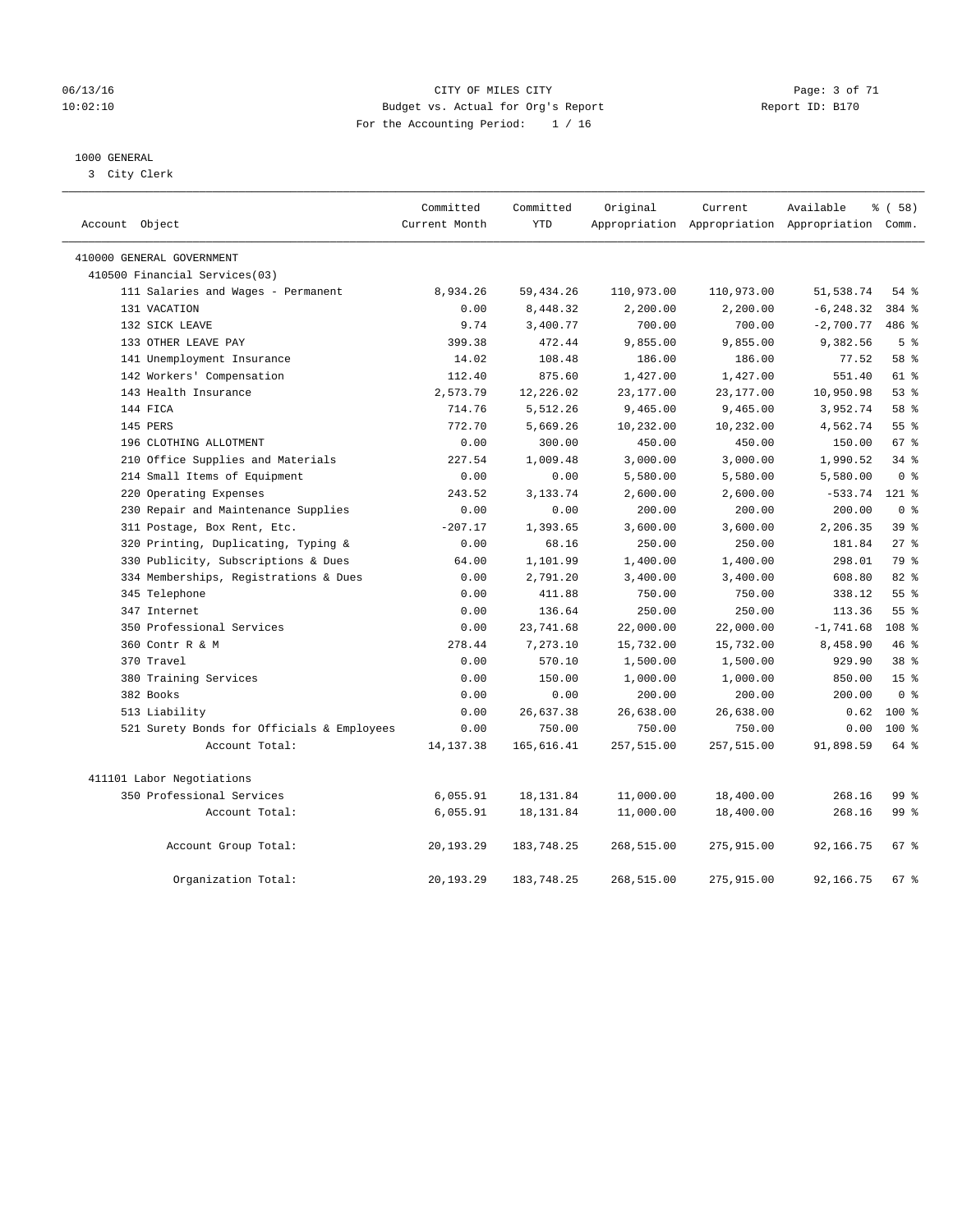CITY OF MILES CITY

Budget vs. Actual for Org's Report

For the Accounting Period: 1 / 16

06/13/16 10:02:10 — Report ID: B170

1000 GENERAL

3 City Clerk

| Account Object | Committed Current Month | Committed YTD | Original Appropriation | Current Appropriation | Available Appropriation | % ( 58) Comm. |
|---|---|---|---|---|---|---|
| 410000 GENERAL GOVERNMENT | | | | | | |
| 410500 Financial Services(03) | | | | | | |
| 111 Salaries and Wages - Permanent | 8,934.26 | 59,434.26 | 110,973.00 | 110,973.00 | 51,538.74 | 54 % |
| 131 VACATION | 0.00 | 8,448.32 | 2,200.00 | 2,200.00 | -6,248.32 | 384 % |
| 132 SICK LEAVE | 9.74 | 3,400.77 | 700.00 | 700.00 | -2,700.77 | 486 % |
| 133 OTHER LEAVE PAY | 399.38 | 472.44 | 9,855.00 | 9,855.00 | 9,382.56 | 5 % |
| 141 Unemployment Insurance | 14.02 | 108.48 | 186.00 | 186.00 | 77.52 | 58 % |
| 142 Workers' Compensation | 112.40 | 875.60 | 1,427.00 | 1,427.00 | 551.40 | 61 % |
| 143 Health Insurance | 2,573.79 | 12,226.02 | 23,177.00 | 23,177.00 | 10,950.98 | 53 % |
| 144 FICA | 714.76 | 5,512.26 | 9,465.00 | 9,465.00 | 3,952.74 | 58 % |
| 145 PERS | 772.70 | 5,669.26 | 10,232.00 | 10,232.00 | 4,562.74 | 55 % |
| 196 CLOTHING ALLOTMENT | 0.00 | 300.00 | 450.00 | 450.00 | 150.00 | 67 % |
| 210 Office Supplies and Materials | 227.54 | 1,009.48 | 3,000.00 | 3,000.00 | 1,990.52 | 34 % |
| 214 Small Items of Equipment | 0.00 | 0.00 | 5,580.00 | 5,580.00 | 5,580.00 | 0 % |
| 220 Operating Expenses | 243.52 | 3,133.74 | 2,600.00 | 2,600.00 | -533.74 | 121 % |
| 230 Repair and Maintenance Supplies | 0.00 | 0.00 | 200.00 | 200.00 | 200.00 | 0 % |
| 311 Postage, Box Rent, Etc. | -207.17 | 1,393.65 | 3,600.00 | 3,600.00 | 2,206.35 | 39 % |
| 320 Printing, Duplicating, Typing & | 0.00 | 68.16 | 250.00 | 250.00 | 181.84 | 27 % |
| 330 Publicity, Subscriptions & Dues | 64.00 | 1,101.99 | 1,400.00 | 1,400.00 | 298.01 | 79 % |
| 334 Memberships, Registrations & Dues | 0.00 | 2,791.20 | 3,400.00 | 3,400.00 | 608.80 | 82 % |
| 345 Telephone | 0.00 | 411.88 | 750.00 | 750.00 | 338.12 | 55 % |
| 347 Internet | 0.00 | 136.64 | 250.00 | 250.00 | 113.36 | 55 % |
| 350 Professional Services | 0.00 | 23,741.68 | 22,000.00 | 22,000.00 | -1,741.68 | 108 % |
| 360 Contr R & M | 278.44 | 7,273.10 | 15,732.00 | 15,732.00 | 8,458.90 | 46 % |
| 370 Travel | 0.00 | 570.10 | 1,500.00 | 1,500.00 | 929.90 | 38 % |
| 380 Training Services | 0.00 | 150.00 | 1,000.00 | 1,000.00 | 850.00 | 15 % |
| 382 Books | 0.00 | 0.00 | 200.00 | 200.00 | 200.00 | 0 % |
| 513 Liability | 0.00 | 26,637.38 | 26,638.00 | 26,638.00 | 0.62 | 100 % |
| 521 Surety Bonds for Officials & Employees | 0.00 | 750.00 | 750.00 | 750.00 | 0.00 | 100 % |
| Account Total: | 14,137.38 | 165,616.41 | 257,515.00 | 257,515.00 | 91,898.59 | 64 % |
| 411101 Labor Negotiations | | | | | | |
| 350 Professional Services | 6,055.91 | 18,131.84 | 11,000.00 | 18,400.00 | 268.16 | 99 % |
| Account Total: | 6,055.91 | 18,131.84 | 11,000.00 | 18,400.00 | 268.16 | 99 % |
| Account Group Total: | 20,193.29 | 183,748.25 | 268,515.00 | 275,915.00 | 92,166.75 | 67 % |
| Organization Total: | 20,193.29 | 183,748.25 | 268,515.00 | 275,915.00 | 92,166.75 | 67 % |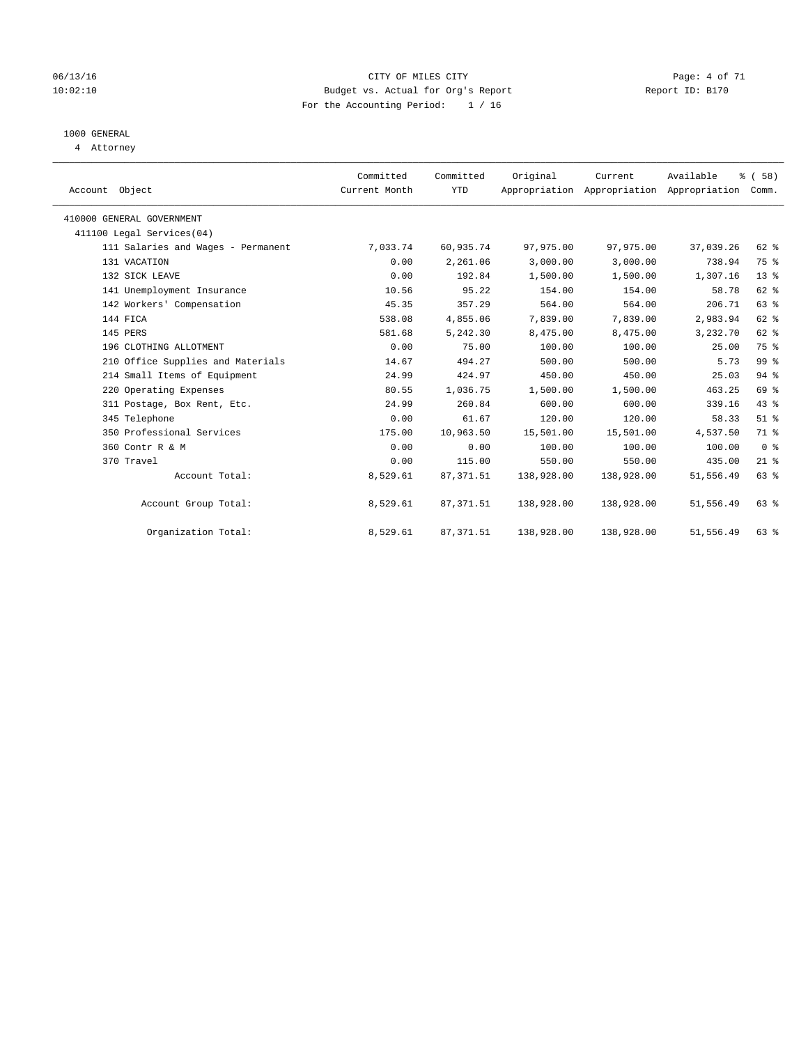CITY OF MILES CITY
Budget vs. Actual for Org's Report
For the Accounting Period: 1 / 16

06/13/16
10:02:10

Report ID: B170

## 1000 GENERAL

4 Attorney

| Account Object | Committed Current Month | Committed YTD | Original Appropriation | Current Appropriation | Available Appropriation | % ( 58) Comm. |
|---|---|---|---|---|---|---|
| 410000 GENERAL GOVERNMENT | | | | | | |
| 411100 Legal Services(04) | | | | | | |
| 111 Salaries and Wages - Permanent | 7,033.74 | 60,935.74 | 97,975.00 | 97,975.00 | 37,039.26 | 62 % |
| 131 VACATION | 0.00 | 2,261.06 | 3,000.00 | 3,000.00 | 738.94 | 75 % |
| 132 SICK LEAVE | 0.00 | 192.84 | 1,500.00 | 1,500.00 | 1,307.16 | 13 % |
| 141 Unemployment Insurance | 10.56 | 95.22 | 154.00 | 154.00 | 58.78 | 62 % |
| 142 Workers' Compensation | 45.35 | 357.29 | 564.00 | 564.00 | 206.71 | 63 % |
| 144 FICA | 538.08 | 4,855.06 | 7,839.00 | 7,839.00 | 2,983.94 | 62 % |
| 145 PERS | 581.68 | 5,242.30 | 8,475.00 | 8,475.00 | 3,232.70 | 62 % |
| 196 CLOTHING ALLOTMENT | 0.00 | 75.00 | 100.00 | 100.00 | 25.00 | 75 % |
| 210 Office Supplies and Materials | 14.67 | 494.27 | 500.00 | 500.00 | 5.73 | 99 % |
| 214 Small Items of Equipment | 24.99 | 424.97 | 450.00 | 450.00 | 25.03 | 94 % |
| 220 Operating Expenses | 80.55 | 1,036.75 | 1,500.00 | 1,500.00 | 463.25 | 69 % |
| 311 Postage, Box Rent, Etc. | 24.99 | 260.84 | 600.00 | 600.00 | 339.16 | 43 % |
| 345 Telephone | 0.00 | 61.67 | 120.00 | 120.00 | 58.33 | 51 % |
| 350 Professional Services | 175.00 | 10,963.50 | 15,501.00 | 15,501.00 | 4,537.50 | 71 % |
| 360 Contr R & M | 0.00 | 0.00 | 100.00 | 100.00 | 100.00 | 0 % |
| 370 Travel | 0.00 | 115.00 | 550.00 | 550.00 | 435.00 | 21 % |
| Account Total: | 8,529.61 | 87,371.51 | 138,928.00 | 138,928.00 | 51,556.49 | 63 % |
| Account Group Total: | 8,529.61 | 87,371.51 | 138,928.00 | 138,928.00 | 51,556.49 | 63 % |
| Organization Total: | 8,529.61 | 87,371.51 | 138,928.00 | 138,928.00 | 51,556.49 | 63 % |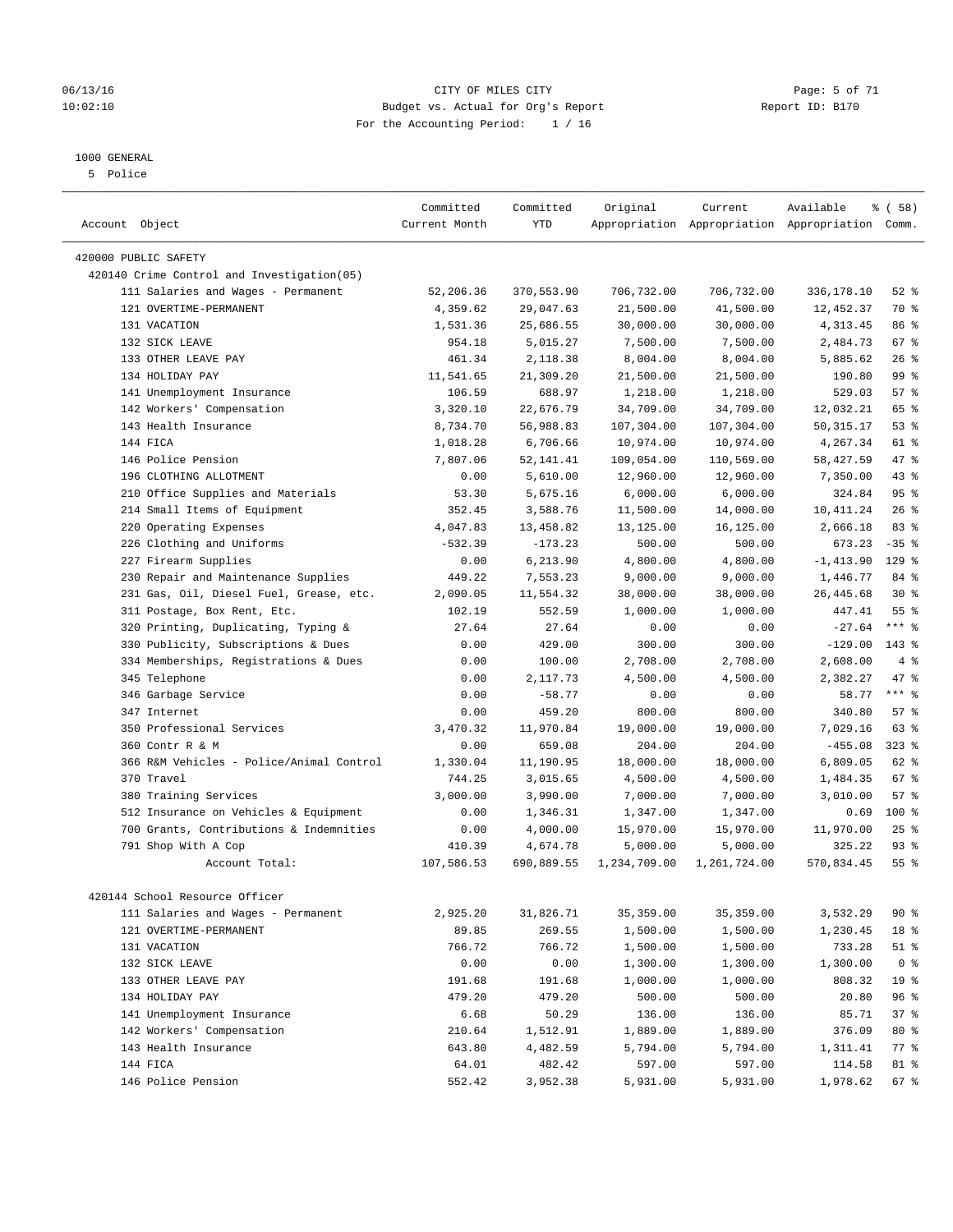06/13/16 CITY OF MILES CITY
10:02:10 Budget vs. Actual for Org's Report Report ID: B170
For the Accounting Period: 1 / 16

1000 GENERAL
5 Police

| Account Object | Committed Current Month | Committed YTD | Original Appropriation | Current Appropriation | Available Appropriation | % ( 58) Comm. |
|---|---|---|---|---|---|---|
| 420000 PUBLIC SAFETY | | | | | | |
| 420140 Crime Control and Investigation(05) | | | | | | |
| 111 Salaries and Wages - Permanent | 52,206.36 | 370,553.90 | 706,732.00 | 706,732.00 | 336,178.10 | 52 % |
| 121 OVERTIME-PERMANENT | 4,359.62 | 29,047.63 | 21,500.00 | 41,500.00 | 12,452.37 | 70 % |
| 131 VACATION | 1,531.36 | 25,686.55 | 30,000.00 | 30,000.00 | 4,313.45 | 86 % |
| 132 SICK LEAVE | 954.18 | 5,015.27 | 7,500.00 | 7,500.00 | 2,484.73 | 67 % |
| 133 OTHER LEAVE PAY | 461.34 | 2,118.38 | 8,004.00 | 8,004.00 | 5,885.62 | 26 % |
| 134 HOLIDAY PAY | 11,541.65 | 21,309.20 | 21,500.00 | 21,500.00 | 190.80 | 99 % |
| 141 Unemployment Insurance | 106.59 | 688.97 | 1,218.00 | 1,218.00 | 529.03 | 57 % |
| 142 Workers' Compensation | 3,320.10 | 22,676.79 | 34,709.00 | 34,709.00 | 12,032.21 | 65 % |
| 143 Health Insurance | 8,734.70 | 56,988.83 | 107,304.00 | 107,304.00 | 50,315.17 | 53 % |
| 144 FICA | 1,018.28 | 6,706.66 | 10,974.00 | 10,974.00 | 4,267.34 | 61 % |
| 146 Police Pension | 7,807.06 | 52,141.41 | 109,054.00 | 110,569.00 | 58,427.59 | 47 % |
| 196 CLOTHING ALLOTMENT | 0.00 | 5,610.00 | 12,960.00 | 12,960.00 | 7,350.00 | 43 % |
| 210 Office Supplies and Materials | 53.30 | 5,675.16 | 6,000.00 | 6,000.00 | 324.84 | 95 % |
| 214 Small Items of Equipment | 352.45 | 3,588.76 | 11,500.00 | 14,000.00 | 10,411.24 | 26 % |
| 220 Operating Expenses | 4,047.83 | 13,458.82 | 13,125.00 | 16,125.00 | 2,666.18 | 83 % |
| 226 Clothing and Uniforms | -532.39 | -173.23 | 500.00 | 500.00 | 673.23 | -35 % |
| 227 Firearm Supplies | 0.00 | 6,213.90 | 4,800.00 | 4,800.00 | -1,413.90 | 129 % |
| 230 Repair and Maintenance Supplies | 449.22 | 7,553.23 | 9,000.00 | 9,000.00 | 1,446.77 | 84 % |
| 231 Gas, Oil, Diesel Fuel, Grease, etc. | 2,090.05 | 11,554.32 | 38,000.00 | 38,000.00 | 26,445.68 | 30 % |
| 311 Postage, Box Rent, Etc. | 102.19 | 552.59 | 1,000.00 | 1,000.00 | 447.41 | 55 % |
| 320 Printing, Duplicating, Typing & | 27.64 | 27.64 | 0.00 | 0.00 | -27.64 | *** % |
| 330 Publicity, Subscriptions & Dues | 0.00 | 429.00 | 300.00 | 300.00 | -129.00 | 143 % |
| 334 Memberships, Registrations & Dues | 0.00 | 100.00 | 2,708.00 | 2,708.00 | 2,608.00 | 4 % |
| 345 Telephone | 0.00 | 2,117.73 | 4,500.00 | 4,500.00 | 2,382.27 | 47 % |
| 346 Garbage Service | 0.00 | -58.77 | 0.00 | 0.00 | 58.77 | *** % |
| 347 Internet | 0.00 | 459.20 | 800.00 | 800.00 | 340.80 | 57 % |
| 350 Professional Services | 3,470.32 | 11,970.84 | 19,000.00 | 19,000.00 | 7,029.16 | 63 % |
| 360 Contr R & M | 0.00 | 659.08 | 204.00 | 204.00 | -455.08 | 323 % |
| 366 R&M Vehicles - Police/Animal Control | 1,330.04 | 11,190.95 | 18,000.00 | 18,000.00 | 6,809.05 | 62 % |
| 370 Travel | 744.25 | 3,015.65 | 4,500.00 | 4,500.00 | 1,484.35 | 67 % |
| 380 Training Services | 3,000.00 | 3,990.00 | 7,000.00 | 7,000.00 | 3,010.00 | 57 % |
| 512 Insurance on Vehicles & Equipment | 0.00 | 1,346.31 | 1,347.00 | 1,347.00 | 0.69 | 100 % |
| 700 Grants, Contributions & Indemnities | 0.00 | 4,000.00 | 15,970.00 | 15,970.00 | 11,970.00 | 25 % |
| 791 Shop With A Cop | 410.39 | 4,674.78 | 5,000.00 | 5,000.00 | 325.22 | 93 % |
| Account Total: | 107,586.53 | 690,889.55 | 1,234,709.00 | 1,261,724.00 | 570,834.45 | 55 % |
| 420144 School Resource Officer | | | | | | |
| 111 Salaries and Wages - Permanent | 2,925.20 | 31,826.71 | 35,359.00 | 35,359.00 | 3,532.29 | 90 % |
| 121 OVERTIME-PERMANENT | 89.85 | 269.55 | 1,500.00 | 1,500.00 | 1,230.45 | 18 % |
| 131 VACATION | 766.72 | 766.72 | 1,500.00 | 1,500.00 | 733.28 | 51 % |
| 132 SICK LEAVE | 0.00 | 0.00 | 1,300.00 | 1,300.00 | 1,300.00 | 0 % |
| 133 OTHER LEAVE PAY | 191.68 | 191.68 | 1,000.00 | 1,000.00 | 808.32 | 19 % |
| 134 HOLIDAY PAY | 479.20 | 479.20 | 500.00 | 500.00 | 20.80 | 96 % |
| 141 Unemployment Insurance | 6.68 | 50.29 | 136.00 | 136.00 | 85.71 | 37 % |
| 142 Workers' Compensation | 210.64 | 1,512.91 | 1,889.00 | 1,889.00 | 376.09 | 80 % |
| 143 Health Insurance | 643.80 | 4,482.59 | 5,794.00 | 5,794.00 | 1,311.41 | 77 % |
| 144 FICA | 64.01 | 482.42 | 597.00 | 597.00 | 114.58 | 81 % |
| 146 Police Pension | 552.42 | 3,952.38 | 5,931.00 | 5,931.00 | 1,978.62 | 67 % |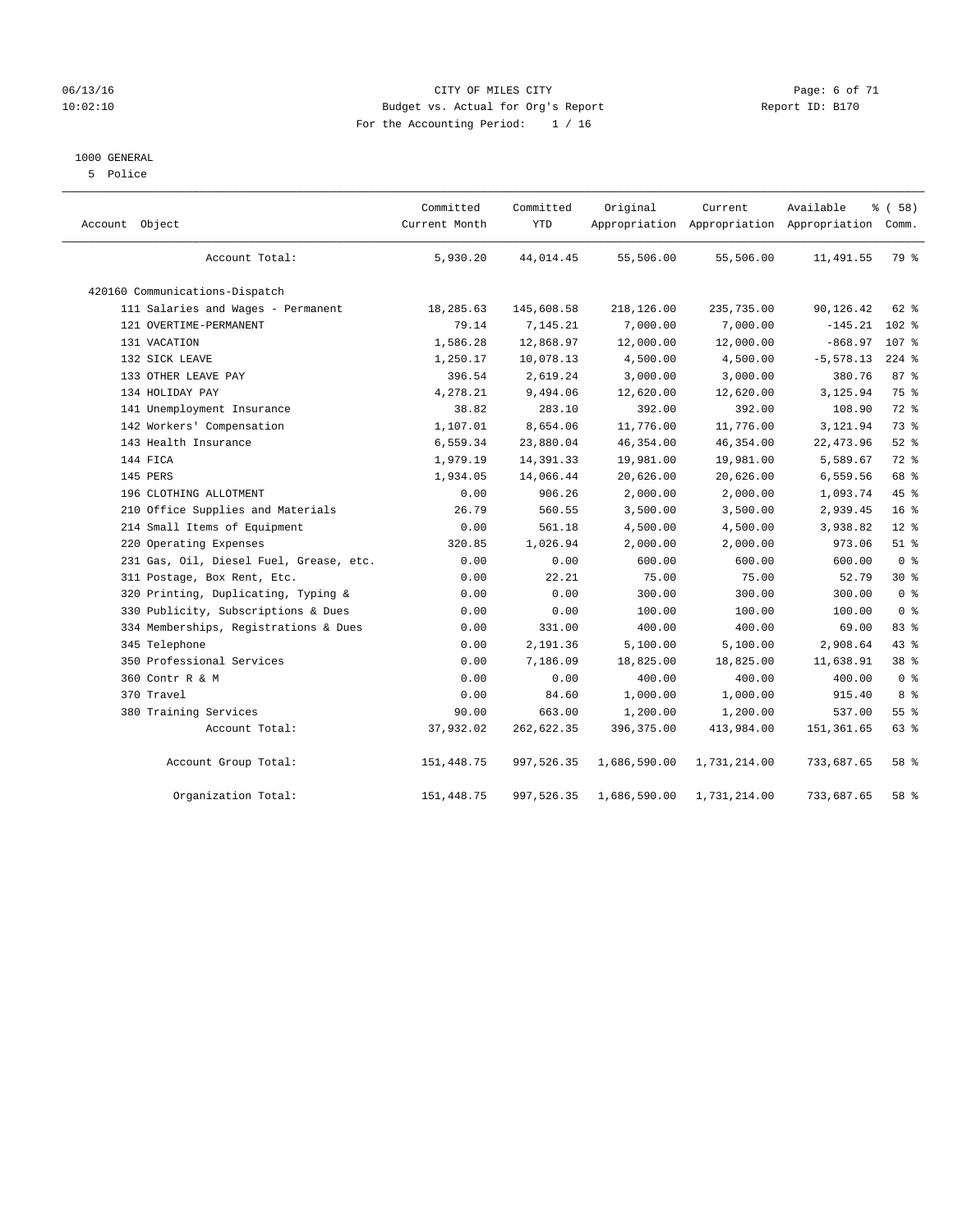CITY OF MILES CITY
Budget vs. Actual for Org's Report
For the Accounting Period: 1 / 16

1000 GENERAL
5 Police

| Account Object | Committed Current Month | Committed YTD | Original Appropriation | Current Appropriation | Available Appropriation | % ( 58) Comm. |
|---|---|---|---|---|---|---|
| Account Total: | 5,930.20 | 44,014.45 | 55,506.00 | 55,506.00 | 11,491.55 | 79 % |
| 420160 Communications-Dispatch | | | | | | |
| 111 Salaries and Wages - Permanent | 18,285.63 | 145,608.58 | 218,126.00 | 235,735.00 | 90,126.42 | 62 % |
| 121 OVERTIME-PERMANENT | 79.14 | 7,145.21 | 7,000.00 | 7,000.00 | -145.21 | 102 % |
| 131 VACATION | 1,586.28 | 12,868.97 | 12,000.00 | 12,000.00 | -868.97 | 107 % |
| 132 SICK LEAVE | 1,250.17 | 10,078.13 | 4,500.00 | 4,500.00 | -5,578.13 | 224 % |
| 133 OTHER LEAVE PAY | 396.54 | 2,619.24 | 3,000.00 | 3,000.00 | 380.76 | 87 % |
| 134 HOLIDAY PAY | 4,278.21 | 9,494.06 | 12,620.00 | 12,620.00 | 3,125.94 | 75 % |
| 141 Unemployment Insurance | 38.82 | 283.10 | 392.00 | 392.00 | 108.90 | 72 % |
| 142 Workers' Compensation | 1,107.01 | 8,654.06 | 11,776.00 | 11,776.00 | 3,121.94 | 73 % |
| 143 Health Insurance | 6,559.34 | 23,880.04 | 46,354.00 | 46,354.00 | 22,473.96 | 52 % |
| 144 FICA | 1,979.19 | 14,391.33 | 19,981.00 | 19,981.00 | 5,589.67 | 72 % |
| 145 PERS | 1,934.05 | 14,066.44 | 20,626.00 | 20,626.00 | 6,559.56 | 68 % |
| 196 CLOTHING ALLOTMENT | 0.00 | 906.26 | 2,000.00 | 2,000.00 | 1,093.74 | 45 % |
| 210 Office Supplies and Materials | 26.79 | 560.55 | 3,500.00 | 3,500.00 | 2,939.45 | 16 % |
| 214 Small Items of Equipment | 0.00 | 561.18 | 4,500.00 | 4,500.00 | 3,938.82 | 12 % |
| 220 Operating Expenses | 320.85 | 1,026.94 | 2,000.00 | 2,000.00 | 973.06 | 51 % |
| 231 Gas, Oil, Diesel Fuel, Grease, etc. | 0.00 | 0.00 | 600.00 | 600.00 | 600.00 | 0 % |
| 311 Postage, Box Rent, Etc. | 0.00 | 22.21 | 75.00 | 75.00 | 52.79 | 30 % |
| 320 Printing, Duplicating, Typing & | 0.00 | 0.00 | 300.00 | 300.00 | 300.00 | 0 % |
| 330 Publicity, Subscriptions & Dues | 0.00 | 0.00 | 100.00 | 100.00 | 100.00 | 0 % |
| 334 Memberships, Registrations & Dues | 0.00 | 331.00 | 400.00 | 400.00 | 69.00 | 83 % |
| 345 Telephone | 0.00 | 2,191.36 | 5,100.00 | 5,100.00 | 2,908.64 | 43 % |
| 350 Professional Services | 0.00 | 7,186.09 | 18,825.00 | 18,825.00 | 11,638.91 | 38 % |
| 360 Contr R & M | 0.00 | 0.00 | 400.00 | 400.00 | 400.00 | 0 % |
| 370 Travel | 0.00 | 84.60 | 1,000.00 | 1,000.00 | 915.40 | 8 % |
| 380 Training Services | 90.00 | 663.00 | 1,200.00 | 1,200.00 | 537.00 | 55 % |
| Account Total: | 37,932.02 | 262,622.35 | 396,375.00 | 413,984.00 | 151,361.65 | 63 % |
| Account Group Total: | 151,448.75 | 997,526.35 | 1,686,590.00 | 1,731,214.00 | 733,687.65 | 58 % |
| Organization Total: | 151,448.75 | 997,526.35 | 1,686,590.00 | 1,731,214.00 | 733,687.65 | 58 % |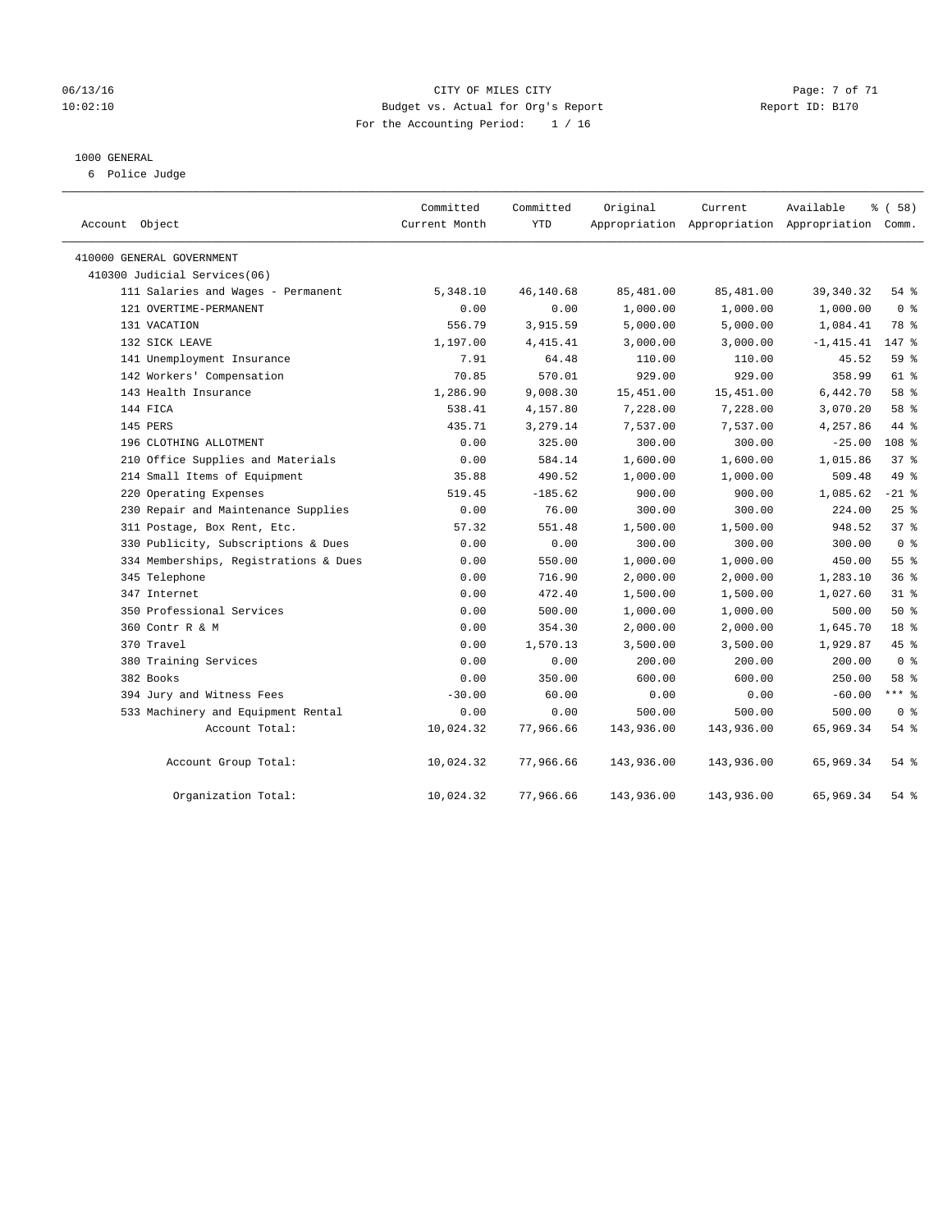CITY OF MILES CITY

Budget vs. Actual for Org's Report

For the Accounting Period: 1 / 16

06/13/16 10:02:10 — Report ID: B170

1000 GENERAL

6 Police Judge

| Account Object | Committed Current Month | Committed YTD | Original Appropriation | Current Appropriation | Available Appropriation | % ( 58) Comm. |
|---|---|---|---|---|---|---|
| 410000 GENERAL GOVERNMENT | | | | | | |
| 410300 Judicial Services(06) | | | | | | |
| 111 Salaries and Wages - Permanent | 5,348.10 | 46,140.68 | 85,481.00 | 85,481.00 | 39,340.32 | 54 % |
| 121 OVERTIME-PERMANENT | 0.00 | 0.00 | 1,000.00 | 1,000.00 | 1,000.00 | 0 % |
| 131 VACATION | 556.79 | 3,915.59 | 5,000.00 | 5,000.00 | 1,084.41 | 78 % |
| 132 SICK LEAVE | 1,197.00 | 4,415.41 | 3,000.00 | 3,000.00 | -1,415.41 | 147 % |
| 141 Unemployment Insurance | 7.91 | 64.48 | 110.00 | 110.00 | 45.52 | 59 % |
| 142 Workers' Compensation | 70.85 | 570.01 | 929.00 | 929.00 | 358.99 | 61 % |
| 143 Health Insurance | 1,286.90 | 9,008.30 | 15,451.00 | 15,451.00 | 6,442.70 | 58 % |
| 144 FICA | 538.41 | 4,157.80 | 7,228.00 | 7,228.00 | 3,070.20 | 58 % |
| 145 PERS | 435.71 | 3,279.14 | 7,537.00 | 7,537.00 | 4,257.86 | 44 % |
| 196 CLOTHING ALLOTMENT | 0.00 | 325.00 | 300.00 | 300.00 | -25.00 | 108 % |
| 210 Office Supplies and Materials | 0.00 | 584.14 | 1,600.00 | 1,600.00 | 1,015.86 | 37 % |
| 214 Small Items of Equipment | 35.88 | 490.52 | 1,000.00 | 1,000.00 | 509.48 | 49 % |
| 220 Operating Expenses | 519.45 | -185.62 | 900.00 | 900.00 | 1,085.62 | -21 % |
| 230 Repair and Maintenance Supplies | 0.00 | 76.00 | 300.00 | 300.00 | 224.00 | 25 % |
| 311 Postage, Box Rent, Etc. | 57.32 | 551.48 | 1,500.00 | 1,500.00 | 948.52 | 37 % |
| 330 Publicity, Subscriptions & Dues | 0.00 | 0.00 | 300.00 | 300.00 | 300.00 | 0 % |
| 334 Memberships, Registrations & Dues | 0.00 | 550.00 | 1,000.00 | 1,000.00 | 450.00 | 55 % |
| 345 Telephone | 0.00 | 716.90 | 2,000.00 | 2,000.00 | 1,283.10 | 36 % |
| 347 Internet | 0.00 | 472.40 | 1,500.00 | 1,500.00 | 1,027.60 | 31 % |
| 350 Professional Services | 0.00 | 500.00 | 1,000.00 | 1,000.00 | 500.00 | 50 % |
| 360 Contr R & M | 0.00 | 354.30 | 2,000.00 | 2,000.00 | 1,645.70 | 18 % |
| 370 Travel | 0.00 | 1,570.13 | 3,500.00 | 3,500.00 | 1,929.87 | 45 % |
| 380 Training Services | 0.00 | 0.00 | 200.00 | 200.00 | 200.00 | 0 % |
| 382 Books | 0.00 | 350.00 | 600.00 | 600.00 | 250.00 | 58 % |
| 394 Jury and Witness Fees | -30.00 | 60.00 | 0.00 | 0.00 | -60.00 | *** % |
| 533 Machinery and Equipment Rental | 0.00 | 0.00 | 500.00 | 500.00 | 500.00 | 0 % |
| Account Total: | 10,024.32 | 77,966.66 | 143,936.00 | 143,936.00 | 65,969.34 | 54 % |
| Account Group Total: | 10,024.32 | 77,966.66 | 143,936.00 | 143,936.00 | 65,969.34 | 54 % |
| Organization Total: | 10,024.32 | 77,966.66 | 143,936.00 | 143,936.00 | 65,969.34 | 54 % |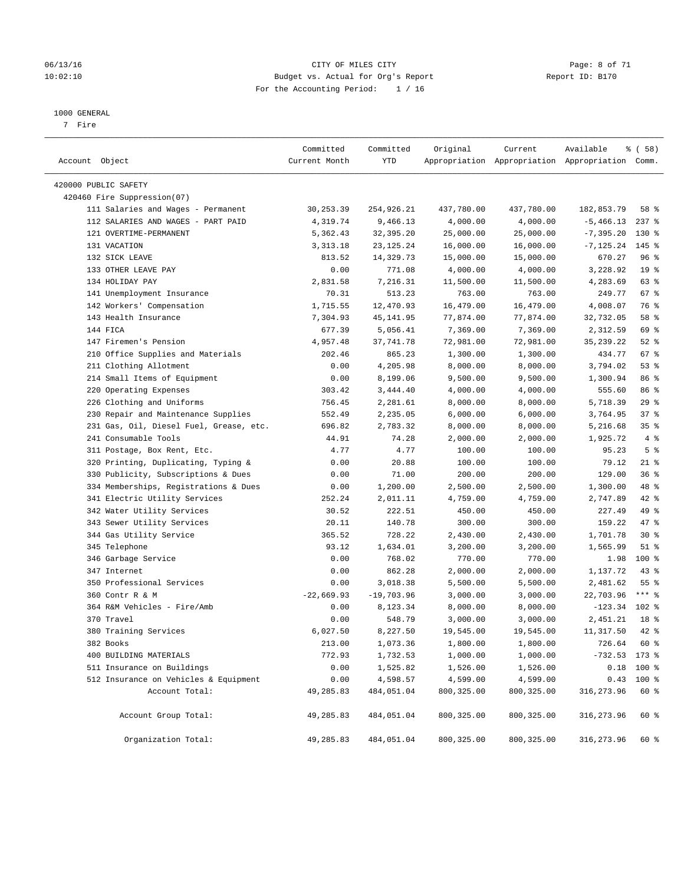CITY OF MILES CITY
Budget vs. Actual for Org's Report
For the Accounting Period: 1 / 16

06/13/16
10:02:10

Report ID: B170

1000 GENERAL
7 Fire

| Account Object | Committed Current Month | Committed YTD | Original Appropriation | Current Appropriation | Available Appropriation | % ( 58) Comm. |
|---|---|---|---|---|---|---|
| 420000 PUBLIC SAFETY | | | | | | |
| 420460 Fire Suppression(07) | | | | | | |
| 111 Salaries and Wages - Permanent | 30,253.39 | 254,926.21 | 437,780.00 | 437,780.00 | 182,853.79 | 58 % |
| 112 SALARIES AND WAGES - PART PAID | 4,319.74 | 9,466.13 | 4,000.00 | 4,000.00 | -5,466.13 | 237 % |
| 121 OVERTIME-PERMANENT | 5,362.43 | 32,395.20 | 25,000.00 | 25,000.00 | -7,395.20 | 130 % |
| 131 VACATION | 3,313.18 | 23,125.24 | 16,000.00 | 16,000.00 | -7,125.24 | 145 % |
| 132 SICK LEAVE | 813.52 | 14,329.73 | 15,000.00 | 15,000.00 | 670.27 | 96 % |
| 133 OTHER LEAVE PAY | 0.00 | 771.08 | 4,000.00 | 4,000.00 | 3,228.92 | 19 % |
| 134 HOLIDAY PAY | 2,831.58 | 7,216.31 | 11,500.00 | 11,500.00 | 4,283.69 | 63 % |
| 141 Unemployment Insurance | 70.31 | 513.23 | 763.00 | 763.00 | 249.77 | 67 % |
| 142 Workers' Compensation | 1,715.55 | 12,470.93 | 16,479.00 | 16,479.00 | 4,008.07 | 76 % |
| 143 Health Insurance | 7,304.93 | 45,141.95 | 77,874.00 | 77,874.00 | 32,732.05 | 58 % |
| 144 FICA | 677.39 | 5,056.41 | 7,369.00 | 7,369.00 | 2,312.59 | 69 % |
| 147 Firemen's Pension | 4,957.48 | 37,741.78 | 72,981.00 | 72,981.00 | 35,239.22 | 52 % |
| 210 Office Supplies and Materials | 202.46 | 865.23 | 1,300.00 | 1,300.00 | 434.77 | 67 % |
| 211 Clothing Allotment | 0.00 | 4,205.98 | 8,000.00 | 8,000.00 | 3,794.02 | 53 % |
| 214 Small Items of Equipment | 0.00 | 8,199.06 | 9,500.00 | 9,500.00 | 1,300.94 | 86 % |
| 220 Operating Expenses | 303.42 | 3,444.40 | 4,000.00 | 4,000.00 | 555.60 | 86 % |
| 226 Clothing and Uniforms | 756.45 | 2,281.61 | 8,000.00 | 8,000.00 | 5,718.39 | 29 % |
| 230 Repair and Maintenance Supplies | 552.49 | 2,235.05 | 6,000.00 | 6,000.00 | 3,764.95 | 37 % |
| 231 Gas, Oil, Diesel Fuel, Grease, etc. | 696.82 | 2,783.32 | 8,000.00 | 8,000.00 | 5,216.68 | 35 % |
| 241 Consumable Tools | 44.91 | 74.28 | 2,000.00 | 2,000.00 | 1,925.72 | 4 % |
| 311 Postage, Box Rent, Etc. | 4.77 | 4.77 | 100.00 | 100.00 | 95.23 | 5 % |
| 320 Printing, Duplicating, Typing & | 0.00 | 20.88 | 100.00 | 100.00 | 79.12 | 21 % |
| 330 Publicity, Subscriptions & Dues | 0.00 | 71.00 | 200.00 | 200.00 | 129.00 | 36 % |
| 334 Memberships, Registrations & Dues | 0.00 | 1,200.00 | 2,500.00 | 2,500.00 | 1,300.00 | 48 % |
| 341 Electric Utility Services | 252.24 | 2,011.11 | 4,759.00 | 4,759.00 | 2,747.89 | 42 % |
| 342 Water Utility Services | 30.52 | 222.51 | 450.00 | 450.00 | 227.49 | 49 % |
| 343 Sewer Utility Services | 20.11 | 140.78 | 300.00 | 300.00 | 159.22 | 47 % |
| 344 Gas Utility Service | 365.52 | 728.22 | 2,430.00 | 2,430.00 | 1,701.78 | 30 % |
| 345 Telephone | 93.12 | 1,634.01 | 3,200.00 | 3,200.00 | 1,565.99 | 51 % |
| 346 Garbage Service | 0.00 | 768.02 | 770.00 | 770.00 | 1.98 | 100 % |
| 347 Internet | 0.00 | 862.28 | 2,000.00 | 2,000.00 | 1,137.72 | 43 % |
| 350 Professional Services | 0.00 | 3,018.38 | 5,500.00 | 5,500.00 | 2,481.62 | 55 % |
| 360 Contr R & M | -22,669.93 | -19,703.96 | 3,000.00 | 3,000.00 | 22,703.96 | *** % |
| 364 R&M Vehicles - Fire/Amb | 0.00 | 8,123.34 | 8,000.00 | 8,000.00 | -123.34 | 102 % |
| 370 Travel | 0.00 | 548.79 | 3,000.00 | 3,000.00 | 2,451.21 | 18 % |
| 380 Training Services | 6,027.50 | 8,227.50 | 19,545.00 | 19,545.00 | 11,317.50 | 42 % |
| 382 Books | 213.00 | 1,073.36 | 1,800.00 | 1,800.00 | 726.64 | 60 % |
| 400 BUILDING MATERIALS | 772.93 | 1,732.53 | 1,000.00 | 1,000.00 | -732.53 | 173 % |
| 511 Insurance on Buildings | 0.00 | 1,525.82 | 1,526.00 | 1,526.00 | 0.18 | 100 % |
| 512 Insurance on Vehicles & Equipment | 0.00 | 4,598.57 | 4,599.00 | 4,599.00 | 0.43 | 100 % |
| Account Total: | 49,285.83 | 484,051.04 | 800,325.00 | 800,325.00 | 316,273.96 | 60 % |
| Account Group Total: | 49,285.83 | 484,051.04 | 800,325.00 | 800,325.00 | 316,273.96 | 60 % |
| Organization Total: | 49,285.83 | 484,051.04 | 800,325.00 | 800,325.00 | 316,273.96 | 60 % |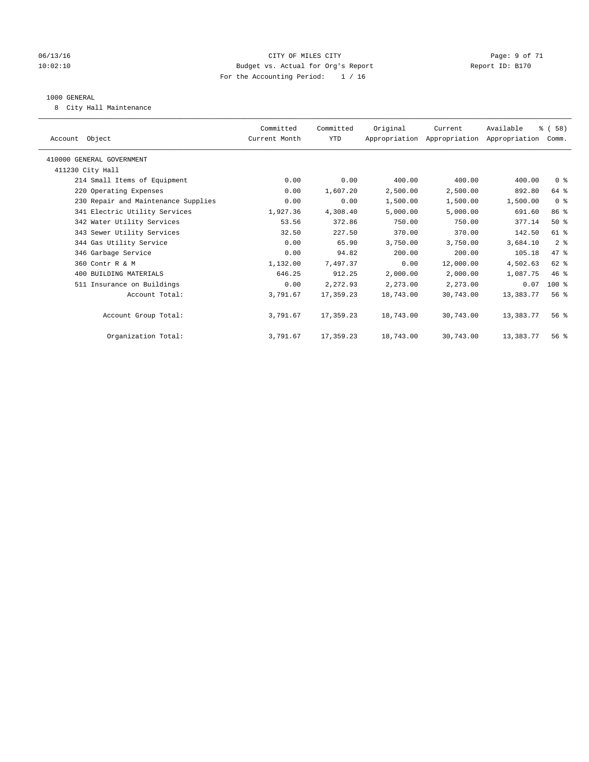CITY OF MILES CITY
Budget vs. Actual for Org's Report
For the Accounting Period: 1 / 16

06/13/16
10:02:10

Report ID: B170

1000 GENERAL

8 City Hall Maintenance

| Account Object | Committed Current Month | Committed YTD | Original Appropriation | Current Appropriation | Available Appropriation | % ( 58) Comm. |
|---|---|---|---|---|---|---|
| 410000 GENERAL GOVERNMENT | | | | | | |
| 411230 City Hall | | | | | | |
| 214 Small Items of Equipment | 0.00 | 0.00 | 400.00 | 400.00 | 400.00 | 0 % |
| 220 Operating Expenses | 0.00 | 1,607.20 | 2,500.00 | 2,500.00 | 892.80 | 64 % |
| 230 Repair and Maintenance Supplies | 0.00 | 0.00 | 1,500.00 | 1,500.00 | 1,500.00 | 0 % |
| 341 Electric Utility Services | 1,927.36 | 4,308.40 | 5,000.00 | 5,000.00 | 691.60 | 86 % |
| 342 Water Utility Services | 53.56 | 372.86 | 750.00 | 750.00 | 377.14 | 50 % |
| 343 Sewer Utility Services | 32.50 | 227.50 | 370.00 | 370.00 | 142.50 | 61 % |
| 344 Gas Utility Service | 0.00 | 65.90 | 3,750.00 | 3,750.00 | 3,684.10 | 2 % |
| 346 Garbage Service | 0.00 | 94.82 | 200.00 | 200.00 | 105.18 | 47 % |
| 360 Contr R & M | 1,132.00 | 7,497.37 | 0.00 | 12,000.00 | 4,502.63 | 62 % |
| 400 BUILDING MATERIALS | 646.25 | 912.25 | 2,000.00 | 2,000.00 | 1,087.75 | 46 % |
| 511 Insurance on Buildings | 0.00 | 2,272.93 | 2,273.00 | 2,273.00 | 0.07 | 100 % |
| Account Total: | 3,791.67 | 17,359.23 | 18,743.00 | 30,743.00 | 13,383.77 | 56 % |
| Account Group Total: | 3,791.67 | 17,359.23 | 18,743.00 | 30,743.00 | 13,383.77 | 56 % |
| Organization Total: | 3,791.67 | 17,359.23 | 18,743.00 | 30,743.00 | 13,383.77 | 56 % |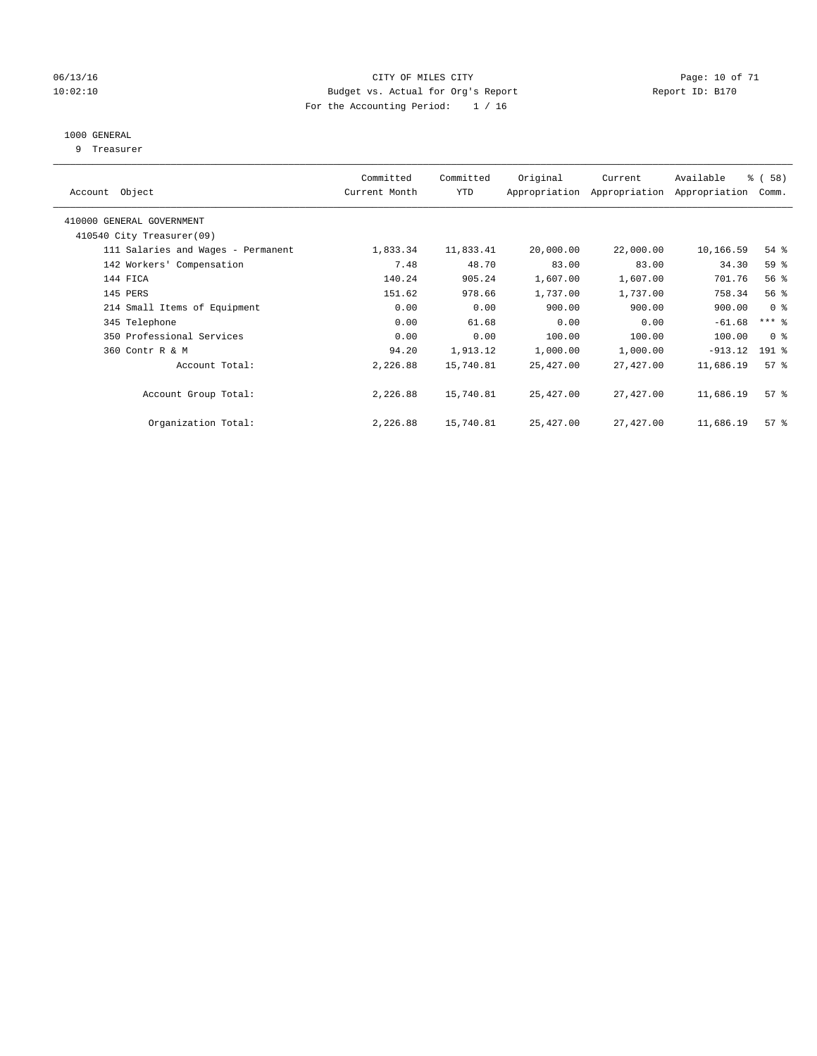CITY OF MILES CITY

Budget vs. Actual for Org's Report

For the Accounting Period: 1 / 16

06/13/16 10:02:10 Report ID: B170

1000 GENERAL

9 Treasurer

| Account Object | Committed Current Month | Committed YTD | Original Appropriation | Current Appropriation | Available Appropriation | % ( 58) Comm. |
|---|---|---|---|---|---|---|
| 410000 GENERAL GOVERNMENT | | | | | | |
| 410540 City Treasurer(09) | | | | | | |
| 111 Salaries and Wages - Permanent | 1,833.34 | 11,833.41 | 20,000.00 | 22,000.00 | 10,166.59 | 54 % |
| 142 Workers' Compensation | 7.48 | 48.70 | 83.00 | 83.00 | 34.30 | 59 % |
| 144 FICA | 140.24 | 905.24 | 1,607.00 | 1,607.00 | 701.76 | 56 % |
| 145 PERS | 151.62 | 978.66 | 1,737.00 | 1,737.00 | 758.34 | 56 % |
| 214 Small Items of Equipment | 0.00 | 0.00 | 900.00 | 900.00 | 900.00 | 0 % |
| 345 Telephone | 0.00 | 61.68 | 0.00 | 0.00 | -61.68 | *** % |
| 350 Professional Services | 0.00 | 0.00 | 100.00 | 100.00 | 100.00 | 0 % |
| 360 Contr R & M | 94.20 | 1,913.12 | 1,000.00 | 1,000.00 | -913.12 | 191 % |
| Account Total: | 2,226.88 | 15,740.81 | 25,427.00 | 27,427.00 | 11,686.19 | 57 % |
| Account Group Total: | 2,226.88 | 15,740.81 | 25,427.00 | 27,427.00 | 11,686.19 | 57 % |
| Organization Total: | 2,226.88 | 15,740.81 | 25,427.00 | 27,427.00 | 11,686.19 | 57 % |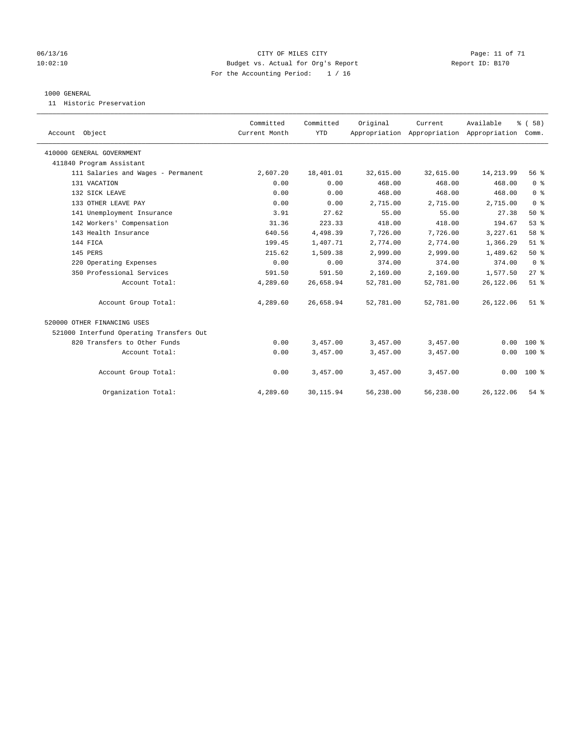CITY OF MILES CITY
Budget vs. Actual for Org's Report
For the Accounting Period: 1 / 16

06/13/16 10:02:10 — Report ID: B170

1000 GENERAL

11 Historic Preservation

| Account Object | Committed Current Month | Committed YTD | Original Appropriation | Current Appropriation | Available Appropriation | % ( 58) Comm. |
|---|---|---|---|---|---|---|
| 410000 GENERAL GOVERNMENT | | | | | | |
| 411840 Program Assistant | | | | | | |
| 111 Salaries and Wages - Permanent | 2,607.20 | 18,401.01 | 32,615.00 | 32,615.00 | 14,213.99 | 56 % |
| 131 VACATION | 0.00 | 0.00 | 468.00 | 468.00 | 468.00 | 0 % |
| 132 SICK LEAVE | 0.00 | 0.00 | 468.00 | 468.00 | 468.00 | 0 % |
| 133 OTHER LEAVE PAY | 0.00 | 0.00 | 2,715.00 | 2,715.00 | 2,715.00 | 0 % |
| 141 Unemployment Insurance | 3.91 | 27.62 | 55.00 | 55.00 | 27.38 | 50 % |
| 142 Workers' Compensation | 31.36 | 223.33 | 418.00 | 418.00 | 194.67 | 53 % |
| 143 Health Insurance | 640.56 | 4,498.39 | 7,726.00 | 7,726.00 | 3,227.61 | 58 % |
| 144 FICA | 199.45 | 1,407.71 | 2,774.00 | 2,774.00 | 1,366.29 | 51 % |
| 145 PERS | 215.62 | 1,509.38 | 2,999.00 | 2,999.00 | 1,489.62 | 50 % |
| 220 Operating Expenses | 0.00 | 0.00 | 374.00 | 374.00 | 374.00 | 0 % |
| 350 Professional Services | 591.50 | 591.50 | 2,169.00 | 2,169.00 | 1,577.50 | 27 % |
| Account Total: | 4,289.60 | 26,658.94 | 52,781.00 | 52,781.00 | 26,122.06 | 51 % |
| Account Group Total: | 4,289.60 | 26,658.94 | 52,781.00 | 52,781.00 | 26,122.06 | 51 % |
| 520000 OTHER FINANCING USES | | | | | | |
| 521000 Interfund Operating Transfers Out | | | | | | |
| 820 Transfers to Other Funds | 0.00 | 3,457.00 | 3,457.00 | 3,457.00 | 0.00 | 100 % |
| Account Total: | 0.00 | 3,457.00 | 3,457.00 | 3,457.00 | 0.00 | 100 % |
| Account Group Total: | 0.00 | 3,457.00 | 3,457.00 | 3,457.00 | 0.00 | 100 % |
| Organization Total: | 4,289.60 | 30,115.94 | 56,238.00 | 56,238.00 | 26,122.06 | 54 % |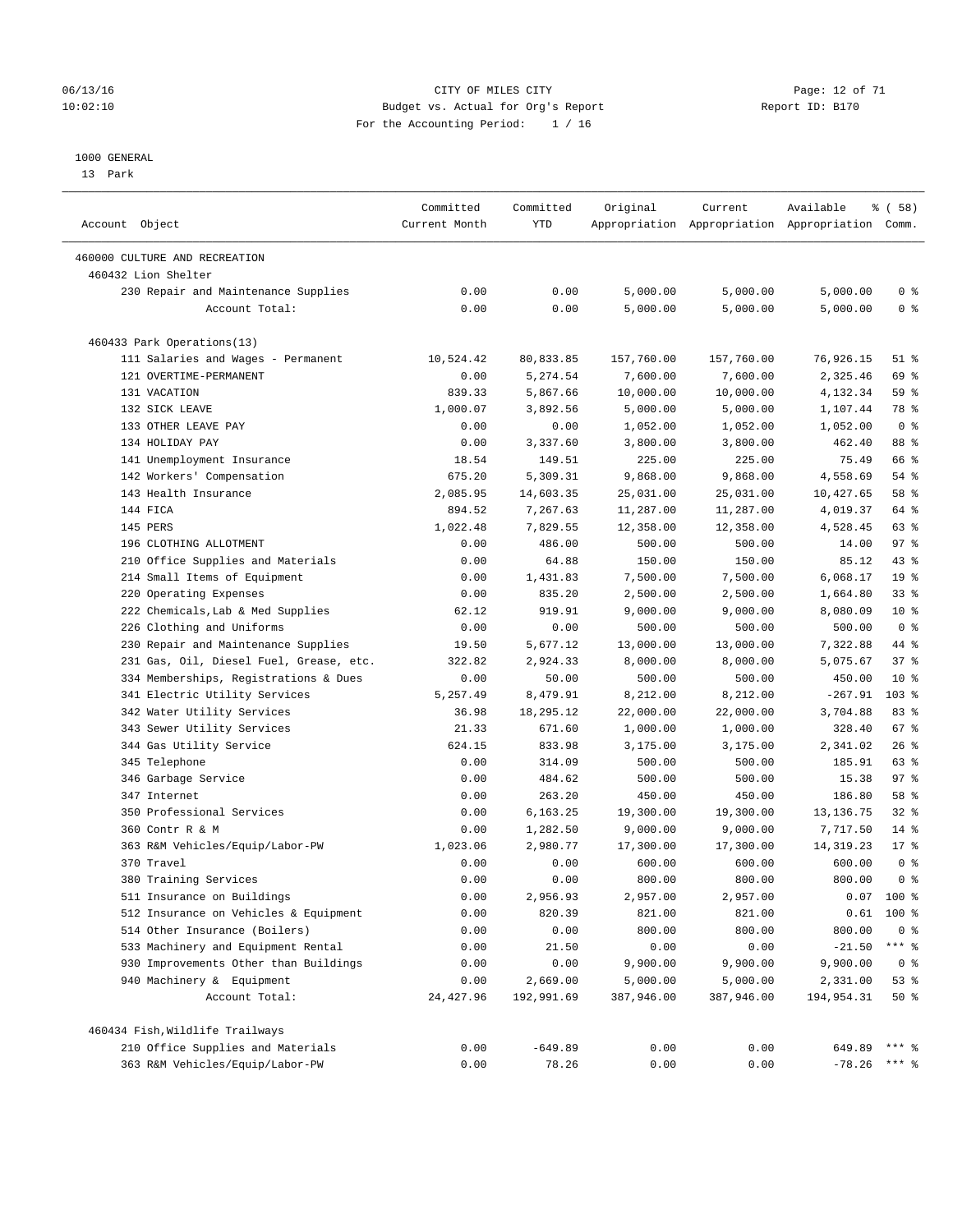CITY OF MILES CITY
Budget vs. Actual for Org's Report
For the Accounting Period: 1 / 16

06/13/16
10:02:10

Report ID: B170

1000 GENERAL
13 Park

| Account Object | Committed Current Month | Committed YTD | Original Appropriation | Current Appropriation | Available Appropriation | % ( 58) Comm. |
|---|---|---|---|---|---|---|
| 460000 CULTURE AND RECREATION | | | | | | |
| 460432 Lion Shelter | | | | | | |
| 230 Repair and Maintenance Supplies | 0.00 | 0.00 | 5,000.00 | 5,000.00 | 5,000.00 | 0 % |
| Account Total: | 0.00 | 0.00 | 5,000.00 | 5,000.00 | 5,000.00 | 0 % |
| 460433 Park Operations(13) | | | | | | |
| 111 Salaries and Wages - Permanent | 10,524.42 | 80,833.85 | 157,760.00 | 157,760.00 | 76,926.15 | 51 % |
| 121 OVERTIME-PERMANENT | 0.00 | 5,274.54 | 7,600.00 | 7,600.00 | 2,325.46 | 69 % |
| 131 VACATION | 839.33 | 5,867.66 | 10,000.00 | 10,000.00 | 4,132.34 | 59 % |
| 132 SICK LEAVE | 1,000.07 | 3,892.56 | 5,000.00 | 5,000.00 | 1,107.44 | 78 % |
| 133 OTHER LEAVE PAY | 0.00 | 0.00 | 1,052.00 | 1,052.00 | 1,052.00 | 0 % |
| 134 HOLIDAY PAY | 0.00 | 3,337.60 | 3,800.00 | 3,800.00 | 462.40 | 88 % |
| 141 Unemployment Insurance | 18.54 | 149.51 | 225.00 | 225.00 | 75.49 | 66 % |
| 142 Workers' Compensation | 675.20 | 5,309.31 | 9,868.00 | 9,868.00 | 4,558.69 | 54 % |
| 143 Health Insurance | 2,085.95 | 14,603.35 | 25,031.00 | 25,031.00 | 10,427.65 | 58 % |
| 144 FICA | 894.52 | 7,267.63 | 11,287.00 | 11,287.00 | 4,019.37 | 64 % |
| 145 PERS | 1,022.48 | 7,829.55 | 12,358.00 | 12,358.00 | 4,528.45 | 63 % |
| 196 CLOTHING ALLOTMENT | 0.00 | 486.00 | 500.00 | 500.00 | 14.00 | 97 % |
| 210 Office Supplies and Materials | 0.00 | 64.88 | 150.00 | 150.00 | 85.12 | 43 % |
| 214 Small Items of Equipment | 0.00 | 1,431.83 | 7,500.00 | 7,500.00 | 6,068.17 | 19 % |
| 220 Operating Expenses | 0.00 | 835.20 | 2,500.00 | 2,500.00 | 1,664.80 | 33 % |
| 222 Chemicals,Lab & Med Supplies | 62.12 | 919.91 | 9,000.00 | 9,000.00 | 8,080.09 | 10 % |
| 226 Clothing and Uniforms | 0.00 | 0.00 | 500.00 | 500.00 | 500.00 | 0 % |
| 230 Repair and Maintenance Supplies | 19.50 | 5,677.12 | 13,000.00 | 13,000.00 | 7,322.88 | 44 % |
| 231 Gas, Oil, Diesel Fuel, Grease, etc. | 322.82 | 2,924.33 | 8,000.00 | 8,000.00 | 5,075.67 | 37 % |
| 334 Memberships, Registrations & Dues | 0.00 | 50.00 | 500.00 | 500.00 | 450.00 | 10 % |
| 341 Electric Utility Services | 5,257.49 | 8,479.91 | 8,212.00 | 8,212.00 | -267.91 | 103 % |
| 342 Water Utility Services | 36.98 | 18,295.12 | 22,000.00 | 22,000.00 | 3,704.88 | 83 % |
| 343 Sewer Utility Services | 21.33 | 671.60 | 1,000.00 | 1,000.00 | 328.40 | 67 % |
| 344 Gas Utility Service | 624.15 | 833.98 | 3,175.00 | 3,175.00 | 2,341.02 | 26 % |
| 345 Telephone | 0.00 | 314.09 | 500.00 | 500.00 | 185.91 | 63 % |
| 346 Garbage Service | 0.00 | 484.62 | 500.00 | 500.00 | 15.38 | 97 % |
| 347 Internet | 0.00 | 263.20 | 450.00 | 450.00 | 186.80 | 58 % |
| 350 Professional Services | 0.00 | 6,163.25 | 19,300.00 | 19,300.00 | 13,136.75 | 32 % |
| 360 Contr R & M | 0.00 | 1,282.50 | 9,000.00 | 9,000.00 | 7,717.50 | 14 % |
| 363 R&M Vehicles/Equip/Labor-PW | 1,023.06 | 2,980.77 | 17,300.00 | 17,300.00 | 14,319.23 | 17 % |
| 370 Travel | 0.00 | 0.00 | 600.00 | 600.00 | 600.00 | 0 % |
| 380 Training Services | 0.00 | 0.00 | 800.00 | 800.00 | 800.00 | 0 % |
| 511 Insurance on Buildings | 0.00 | 2,956.93 | 2,957.00 | 2,957.00 | 0.07 | 100 % |
| 512 Insurance on Vehicles & Equipment | 0.00 | 820.39 | 821.00 | 821.00 | 0.61 | 100 % |
| 514 Other Insurance (Boilers) | 0.00 | 0.00 | 800.00 | 800.00 | 800.00 | 0 % |
| 533 Machinery and Equipment Rental | 0.00 | 21.50 | 0.00 | 0.00 | -21.50 | *** % |
| 930 Improvements Other than Buildings | 0.00 | 0.00 | 9,900.00 | 9,900.00 | 9,900.00 | 0 % |
| 940 Machinery & Equipment | 0.00 | 2,669.00 | 5,000.00 | 5,000.00 | 2,331.00 | 53 % |
| Account Total: | 24,427.96 | 192,991.69 | 387,946.00 | 387,946.00 | 194,954.31 | 50 % |
| 460434 Fish,Wildlife Trailways | | | | | | |
| 210 Office Supplies and Materials | 0.00 | -649.89 | 0.00 | 0.00 | 649.89 | *** % |
| 363 R&M Vehicles/Equip/Labor-PW | 0.00 | 78.26 | 0.00 | 0.00 | -78.26 | *** % |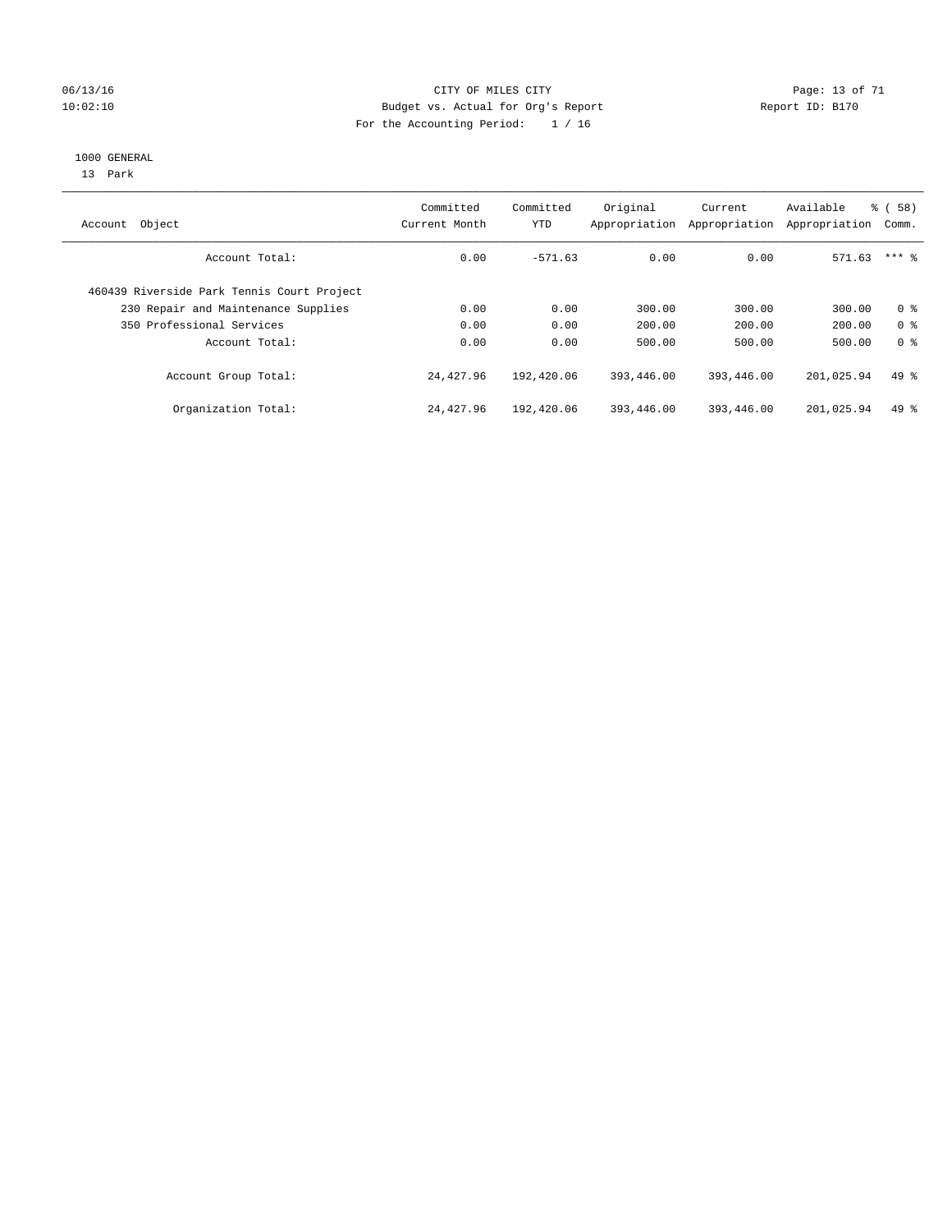CITY OF MILES CITY
Budget vs. Actual for Org's Report
For the Accounting Period: 1 / 16

1000 GENERAL
13 Park

| Account Object | Committed Current Month | Committed YTD | Original Appropriation | Current Appropriation | Available Appropriation | % ( 58) Comm. |
|---|---|---|---|---|---|---|
| Account Total: | 0.00 | -571.63 | 0.00 | 0.00 | 571.63 | *** % |
| 460439 Riverside Park Tennis Court Project | | | | | | |
| 230 Repair and Maintenance Supplies | 0.00 | 0.00 | 300.00 | 300.00 | 300.00 | 0 % |
| 350 Professional Services | 0.00 | 0.00 | 200.00 | 200.00 | 200.00 | 0 % |
| Account Total: | 0.00 | 0.00 | 500.00 | 500.00 | 500.00 | 0 % |
| Account Group Total: | 24,427.96 | 192,420.06 | 393,446.00 | 393,446.00 | 201,025.94 | 49 % |
| Organization Total: | 24,427.96 | 192,420.06 | 393,446.00 | 393,446.00 | 201,025.94 | 49 % |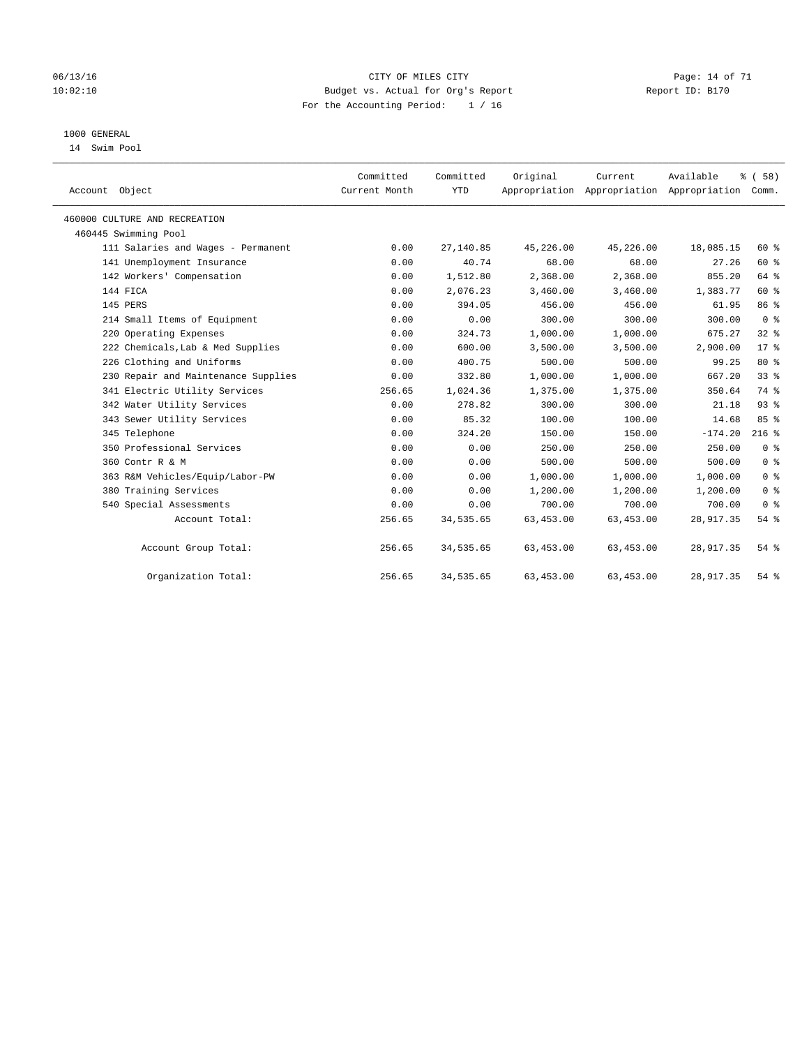CITY OF MILES CITY

Budget vs. Actual for Org's Report

For the Accounting Period: 1 / 16

06/13/16 10:02:10 Report ID: B170

1000 GENERAL

14 Swim Pool

| Account Object | Committed Current Month | Committed YTD | Original Appropriation | Current Appropriation | Available Appropriation | % ( 58) Comm. |
|---|---|---|---|---|---|---|
| 460000 CULTURE AND RECREATION | | | | | | |
| 460445 Swimming Pool | | | | | | |
| 111 Salaries and Wages - Permanent | 0.00 | 27,140.85 | 45,226.00 | 45,226.00 | 18,085.15 | 60 % |
| 141 Unemployment Insurance | 0.00 | 40.74 | 68.00 | 68.00 | 27.26 | 60 % |
| 142 Workers' Compensation | 0.00 | 1,512.80 | 2,368.00 | 2,368.00 | 855.20 | 64 % |
| 144 FICA | 0.00 | 2,076.23 | 3,460.00 | 3,460.00 | 1,383.77 | 60 % |
| 145 PERS | 0.00 | 394.05 | 456.00 | 456.00 | 61.95 | 86 % |
| 214 Small Items of Equipment | 0.00 | 0.00 | 300.00 | 300.00 | 300.00 | 0 % |
| 220 Operating Expenses | 0.00 | 324.73 | 1,000.00 | 1,000.00 | 675.27 | 32 % |
| 222 Chemicals,Lab & Med Supplies | 0.00 | 600.00 | 3,500.00 | 3,500.00 | 2,900.00 | 17 % |
| 226 Clothing and Uniforms | 0.00 | 400.75 | 500.00 | 500.00 | 99.25 | 80 % |
| 230 Repair and Maintenance Supplies | 0.00 | 332.80 | 1,000.00 | 1,000.00 | 667.20 | 33 % |
| 341 Electric Utility Services | 256.65 | 1,024.36 | 1,375.00 | 1,375.00 | 350.64 | 74 % |
| 342 Water Utility Services | 0.00 | 278.82 | 300.00 | 300.00 | 21.18 | 93 % |
| 343 Sewer Utility Services | 0.00 | 85.32 | 100.00 | 100.00 | 14.68 | 85 % |
| 345 Telephone | 0.00 | 324.20 | 150.00 | 150.00 | -174.20 | 216 % |
| 350 Professional Services | 0.00 | 0.00 | 250.00 | 250.00 | 250.00 | 0 % |
| 360 Contr R & M | 0.00 | 0.00 | 500.00 | 500.00 | 500.00 | 0 % |
| 363 R&M Vehicles/Equip/Labor-PW | 0.00 | 0.00 | 1,000.00 | 1,000.00 | 1,000.00 | 0 % |
| 380 Training Services | 0.00 | 0.00 | 1,200.00 | 1,200.00 | 1,200.00 | 0 % |
| 540 Special Assessments | 0.00 | 0.00 | 700.00 | 700.00 | 700.00 | 0 % |
| Account Total: | 256.65 | 34,535.65 | 63,453.00 | 63,453.00 | 28,917.35 | 54 % |
| Account Group Total: | 256.65 | 34,535.65 | 63,453.00 | 63,453.00 | 28,917.35 | 54 % |
| Organization Total: | 256.65 | 34,535.65 | 63,453.00 | 63,453.00 | 28,917.35 | 54 % |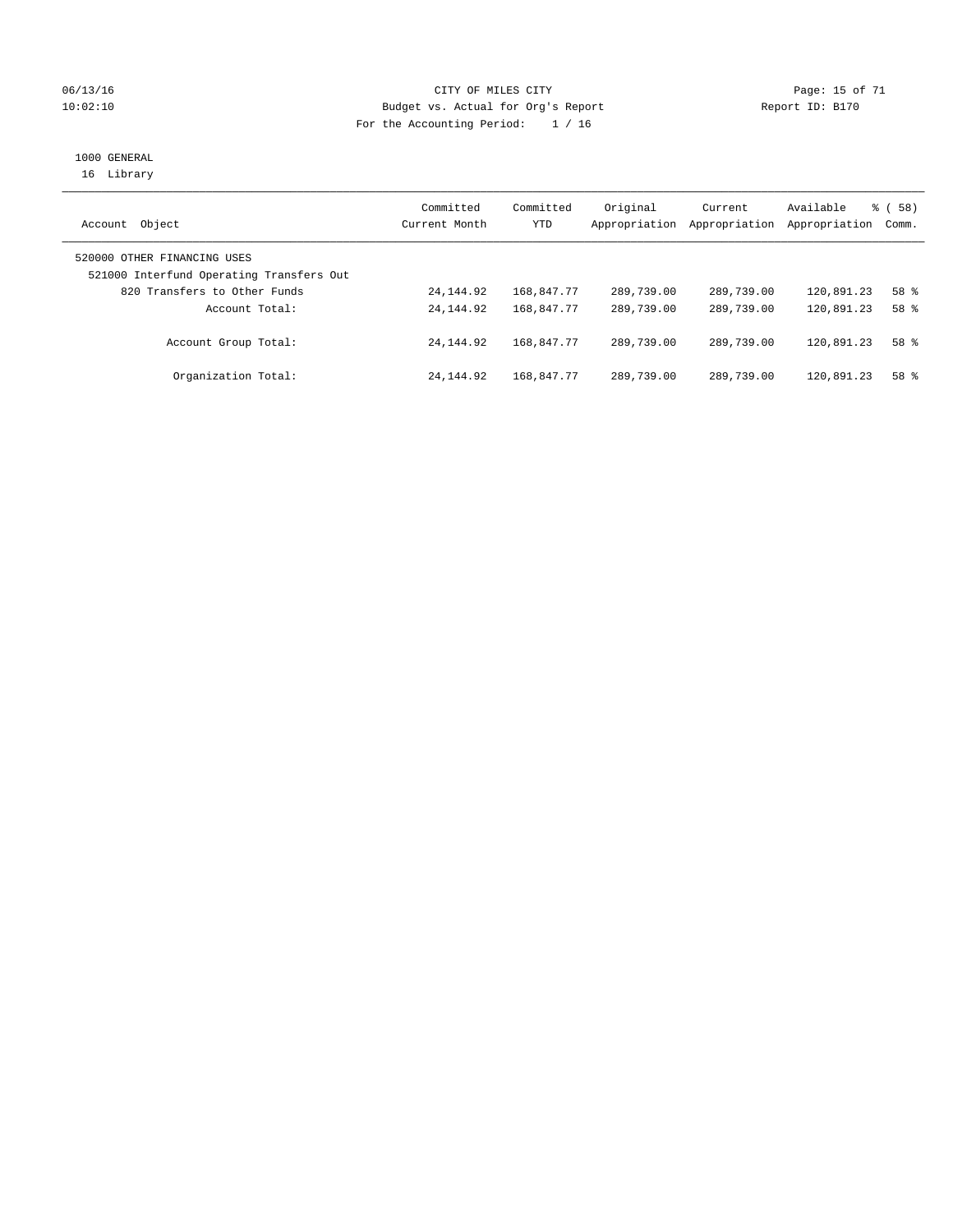CITY OF MILES CITY
Budget vs. Actual for Org's Report
For the Accounting Period: 1 / 16

06/13/16
10:02:10

Report ID: B170

1000 GENERAL
16 Library

| Account Object | Committed Current Month | Committed YTD | Original Appropriation | Current Appropriation | Available Appropriation | % ( 58) Comm. |
|---|---|---|---|---|---|---|
| 520000 OTHER FINANCING USES | | | | | | |
| 521000 Interfund Operating Transfers Out | | | | | | |
| 820 Transfers to Other Funds | 24,144.92 | 168,847.77 | 289,739.00 | 289,739.00 | 120,891.23 | 58 % |
| Account Total: | 24,144.92 | 168,847.77 | 289,739.00 | 289,739.00 | 120,891.23 | 58 % |
| Account Group Total: | 24,144.92 | 168,847.77 | 289,739.00 | 289,739.00 | 120,891.23 | 58 % |
| Organization Total: | 24,144.92 | 168,847.77 | 289,739.00 | 289,739.00 | 120,891.23 | 58 % |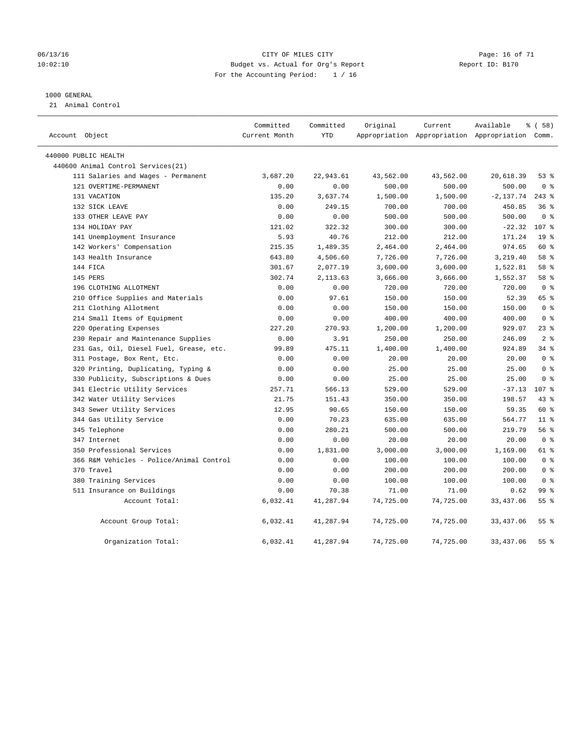CITY OF MILES CITY
Budget vs. Actual for Org's Report
For the Accounting Period: 1 / 16

06/13/16
10:02:10

Report ID: B170

1000 GENERAL
21 Animal Control

| Account Object | Committed Current Month | Committed YTD | Original Appropriation | Current Appropriation | Available Appropriation | % ( 58) Comm. |
|---|---|---|---|---|---|---|
| 440000 PUBLIC HEALTH | | | | | | |
| 440600 Animal Control Services(21) | | | | | | |
| 111 Salaries and Wages - Permanent | 3,687.20 | 22,943.61 | 43,562.00 | 43,562.00 | 20,618.39 | 53 % |
| 121 OVERTIME-PERMANENT | 0.00 | 0.00 | 500.00 | 500.00 | 500.00 | 0 % |
| 131 VACATION | 135.20 | 3,637.74 | 1,500.00 | 1,500.00 | -2,137.74 | 243 % |
| 132 SICK LEAVE | 0.00 | 249.15 | 700.00 | 700.00 | 450.85 | 36 % |
| 133 OTHER LEAVE PAY | 0.00 | 0.00 | 500.00 | 500.00 | 500.00 | 0 % |
| 134 HOLIDAY PAY | 121.02 | 322.32 | 300.00 | 300.00 | -22.32 | 107 % |
| 141 Unemployment Insurance | 5.93 | 40.76 | 212.00 | 212.00 | 171.24 | 19 % |
| 142 Workers' Compensation | 215.35 | 1,489.35 | 2,464.00 | 2,464.00 | 974.65 | 60 % |
| 143 Health Insurance | 643.80 | 4,506.60 | 7,726.00 | 7,726.00 | 3,219.40 | 58 % |
| 144 FICA | 301.67 | 2,077.19 | 3,600.00 | 3,600.00 | 1,522.81 | 58 % |
| 145 PERS | 302.74 | 2,113.63 | 3,666.00 | 3,666.00 | 1,552.37 | 58 % |
| 196 CLOTHING ALLOTMENT | 0.00 | 0.00 | 720.00 | 720.00 | 720.00 | 0 % |
| 210 Office Supplies and Materials | 0.00 | 97.61 | 150.00 | 150.00 | 52.39 | 65 % |
| 211 Clothing Allotment | 0.00 | 0.00 | 150.00 | 150.00 | 150.00 | 0 % |
| 214 Small Items of Equipment | 0.00 | 0.00 | 400.00 | 400.00 | 400.00 | 0 % |
| 220 Operating Expenses | 227.20 | 270.93 | 1,200.00 | 1,200.00 | 929.07 | 23 % |
| 230 Repair and Maintenance Supplies | 0.00 | 3.91 | 250.00 | 250.00 | 246.09 | 2 % |
| 231 Gas, Oil, Diesel Fuel, Grease, etc. | 99.89 | 475.11 | 1,400.00 | 1,400.00 | 924.89 | 34 % |
| 311 Postage, Box Rent, Etc. | 0.00 | 0.00 | 20.00 | 20.00 | 20.00 | 0 % |
| 320 Printing, Duplicating, Typing & | 0.00 | 0.00 | 25.00 | 25.00 | 25.00 | 0 % |
| 330 Publicity, Subscriptions & Dues | 0.00 | 0.00 | 25.00 | 25.00 | 25.00 | 0 % |
| 341 Electric Utility Services | 257.71 | 566.13 | 529.00 | 529.00 | -37.13 | 107 % |
| 342 Water Utility Services | 21.75 | 151.43 | 350.00 | 350.00 | 198.57 | 43 % |
| 343 Sewer Utility Services | 12.95 | 90.65 | 150.00 | 150.00 | 59.35 | 60 % |
| 344 Gas Utility Service | 0.00 | 70.23 | 635.00 | 635.00 | 564.77 | 11 % |
| 345 Telephone | 0.00 | 280.21 | 500.00 | 500.00 | 219.79 | 56 % |
| 347 Internet | 0.00 | 0.00 | 20.00 | 20.00 | 20.00 | 0 % |
| 350 Professional Services | 0.00 | 1,831.00 | 3,000.00 | 3,000.00 | 1,169.00 | 61 % |
| 366 R&M Vehicles - Police/Animal Control | 0.00 | 0.00 | 100.00 | 100.00 | 100.00 | 0 % |
| 370 Travel | 0.00 | 0.00 | 200.00 | 200.00 | 200.00 | 0 % |
| 380 Training Services | 0.00 | 0.00 | 100.00 | 100.00 | 100.00 | 0 % |
| 511 Insurance on Buildings | 0.00 | 70.38 | 71.00 | 71.00 | 0.62 | 99 % |
| Account Total: | 6,032.41 | 41,287.94 | 74,725.00 | 74,725.00 | 33,437.06 | 55 % |
| Account Group Total: | 6,032.41 | 41,287.94 | 74,725.00 | 74,725.00 | 33,437.06 | 55 % |
| Organization Total: | 6,032.41 | 41,287.94 | 74,725.00 | 74,725.00 | 33,437.06 | 55 % |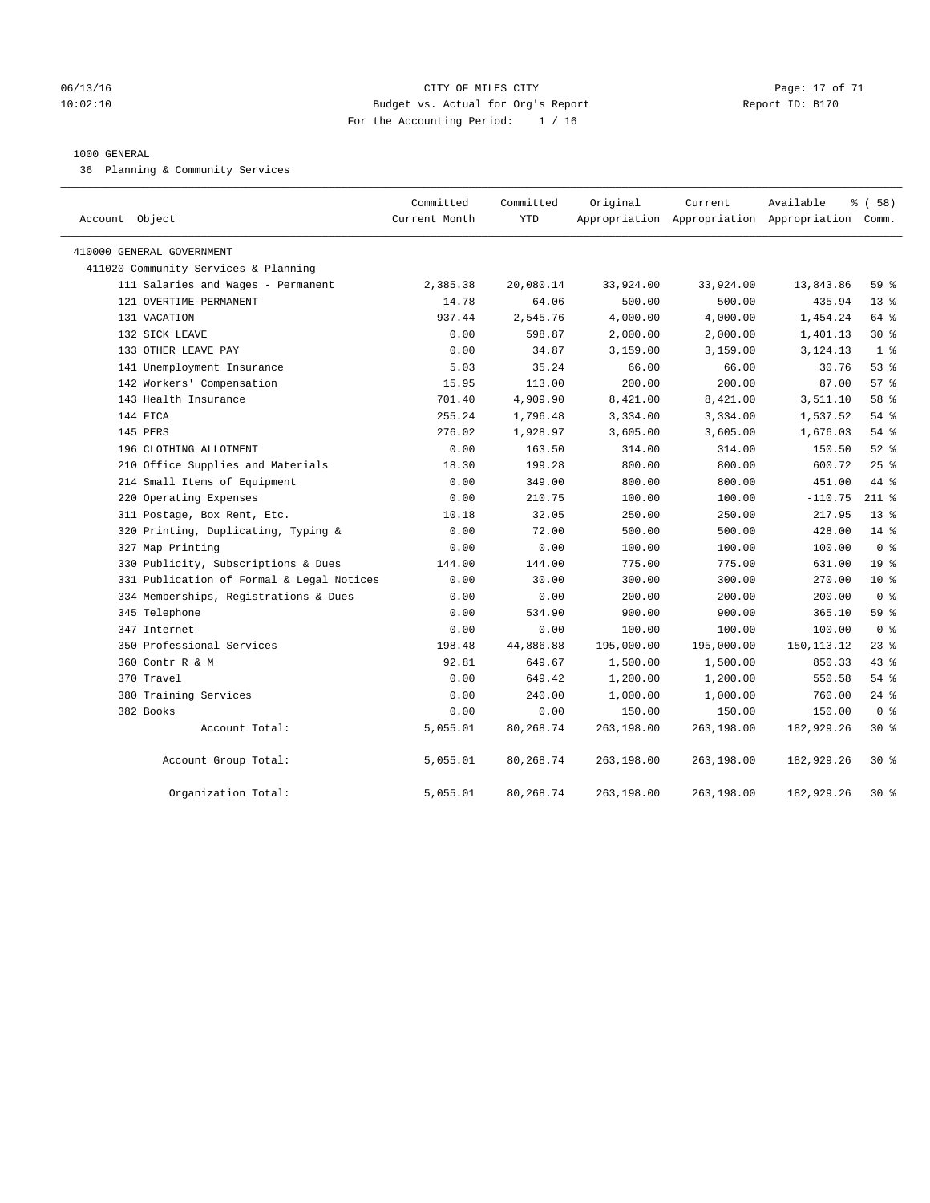CITY OF MILES CITY
Budget vs. Actual for Org's Report
For the Accounting Period: 1 / 16

06/13/16
10:02:10

Report ID: B170

1000 GENERAL
36 Planning & Community Services

| Account Object | Committed Current Month | Committed YTD | Original Appropriation | Current Appropriation | Available Appropriation | % ( 58) Comm. |
|---|---|---|---|---|---|---|
| 410000 GENERAL GOVERNMENT | | | | | | |
| 411020 Community Services & Planning | | | | | | |
| 111 Salaries and Wages - Permanent | 2,385.38 | 20,080.14 | 33,924.00 | 33,924.00 | 13,843.86 | 59 % |
| 121 OVERTIME-PERMANENT | 14.78 | 64.06 | 500.00 | 500.00 | 435.94 | 13 % |
| 131 VACATION | 937.44 | 2,545.76 | 4,000.00 | 4,000.00 | 1,454.24 | 64 % |
| 132 SICK LEAVE | 0.00 | 598.87 | 2,000.00 | 2,000.00 | 1,401.13 | 30 % |
| 133 OTHER LEAVE PAY | 0.00 | 34.87 | 3,159.00 | 3,159.00 | 3,124.13 | 1 % |
| 141 Unemployment Insurance | 5.03 | 35.24 | 66.00 | 66.00 | 30.76 | 53 % |
| 142 Workers' Compensation | 15.95 | 113.00 | 200.00 | 200.00 | 87.00 | 57 % |
| 143 Health Insurance | 701.40 | 4,909.90 | 8,421.00 | 8,421.00 | 3,511.10 | 58 % |
| 144 FICA | 255.24 | 1,796.48 | 3,334.00 | 3,334.00 | 1,537.52 | 54 % |
| 145 PERS | 276.02 | 1,928.97 | 3,605.00 | 3,605.00 | 1,676.03 | 54 % |
| 196 CLOTHING ALLOTMENT | 0.00 | 163.50 | 314.00 | 314.00 | 150.50 | 52 % |
| 210 Office Supplies and Materials | 18.30 | 199.28 | 800.00 | 800.00 | 600.72 | 25 % |
| 214 Small Items of Equipment | 0.00 | 349.00 | 800.00 | 800.00 | 451.00 | 44 % |
| 220 Operating Expenses | 0.00 | 210.75 | 100.00 | 100.00 | -110.75 | 211 % |
| 311 Postage, Box Rent, Etc. | 10.18 | 32.05 | 250.00 | 250.00 | 217.95 | 13 % |
| 320 Printing, Duplicating, Typing & | 0.00 | 72.00 | 500.00 | 500.00 | 428.00 | 14 % |
| 327 Map Printing | 0.00 | 0.00 | 100.00 | 100.00 | 100.00 | 0 % |
| 330 Publicity, Subscriptions & Dues | 144.00 | 144.00 | 775.00 | 775.00 | 631.00 | 19 % |
| 331 Publication of Formal & Legal Notices | 0.00 | 30.00 | 300.00 | 300.00 | 270.00 | 10 % |
| 334 Memberships, Registrations & Dues | 0.00 | 0.00 | 200.00 | 200.00 | 200.00 | 0 % |
| 345 Telephone | 0.00 | 534.90 | 900.00 | 900.00 | 365.10 | 59 % |
| 347 Internet | 0.00 | 0.00 | 100.00 | 100.00 | 100.00 | 0 % |
| 350 Professional Services | 198.48 | 44,886.88 | 195,000.00 | 195,000.00 | 150,113.12 | 23 % |
| 360 Contr R & M | 92.81 | 649.67 | 1,500.00 | 1,500.00 | 850.33 | 43 % |
| 370 Travel | 0.00 | 649.42 | 1,200.00 | 1,200.00 | 550.58 | 54 % |
| 380 Training Services | 0.00 | 240.00 | 1,000.00 | 1,000.00 | 760.00 | 24 % |
| 382 Books | 0.00 | 0.00 | 150.00 | 150.00 | 150.00 | 0 % |
| Account Total: | 5,055.01 | 80,268.74 | 263,198.00 | 263,198.00 | 182,929.26 | 30 % |
| Account Group Total: | 5,055.01 | 80,268.74 | 263,198.00 | 263,198.00 | 182,929.26 | 30 % |
| Organization Total: | 5,055.01 | 80,268.74 | 263,198.00 | 263,198.00 | 182,929.26 | 30 % |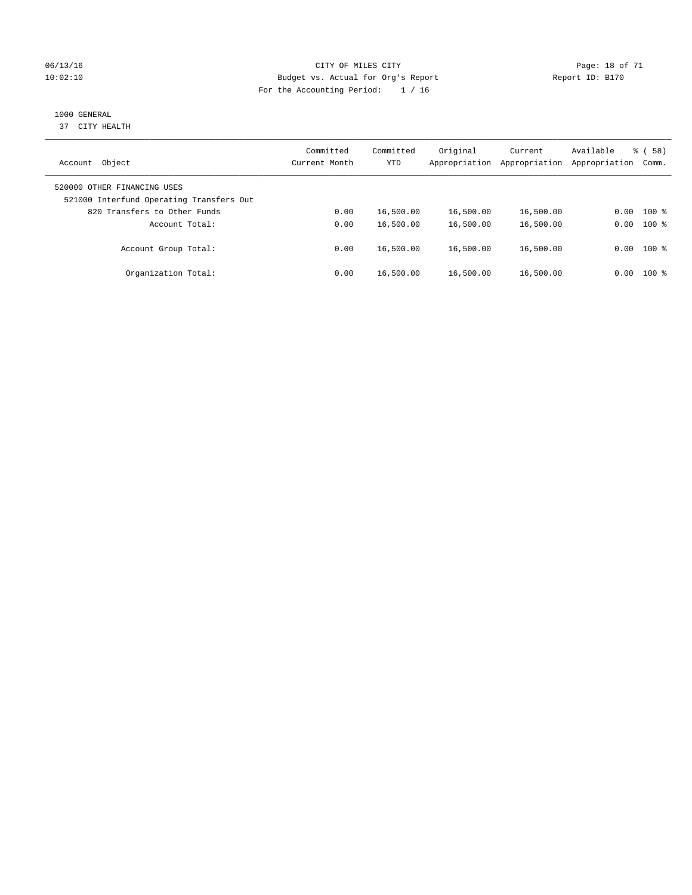CITY OF MILES CITY
Budget vs. Actual for Org's Report
For the Accounting Period: 1 / 16

06/13/16 10:02:10

Report ID: B170

1000 GENERAL
37 CITY HEALTH

| Account Object | Committed Current Month | Committed YTD | Original Appropriation | Current Appropriation | Available Appropriation | % ( 58) Comm. |
|---|---|---|---|---|---|---|
| 520000 OTHER FINANCING USES | | | | | | |
| 521000 Interfund Operating Transfers Out | | | | | | |
| 820 Transfers to Other Funds | 0.00 | 16,500.00 | 16,500.00 | 16,500.00 | 0.00 | 100 % |
| Account Total: | 0.00 | 16,500.00 | 16,500.00 | 16,500.00 | 0.00 | 100 % |
| Account Group Total: | 0.00 | 16,500.00 | 16,500.00 | 16,500.00 | 0.00 | 100 % |
| Organization Total: | 0.00 | 16,500.00 | 16,500.00 | 16,500.00 | 0.00 | 100 % |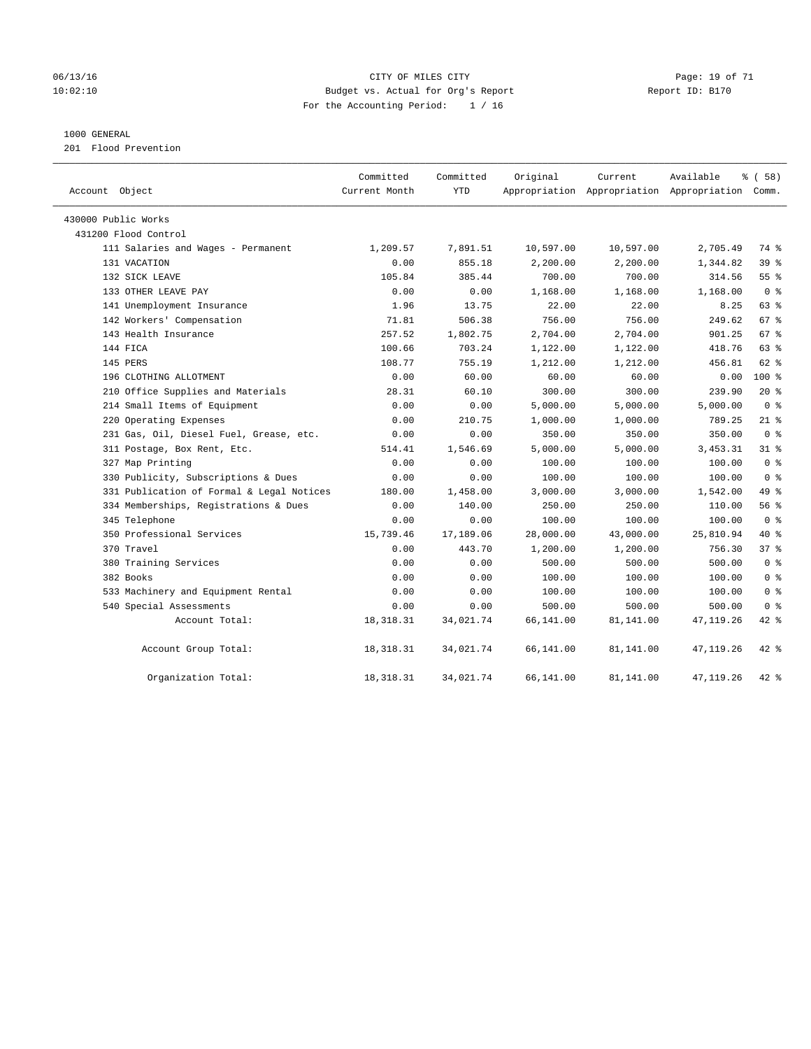CITY OF MILES CITY
Budget vs. Actual for Org's Report
For the Accounting Period: 1 / 16

06/13/16
10:02:10

Report ID: B170

1000 GENERAL
201 Flood Prevention

| Account Object | Committed Current Month | Committed YTD | Original Appropriation | Current Appropriation | Available Appropriation | % ( 58) Comm. |
|---|---|---|---|---|---|---|
| 430000 Public Works | | | | | | |
| 431200 Flood Control | | | | | | |
| 111 Salaries and Wages - Permanent | 1,209.57 | 7,891.51 | 10,597.00 | 10,597.00 | 2,705.49 | 74 % |
| 131 VACATION | 0.00 | 855.18 | 2,200.00 | 2,200.00 | 1,344.82 | 39 % |
| 132 SICK LEAVE | 105.84 | 385.44 | 700.00 | 700.00 | 314.56 | 55 % |
| 133 OTHER LEAVE PAY | 0.00 | 0.00 | 1,168.00 | 1,168.00 | 1,168.00 | 0 % |
| 141 Unemployment Insurance | 1.96 | 13.75 | 22.00 | 22.00 | 8.25 | 63 % |
| 142 Workers' Compensation | 71.81 | 506.38 | 756.00 | 756.00 | 249.62 | 67 % |
| 143 Health Insurance | 257.52 | 1,802.75 | 2,704.00 | 2,704.00 | 901.25 | 67 % |
| 144 FICA | 100.66 | 703.24 | 1,122.00 | 1,122.00 | 418.76 | 63 % |
| 145 PERS | 108.77 | 755.19 | 1,212.00 | 1,212.00 | 456.81 | 62 % |
| 196 CLOTHING ALLOTMENT | 0.00 | 60.00 | 60.00 | 60.00 | 0.00 | 100 % |
| 210 Office Supplies and Materials | 28.31 | 60.10 | 300.00 | 300.00 | 239.90 | 20 % |
| 214 Small Items of Equipment | 0.00 | 0.00 | 5,000.00 | 5,000.00 | 5,000.00 | 0 % |
| 220 Operating Expenses | 0.00 | 210.75 | 1,000.00 | 1,000.00 | 789.25 | 21 % |
| 231 Gas, Oil, Diesel Fuel, Grease, etc. | 0.00 | 0.00 | 350.00 | 350.00 | 350.00 | 0 % |
| 311 Postage, Box Rent, Etc. | 514.41 | 1,546.69 | 5,000.00 | 5,000.00 | 3,453.31 | 31 % |
| 327 Map Printing | 0.00 | 0.00 | 100.00 | 100.00 | 100.00 | 0 % |
| 330 Publicity, Subscriptions & Dues | 0.00 | 0.00 | 100.00 | 100.00 | 100.00 | 0 % |
| 331 Publication of Formal & Legal Notices | 180.00 | 1,458.00 | 3,000.00 | 3,000.00 | 1,542.00 | 49 % |
| 334 Memberships, Registrations & Dues | 0.00 | 140.00 | 250.00 | 250.00 | 110.00 | 56 % |
| 345 Telephone | 0.00 | 0.00 | 100.00 | 100.00 | 100.00 | 0 % |
| 350 Professional Services | 15,739.46 | 17,189.06 | 28,000.00 | 43,000.00 | 25,810.94 | 40 % |
| 370 Travel | 0.00 | 443.70 | 1,200.00 | 1,200.00 | 756.30 | 37 % |
| 380 Training Services | 0.00 | 0.00 | 500.00 | 500.00 | 500.00 | 0 % |
| 382 Books | 0.00 | 0.00 | 100.00 | 100.00 | 100.00 | 0 % |
| 533 Machinery and Equipment Rental | 0.00 | 0.00 | 100.00 | 100.00 | 100.00 | 0 % |
| 540 Special Assessments | 0.00 | 0.00 | 500.00 | 500.00 | 500.00 | 0 % |
| Account Total: | 18,318.31 | 34,021.74 | 66,141.00 | 81,141.00 | 47,119.26 | 42 % |
| Account Group Total: | 18,318.31 | 34,021.74 | 66,141.00 | 81,141.00 | 47,119.26 | 42 % |
| Organization Total: | 18,318.31 | 34,021.74 | 66,141.00 | 81,141.00 | 47,119.26 | 42 % |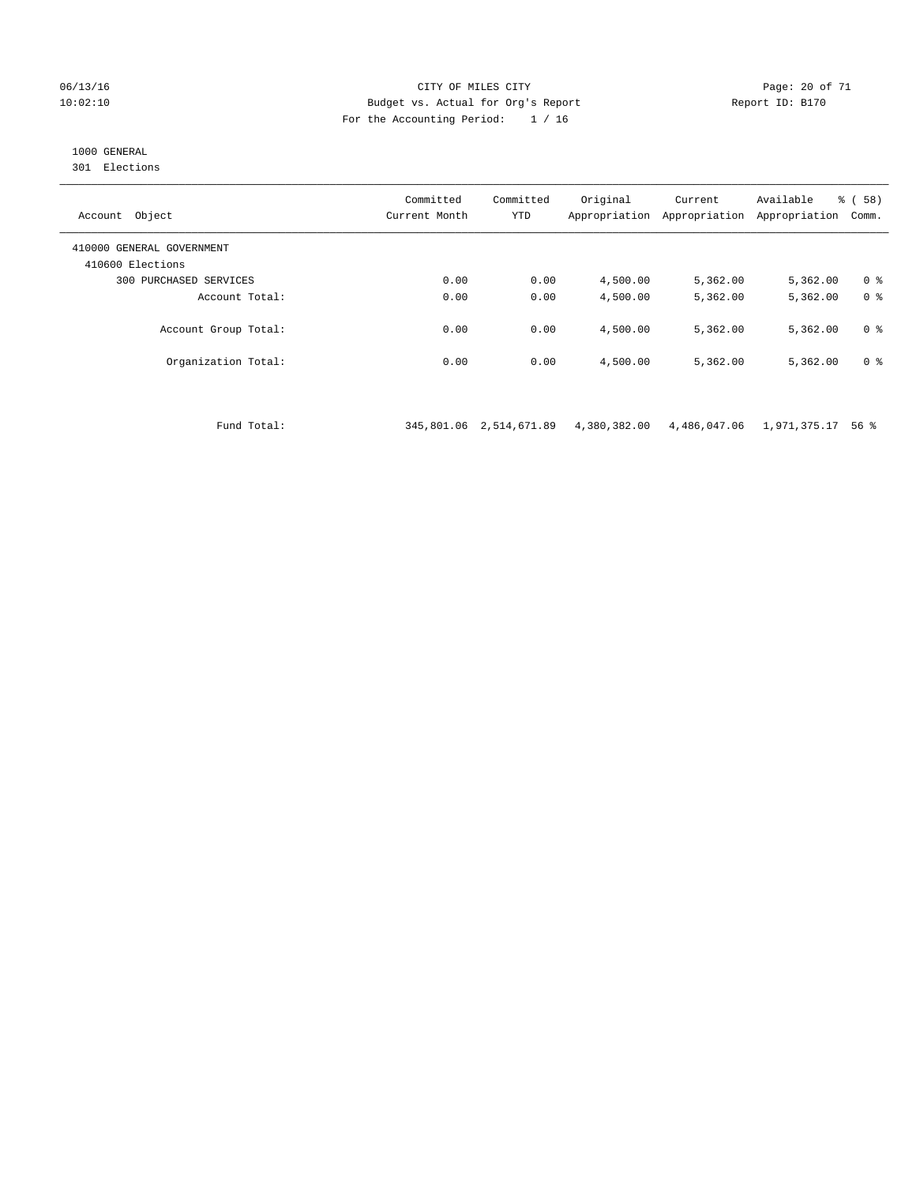CITY OF MILES CITY
Budget vs. Actual for Org's Report
For the Accounting Period: 1 / 16

06/13/16
10:02:10

Report ID: B170

1000 GENERAL
301 Elections

| Account Object | Committed Current Month | Committed YTD | Original Appropriation | Current Appropriation | Available Appropriation | % ( 58) Comm. |
|---|---|---|---|---|---|---|
| 410000 GENERAL GOVERNMENT | | | | | | |
| 410600 Elections | | | | | | |
| 300 PURCHASED SERVICES | 0.00 | 0.00 | 4,500.00 | 5,362.00 | 5,362.00 | 0 % |
| Account Total: | 0.00 | 0.00 | 4,500.00 | 5,362.00 | 5,362.00 | 0 % |
| Account Group Total: | 0.00 | 0.00 | 4,500.00 | 5,362.00 | 5,362.00 | 0 % |
| Organization Total: | 0.00 | 0.00 | 4,500.00 | 5,362.00 | 5,362.00 | 0 % |
| Fund Total: | 345,801.06 | 2,514,671.89 | 4,380,382.00 | 4,486,047.06 | 1,971,375.17 | 56 % |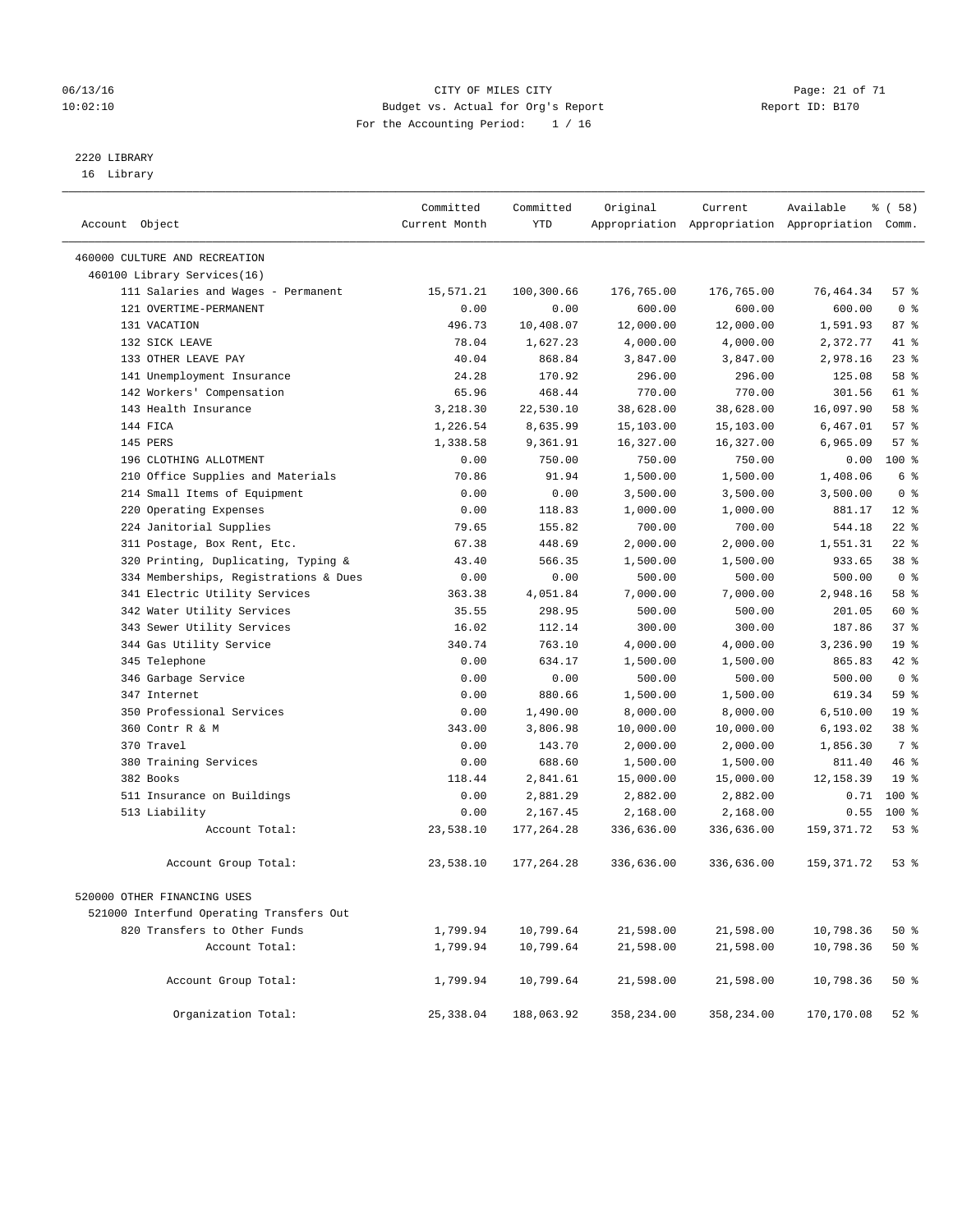CITY OF MILES CITY
Budget vs. Actual for Org's Report
For the Accounting Period: 1 / 16

2220 LIBRARY
16 Library

| Account Object | Committed Current Month | Committed YTD | Original Appropriation | Current Appropriation | Available Appropriation | % ( 58) Comm. |
|---|---|---|---|---|---|---|
| 460000 CULTURE AND RECREATION | | | | | | |
| 460100 Library Services(16) | | | | | | |
| 111 Salaries and Wages - Permanent | 15,571.21 | 100,300.66 | 176,765.00 | 176,765.00 | 76,464.34 | 57 % |
| 121 OVERTIME-PERMANENT | 0.00 | 0.00 | 600.00 | 600.00 | 600.00 | 0 % |
| 131 VACATION | 496.73 | 10,408.07 | 12,000.00 | 12,000.00 | 1,591.93 | 87 % |
| 132 SICK LEAVE | 78.04 | 1,627.23 | 4,000.00 | 4,000.00 | 2,372.77 | 41 % |
| 133 OTHER LEAVE PAY | 40.04 | 868.84 | 3,847.00 | 3,847.00 | 2,978.16 | 23 % |
| 141 Unemployment Insurance | 24.28 | 170.92 | 296.00 | 296.00 | 125.08 | 58 % |
| 142 Workers' Compensation | 65.96 | 468.44 | 770.00 | 770.00 | 301.56 | 61 % |
| 143 Health Insurance | 3,218.30 | 22,530.10 | 38,628.00 | 38,628.00 | 16,097.90 | 58 % |
| 144 FICA | 1,226.54 | 8,635.99 | 15,103.00 | 15,103.00 | 6,467.01 | 57 % |
| 145 PERS | 1,338.58 | 9,361.91 | 16,327.00 | 16,327.00 | 6,965.09 | 57 % |
| 196 CLOTHING ALLOTMENT | 0.00 | 750.00 | 750.00 | 750.00 | 0.00 | 100 % |
| 210 Office Supplies and Materials | 70.86 | 91.94 | 1,500.00 | 1,500.00 | 1,408.06 | 6 % |
| 214 Small Items of Equipment | 0.00 | 0.00 | 3,500.00 | 3,500.00 | 3,500.00 | 0 % |
| 220 Operating Expenses | 0.00 | 118.83 | 1,000.00 | 1,000.00 | 881.17 | 12 % |
| 224 Janitorial Supplies | 79.65 | 155.82 | 700.00 | 700.00 | 544.18 | 22 % |
| 311 Postage, Box Rent, Etc. | 67.38 | 448.69 | 2,000.00 | 2,000.00 | 1,551.31 | 22 % |
| 320 Printing, Duplicating, Typing & | 43.40 | 566.35 | 1,500.00 | 1,500.00 | 933.65 | 38 % |
| 334 Memberships, Registrations & Dues | 0.00 | 0.00 | 500.00 | 500.00 | 500.00 | 0 % |
| 341 Electric Utility Services | 363.38 | 4,051.84 | 7,000.00 | 7,000.00 | 2,948.16 | 58 % |
| 342 Water Utility Services | 35.55 | 298.95 | 500.00 | 500.00 | 201.05 | 60 % |
| 343 Sewer Utility Services | 16.02 | 112.14 | 300.00 | 300.00 | 187.86 | 37 % |
| 344 Gas Utility Service | 340.74 | 763.10 | 4,000.00 | 4,000.00 | 3,236.90 | 19 % |
| 345 Telephone | 0.00 | 634.17 | 1,500.00 | 1,500.00 | 865.83 | 42 % |
| 346 Garbage Service | 0.00 | 0.00 | 500.00 | 500.00 | 500.00 | 0 % |
| 347 Internet | 0.00 | 880.66 | 1,500.00 | 1,500.00 | 619.34 | 59 % |
| 350 Professional Services | 0.00 | 1,490.00 | 8,000.00 | 8,000.00 | 6,510.00 | 19 % |
| 360 Contr R & M | 343.00 | 3,806.98 | 10,000.00 | 10,000.00 | 6,193.02 | 38 % |
| 370 Travel | 0.00 | 143.70 | 2,000.00 | 2,000.00 | 1,856.30 | 7 % |
| 380 Training Services | 0.00 | 688.60 | 1,500.00 | 1,500.00 | 811.40 | 46 % |
| 382 Books | 118.44 | 2,841.61 | 15,000.00 | 15,000.00 | 12,158.39 | 19 % |
| 511 Insurance on Buildings | 0.00 | 2,881.29 | 2,882.00 | 2,882.00 | 0.71 | 100 % |
| 513 Liability | 0.00 | 2,167.45 | 2,168.00 | 2,168.00 | 0.55 | 100 % |
| Account Total: | 23,538.10 | 177,264.28 | 336,636.00 | 336,636.00 | 159,371.72 | 53 % |
| Account Group Total: | 23,538.10 | 177,264.28 | 336,636.00 | 336,636.00 | 159,371.72 | 53 % |
| 520000 OTHER FINANCING USES | | | | | | |
| 521000 Interfund Operating Transfers Out | | | | | | |
| 820 Transfers to Other Funds | 1,799.94 | 10,799.64 | 21,598.00 | 21,598.00 | 10,798.36 | 50 % |
| Account Total: | 1,799.94 | 10,799.64 | 21,598.00 | 21,598.00 | 10,798.36 | 50 % |
| Account Group Total: | 1,799.94 | 10,799.64 | 21,598.00 | 21,598.00 | 10,798.36 | 50 % |
| Organization Total: | 25,338.04 | 188,063.92 | 358,234.00 | 358,234.00 | 170,170.08 | 52 % |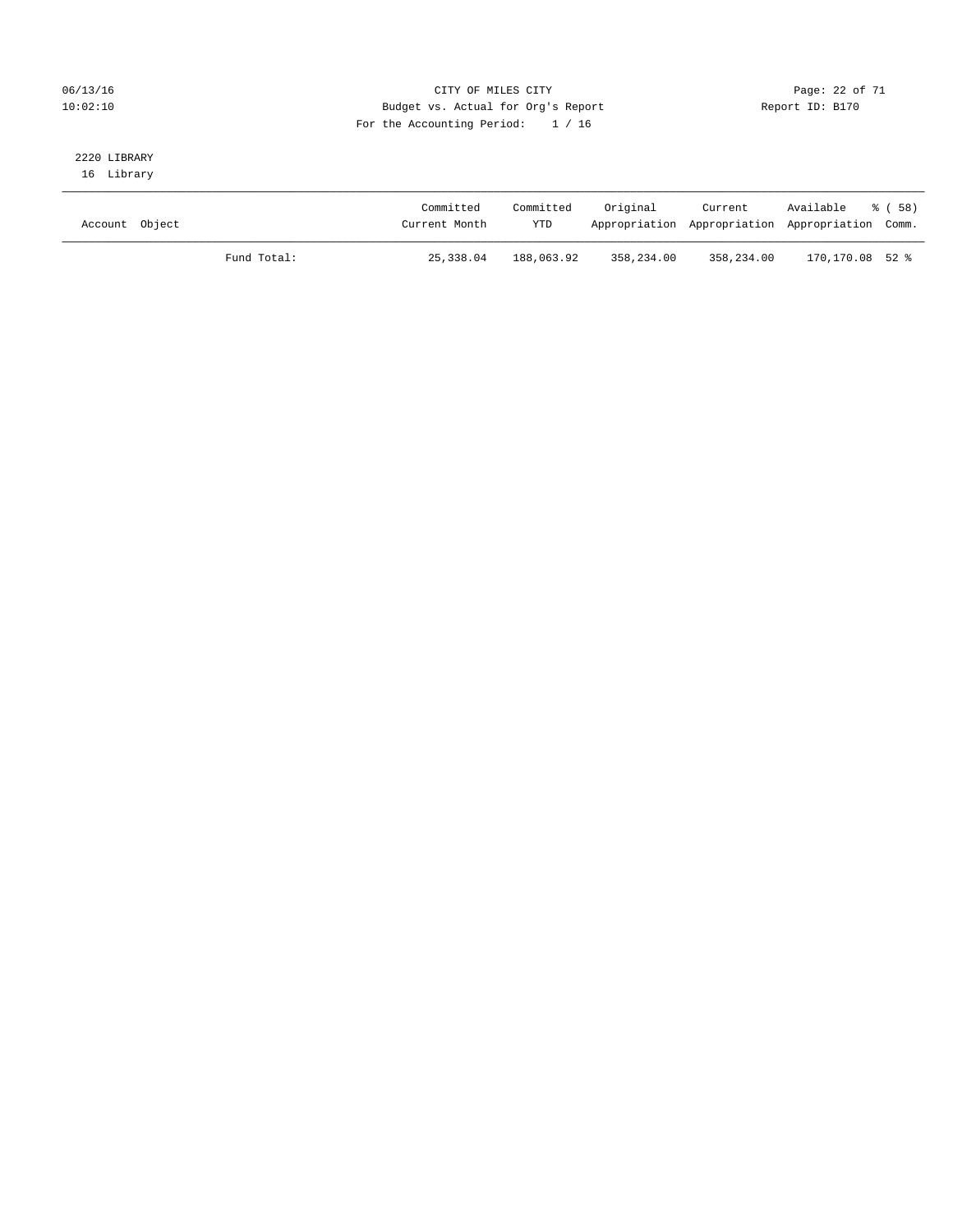CITY OF MILES CITY
Budget vs. Actual for Org's Report
For the Accounting Period: 1 / 16

Report ID: B170

2220 LIBRARY
16 Library

| Account Object | | Committed Current Month | Committed YTD | Original Appropriation | Current Appropriation | Available Appropriation | % ( 58) Comm. |
|---|---|---|---|---|---|---|---|
| | Fund Total: | 25,338.04 | 188,063.92 | 358,234.00 | 358,234.00 | 170,170.08 | 52 % |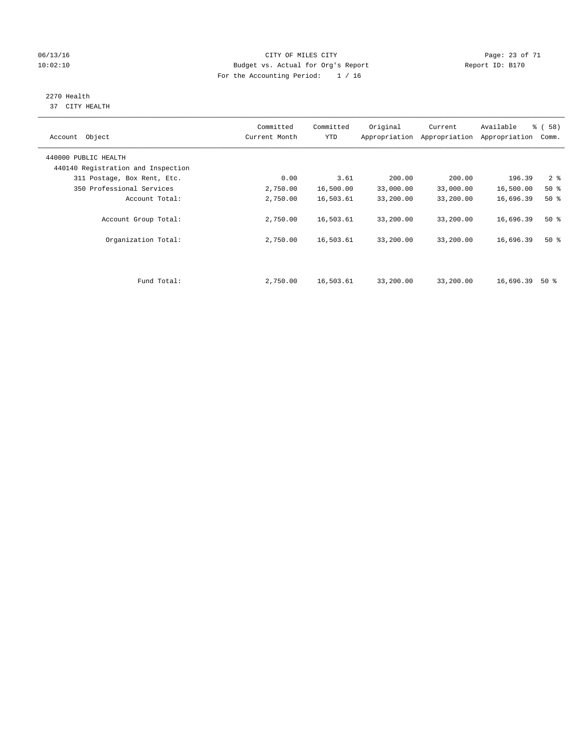CITY OF MILES CITY

Budget vs. Actual for Org's Report

For the Accounting Period: 1 / 16

06/13/16 10:02:10 Report ID: B170

2270 Health

37 CITY HEALTH

| Account Object | Committed Current Month | Committed YTD | Original Appropriation | Current Appropriation | Available Appropriation | % ( 58) Comm. |
|---|---|---|---|---|---|---|
| 440000 PUBLIC HEALTH | | | | | | |
| 440140 Registration and Inspection | | | | | | |
| 311 Postage, Box Rent, Etc. | 0.00 | 3.61 | 200.00 | 200.00 | 196.39 | 2 % |
| 350 Professional Services | 2,750.00 | 16,500.00 | 33,000.00 | 33,000.00 | 16,500.00 | 50 % |
| Account Total: | 2,750.00 | 16,503.61 | 33,200.00 | 33,200.00 | 16,696.39 | 50 % |
| Account Group Total: | 2,750.00 | 16,503.61 | 33,200.00 | 33,200.00 | 16,696.39 | 50 % |
| Organization Total: | 2,750.00 | 16,503.61 | 33,200.00 | 33,200.00 | 16,696.39 | 50 % |
| Fund Total: | 2,750.00 | 16,503.61 | 33,200.00 | 33,200.00 | 16,696.39 | 50 % |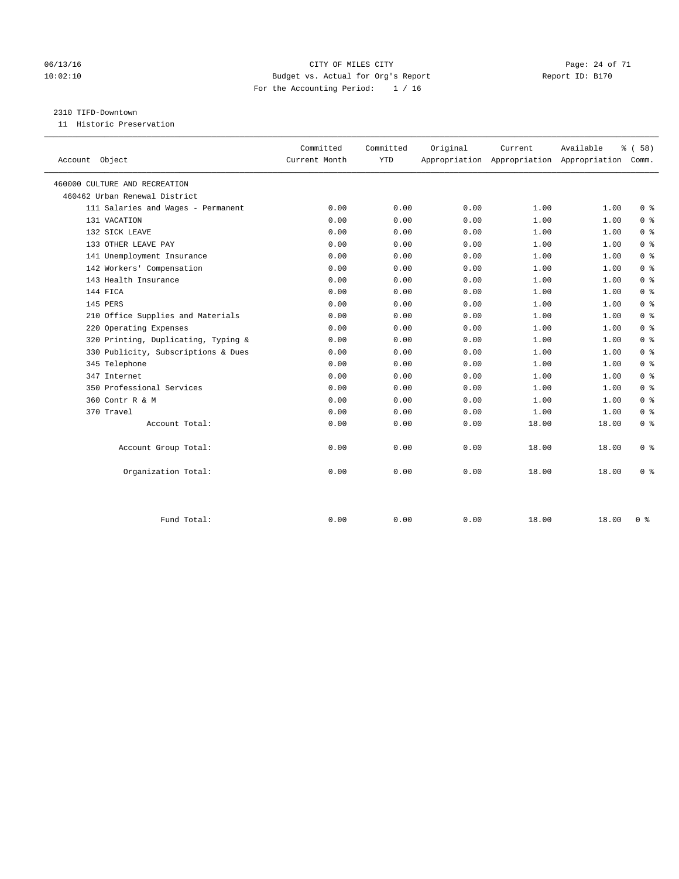CITY OF MILES CITY
Budget vs. Actual for Org's Report
For the Accounting Period: 1 / 16

06/13/16
10:02:10

Report ID: B170

2310 TIFD-Downtown
11 Historic Preservation

| Account Object | Committed Current Month | Committed YTD | Original Appropriation | Current Appropriation | Available Appropriation | % ( 58) Comm. |
|---|---|---|---|---|---|---|
| 460000 CULTURE AND RECREATION | | | | | | |
| 460462 Urban Renewal District | | | | | | |
| 111 Salaries and Wages - Permanent | 0.00 | 0.00 | 0.00 | 1.00 | 1.00 | 0 % |
| 131 VACATION | 0.00 | 0.00 | 0.00 | 1.00 | 1.00 | 0 % |
| 132 SICK LEAVE | 0.00 | 0.00 | 0.00 | 1.00 | 1.00 | 0 % |
| 133 OTHER LEAVE PAY | 0.00 | 0.00 | 0.00 | 1.00 | 1.00 | 0 % |
| 141 Unemployment Insurance | 0.00 | 0.00 | 0.00 | 1.00 | 1.00 | 0 % |
| 142 Workers' Compensation | 0.00 | 0.00 | 0.00 | 1.00 | 1.00 | 0 % |
| 143 Health Insurance | 0.00 | 0.00 | 0.00 | 1.00 | 1.00 | 0 % |
| 144 FICA | 0.00 | 0.00 | 0.00 | 1.00 | 1.00 | 0 % |
| 145 PERS | 0.00 | 0.00 | 0.00 | 1.00 | 1.00 | 0 % |
| 210 Office Supplies and Materials | 0.00 | 0.00 | 0.00 | 1.00 | 1.00 | 0 % |
| 220 Operating Expenses | 0.00 | 0.00 | 0.00 | 1.00 | 1.00 | 0 % |
| 320 Printing, Duplicating, Typing & | 0.00 | 0.00 | 0.00 | 1.00 | 1.00 | 0 % |
| 330 Publicity, Subscriptions & Dues | 0.00 | 0.00 | 0.00 | 1.00 | 1.00 | 0 % |
| 345 Telephone | 0.00 | 0.00 | 0.00 | 1.00 | 1.00 | 0 % |
| 347 Internet | 0.00 | 0.00 | 0.00 | 1.00 | 1.00 | 0 % |
| 350 Professional Services | 0.00 | 0.00 | 0.00 | 1.00 | 1.00 | 0 % |
| 360 Contr R & M | 0.00 | 0.00 | 0.00 | 1.00 | 1.00 | 0 % |
| 370 Travel | 0.00 | 0.00 | 0.00 | 1.00 | 1.00 | 0 % |
| Account Total: | 0.00 | 0.00 | 0.00 | 18.00 | 18.00 | 0 % |
| Account Group Total: | 0.00 | 0.00 | 0.00 | 18.00 | 18.00 | 0 % |
| Organization Total: | 0.00 | 0.00 | 0.00 | 18.00 | 18.00 | 0 % |
| Fund Total: | 0.00 | 0.00 | 0.00 | 18.00 | 18.00 | 0 % |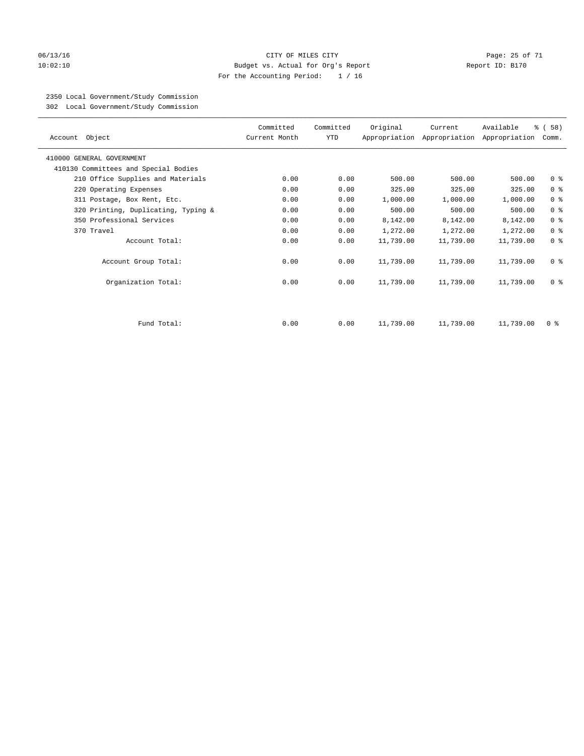CITY OF MILES CITY
Budget vs. Actual for Org's Report
For the Accounting Period: 1 / 16

06/13/16 10:02:10 — Report ID: B170

2350 Local Government/Study Commission
302 Local Government/Study Commission

| Account Object | Committed Current Month | Committed YTD | Original Appropriation | Current Appropriation | Available Appropriation | % ( 58) Comm. |
|---|---|---|---|---|---|---|
| 410000 GENERAL GOVERNMENT | | | | | | |
| 410130 Committees and Special Bodies | | | | | | |
| 210 Office Supplies and Materials | 0.00 | 0.00 | 500.00 | 500.00 | 500.00 | 0 % |
| 220 Operating Expenses | 0.00 | 0.00 | 325.00 | 325.00 | 325.00 | 0 % |
| 311 Postage, Box Rent, Etc. | 0.00 | 0.00 | 1,000.00 | 1,000.00 | 1,000.00 | 0 % |
| 320 Printing, Duplicating, Typing & | 0.00 | 0.00 | 500.00 | 500.00 | 500.00 | 0 % |
| 350 Professional Services | 0.00 | 0.00 | 8,142.00 | 8,142.00 | 8,142.00 | 0 % |
| 370 Travel | 0.00 | 0.00 | 1,272.00 | 1,272.00 | 1,272.00 | 0 % |
| Account Total: | 0.00 | 0.00 | 11,739.00 | 11,739.00 | 11,739.00 | 0 % |
| Account Group Total: | 0.00 | 0.00 | 11,739.00 | 11,739.00 | 11,739.00 | 0 % |
| Organization Total: | 0.00 | 0.00 | 11,739.00 | 11,739.00 | 11,739.00 | 0 % |
| Fund Total: | 0.00 | 0.00 | 11,739.00 | 11,739.00 | 11,739.00 | 0 % |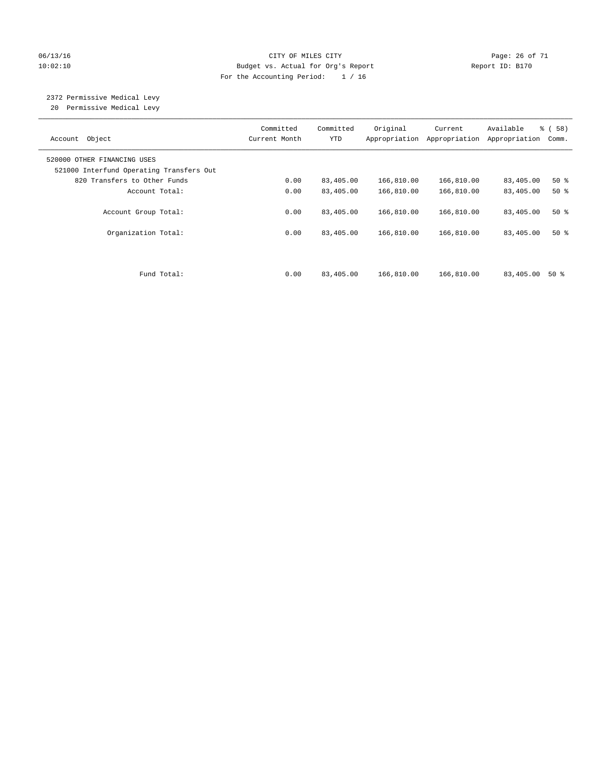CITY OF MILES CITY
Budget vs. Actual for Org's Report
For the Accounting Period: 1 / 16

06/13/16
10:02:10

Report ID: B170

2372 Permissive Medical Levy
20 Permissive Medical Levy

| Account Object | Committed Current Month | Committed YTD | Original Appropriation | Current Appropriation | Available Appropriation | % ( 58) Comm. |
|---|---|---|---|---|---|---|
| 520000 OTHER FINANCING USES | | | | | | |
| 521000 Interfund Operating Transfers Out | | | | | | |
| 820 Transfers to Other Funds | 0.00 | 83,405.00 | 166,810.00 | 166,810.00 | 83,405.00 | 50 % |
| Account Total: | 0.00 | 83,405.00 | 166,810.00 | 166,810.00 | 83,405.00 | 50 % |
| Account Group Total: | 0.00 | 83,405.00 | 166,810.00 | 166,810.00 | 83,405.00 | 50 % |
| Organization Total: | 0.00 | 83,405.00 | 166,810.00 | 166,810.00 | 83,405.00 | 50 % |
| Fund Total: | 0.00 | 83,405.00 | 166,810.00 | 166,810.00 | 83,405.00 | 50 % |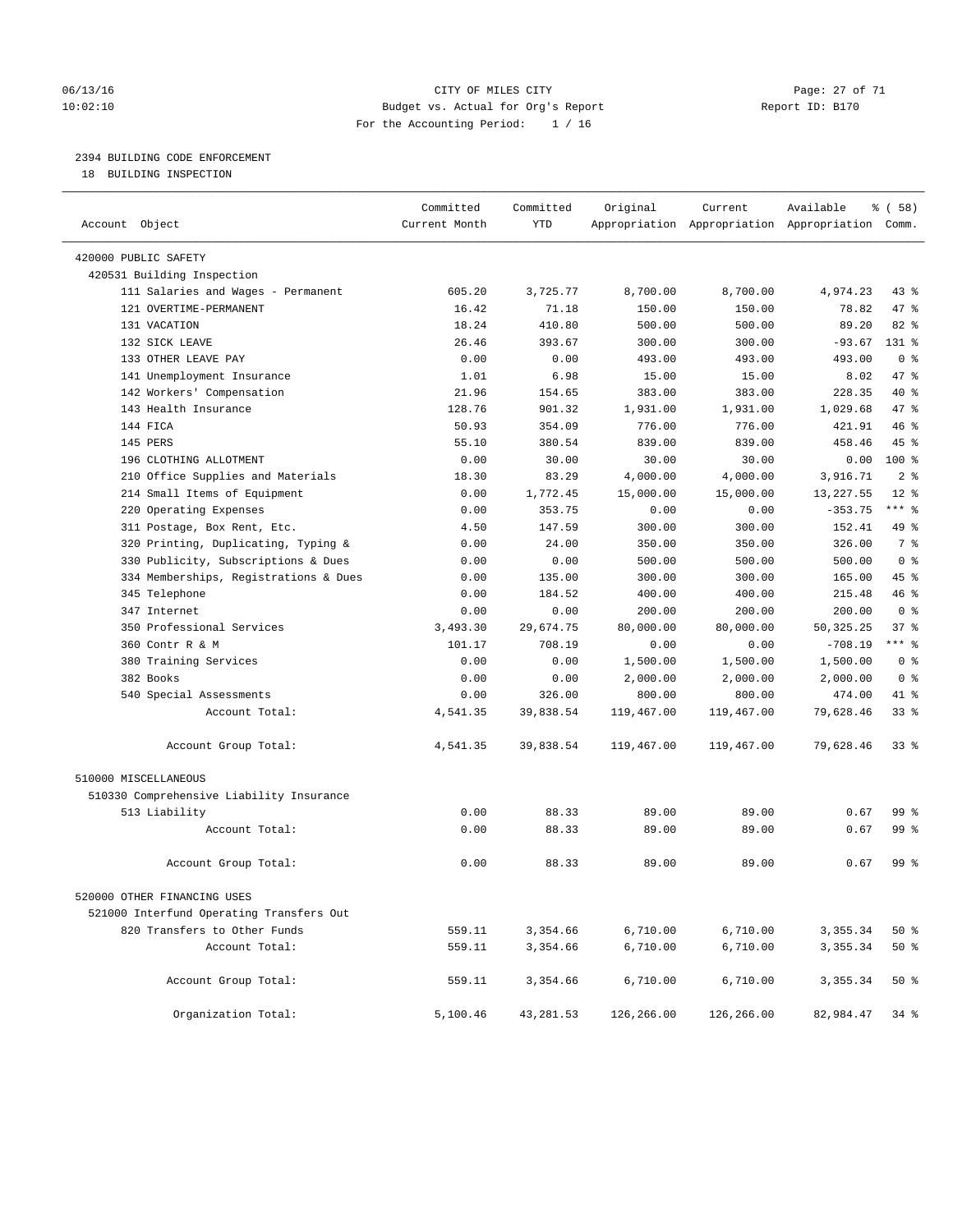CITY OF MILES CITY
Budget vs. Actual for Org's Report
For the Accounting Period: 1 / 16

06/13/16
10:02:10

Report ID: B170

## 2394 BUILDING CODE ENFORCEMENT

18 BUILDING INSPECTION

| Account Object | Committed Current Month | Committed YTD | Original Appropriation | Current Appropriation | Available Appropriation | % ( 58) Comm. |
|---|---|---|---|---|---|---|
| 420000 PUBLIC SAFETY | | | | | | |
| 420531 Building Inspection | | | | | | |
| 111 Salaries and Wages - Permanent | 605.20 | 3,725.77 | 8,700.00 | 8,700.00 | 4,974.23 | 43 % |
| 121 OVERTIME-PERMANENT | 16.42 | 71.18 | 150.00 | 150.00 | 78.82 | 47 % |
| 131 VACATION | 18.24 | 410.80 | 500.00 | 500.00 | 89.20 | 82 % |
| 132 SICK LEAVE | 26.46 | 393.67 | 300.00 | 300.00 | -93.67 | 131 % |
| 133 OTHER LEAVE PAY | 0.00 | 0.00 | 493.00 | 493.00 | 493.00 | 0 % |
| 141 Unemployment Insurance | 1.01 | 6.98 | 15.00 | 15.00 | 8.02 | 47 % |
| 142 Workers' Compensation | 21.96 | 154.65 | 383.00 | 383.00 | 228.35 | 40 % |
| 143 Health Insurance | 128.76 | 901.32 | 1,931.00 | 1,931.00 | 1,029.68 | 47 % |
| 144 FICA | 50.93 | 354.09 | 776.00 | 776.00 | 421.91 | 46 % |
| 145 PERS | 55.10 | 380.54 | 839.00 | 839.00 | 458.46 | 45 % |
| 196 CLOTHING ALLOTMENT | 0.00 | 30.00 | 30.00 | 30.00 | 0.00 | 100 % |
| 210 Office Supplies and Materials | 18.30 | 83.29 | 4,000.00 | 4,000.00 | 3,916.71 | 2 % |
| 214 Small Items of Equipment | 0.00 | 1,772.45 | 15,000.00 | 15,000.00 | 13,227.55 | 12 % |
| 220 Operating Expenses | 0.00 | 353.75 | 0.00 | 0.00 | -353.75 | *** % |
| 311 Postage, Box Rent, Etc. | 4.50 | 147.59 | 300.00 | 300.00 | 152.41 | 49 % |
| 320 Printing, Duplicating, Typing & | 0.00 | 24.00 | 350.00 | 350.00 | 326.00 | 7 % |
| 330 Publicity, Subscriptions & Dues | 0.00 | 0.00 | 500.00 | 500.00 | 500.00 | 0 % |
| 334 Memberships, Registrations & Dues | 0.00 | 135.00 | 300.00 | 300.00 | 165.00 | 45 % |
| 345 Telephone | 0.00 | 184.52 | 400.00 | 400.00 | 215.48 | 46 % |
| 347 Internet | 0.00 | 0.00 | 200.00 | 200.00 | 200.00 | 0 % |
| 350 Professional Services | 3,493.30 | 29,674.75 | 80,000.00 | 80,000.00 | 50,325.25 | 37 % |
| 360 Contr R & M | 101.17 | 708.19 | 0.00 | 0.00 | -708.19 | *** % |
| 380 Training Services | 0.00 | 0.00 | 1,500.00 | 1,500.00 | 1,500.00 | 0 % |
| 382 Books | 0.00 | 0.00 | 2,000.00 | 2,000.00 | 2,000.00 | 0 % |
| 540 Special Assessments | 0.00 | 326.00 | 800.00 | 800.00 | 474.00 | 41 % |
| Account Total: | 4,541.35 | 39,838.54 | 119,467.00 | 119,467.00 | 79,628.46 | 33 % |
| Account Group Total: | 4,541.35 | 39,838.54 | 119,467.00 | 119,467.00 | 79,628.46 | 33 % |
| 510000 MISCELLANEOUS | | | | | | |
| 510330 Comprehensive Liability Insurance | | | | | | |
| 513 Liability | 0.00 | 88.33 | 89.00 | 89.00 | 0.67 | 99 % |
| Account Total: | 0.00 | 88.33 | 89.00 | 89.00 | 0.67 | 99 % |
| Account Group Total: | 0.00 | 88.33 | 89.00 | 89.00 | 0.67 | 99 % |
| 520000 OTHER FINANCING USES | | | | | | |
| 521000 Interfund Operating Transfers Out | | | | | | |
| 820 Transfers to Other Funds | 559.11 | 3,354.66 | 6,710.00 | 6,710.00 | 3,355.34 | 50 % |
| Account Total: | 559.11 | 3,354.66 | 6,710.00 | 6,710.00 | 3,355.34 | 50 % |
| Account Group Total: | 559.11 | 3,354.66 | 6,710.00 | 6,710.00 | 3,355.34 | 50 % |
| Organization Total: | 5,100.46 | 43,281.53 | 126,266.00 | 126,266.00 | 82,984.47 | 34 % |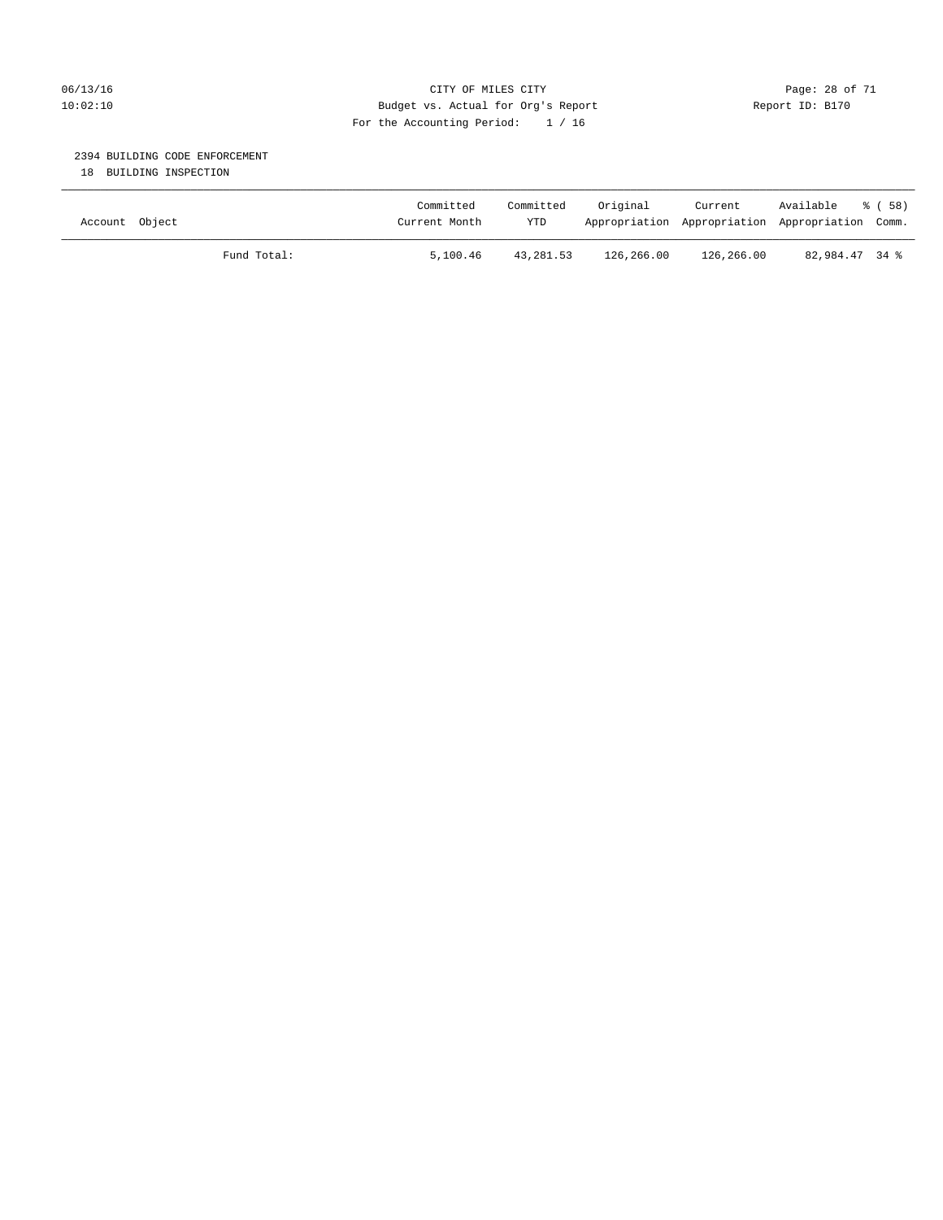CITY OF MILES CITY
Budget vs. Actual for Org's Report
For the Accounting Period: 1 / 16

## 2394 BUILDING CODE ENFORCEMENT

18 BUILDING INSPECTION

| Account Object | Committed Current Month | Committed YTD | Original Appropriation | Current Appropriation | Available Appropriation | % ( 58) Comm. |
|---|---|---|---|---|---|---|
| Fund Total: | 5,100.46 | 43,281.53 | 126,266.00 | 126,266.00 | 82,984.47 | 34 % |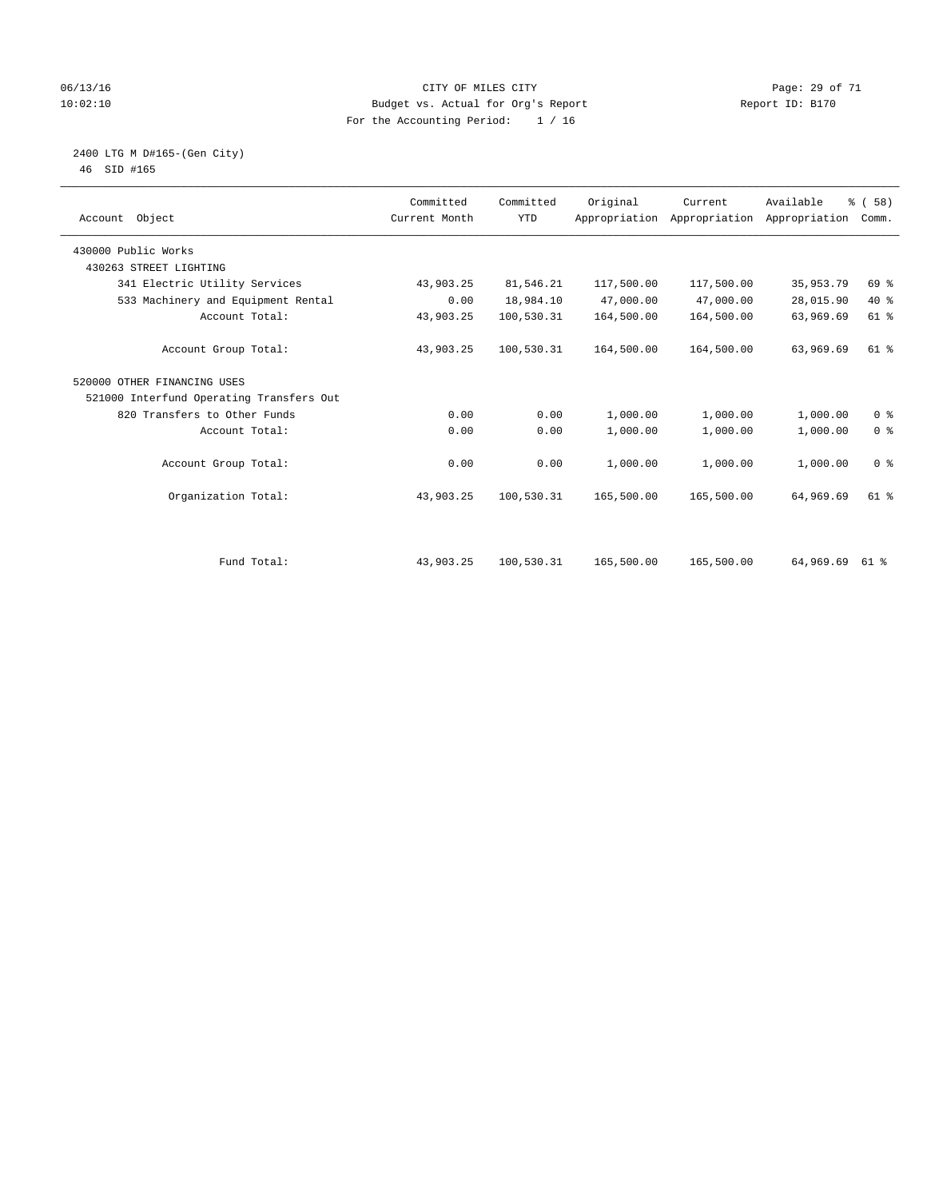CITY OF MILES CITY
Budget vs. Actual for Org's Report
For the Accounting Period: 1 / 16

06/13/16
10:02:10

Report ID: B170

2400 LTG M D#165-(Gen City)
46 SID #165

| Account Object | Committed Current Month | Committed YTD | Original Appropriation | Current Appropriation | Available Appropriation | % ( 58) Comm. |
|---|---|---|---|---|---|---|
| 430000 Public Works | | | | | | |
| 430263 STREET LIGHTING | | | | | | |
| 341 Electric Utility Services | 43,903.25 | 81,546.21 | 117,500.00 | 117,500.00 | 35,953.79 | 69 % |
| 533 Machinery and Equipment Rental | 0.00 | 18,984.10 | 47,000.00 | 47,000.00 | 28,015.90 | 40 % |
| Account Total: | 43,903.25 | 100,530.31 | 164,500.00 | 164,500.00 | 63,969.69 | 61 % |
| Account Group Total: | 43,903.25 | 100,530.31 | 164,500.00 | 164,500.00 | 63,969.69 | 61 % |
| 520000 OTHER FINANCING USES | | | | | | |
| 521000 Interfund Operating Transfers Out | | | | | | |
| 820 Transfers to Other Funds | 0.00 | 0.00 | 1,000.00 | 1,000.00 | 1,000.00 | 0 % |
| Account Total: | 0.00 | 0.00 | 1,000.00 | 1,000.00 | 1,000.00 | 0 % |
| Account Group Total: | 0.00 | 0.00 | 1,000.00 | 1,000.00 | 1,000.00 | 0 % |
| Organization Total: | 43,903.25 | 100,530.31 | 165,500.00 | 165,500.00 | 64,969.69 | 61 % |
| Fund Total: | 43,903.25 | 100,530.31 | 165,500.00 | 165,500.00 | 64,969.69 | 61 % |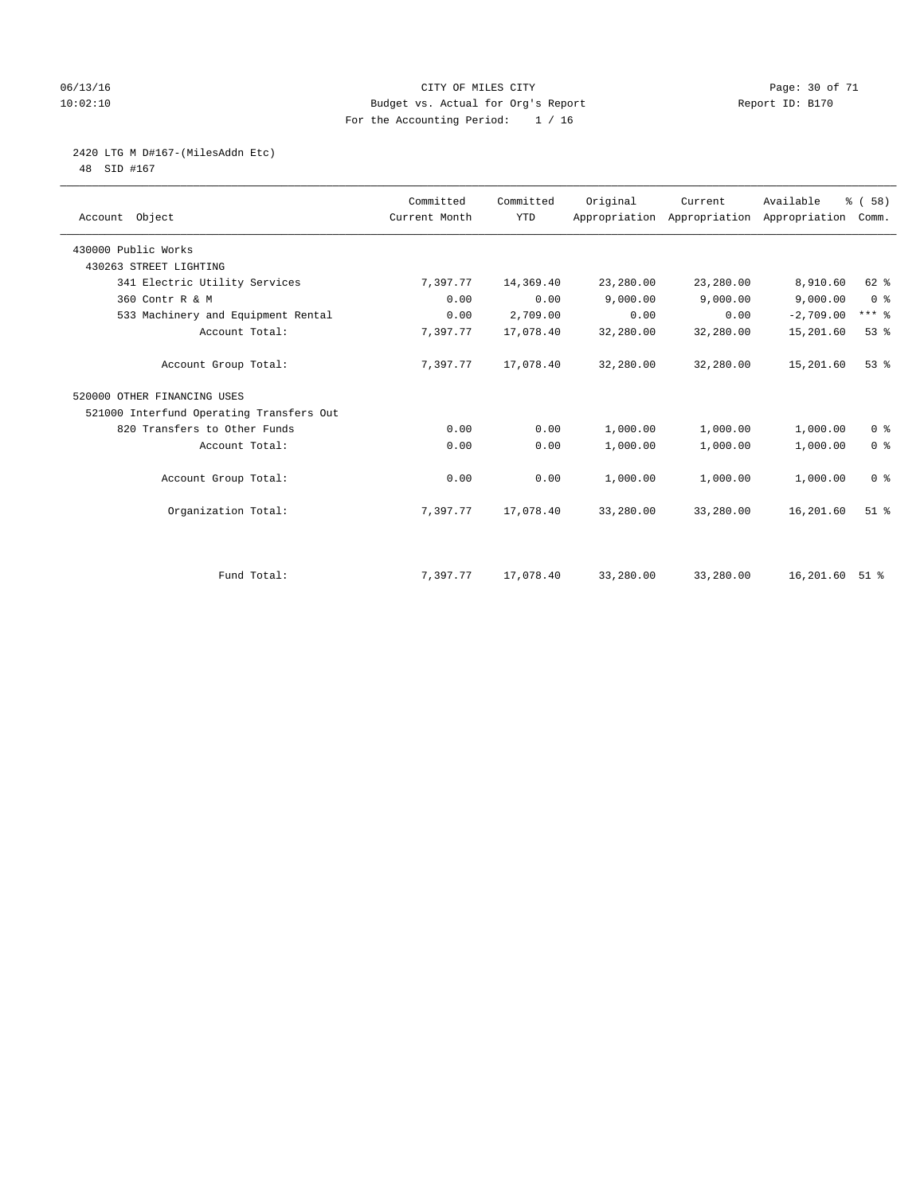CITY OF MILES CITY
Budget vs. Actual for Org's Report
For the Accounting Period: 1 / 16

06/13/16
10:02:10

Report ID: B170

2420 LTG M D#167-(MilesAddn Etc)
48 SID #167

| Account Object | Committed Current Month | Committed YTD | Original Appropriation | Current Appropriation | Available Appropriation | % ( 58) Comm. |
|---|---|---|---|---|---|---|
| 430000 Public Works | | | | | | |
| 430263 STREET LIGHTING | | | | | | |
| 341 Electric Utility Services | 7,397.77 | 14,369.40 | 23,280.00 | 23,280.00 | 8,910.60 | 62 % |
| 360 Contr R & M | 0.00 | 0.00 | 9,000.00 | 9,000.00 | 9,000.00 | 0 % |
| 533 Machinery and Equipment Rental | 0.00 | 2,709.00 | 0.00 | 0.00 | -2,709.00 | *** % |
| Account Total: | 7,397.77 | 17,078.40 | 32,280.00 | 32,280.00 | 15,201.60 | 53 % |
| Account Group Total: | 7,397.77 | 17,078.40 | 32,280.00 | 32,280.00 | 15,201.60 | 53 % |
| 520000 OTHER FINANCING USES | | | | | | |
| 521000 Interfund Operating Transfers Out | | | | | | |
| 820 Transfers to Other Funds | 0.00 | 0.00 | 1,000.00 | 1,000.00 | 1,000.00 | 0 % |
| Account Total: | 0.00 | 0.00 | 1,000.00 | 1,000.00 | 1,000.00 | 0 % |
| Account Group Total: | 0.00 | 0.00 | 1,000.00 | 1,000.00 | 1,000.00 | 0 % |
| Organization Total: | 7,397.77 | 17,078.40 | 33,280.00 | 33,280.00 | 16,201.60 | 51 % |
| Fund Total: | 7,397.77 | 17,078.40 | 33,280.00 | 33,280.00 | 16,201.60 | 51 % |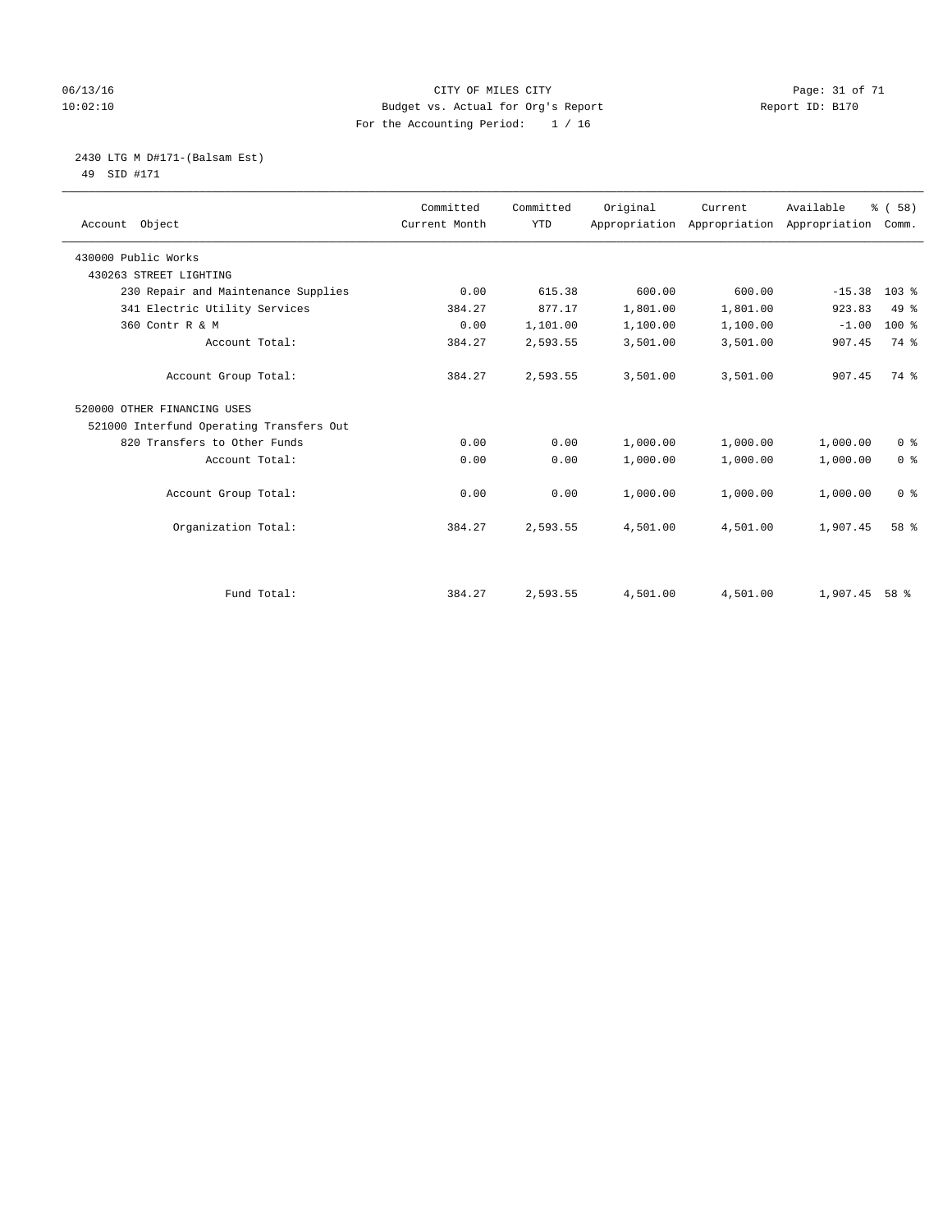CITY OF MILES CITY
Budget vs. Actual for Org's Report
For the Accounting Period: 1 / 16

06/13/16 10:02:10 — Report ID: B170

## 2430 LTG M D#171-(Balsam Est)

49 SID #171

| Account Object | Committed Current Month | Committed YTD | Original Appropriation | Current Appropriation | Available Appropriation | % ( 58) Comm. |
|---|---|---|---|---|---|---|
| 430000 Public Works | | | | | | |
| 430263 STREET LIGHTING | | | | | | |
| 230 Repair and Maintenance Supplies | 0.00 | 615.38 | 600.00 | 600.00 | -15.38 | 103 % |
| 341 Electric Utility Services | 384.27 | 877.17 | 1,801.00 | 1,801.00 | 923.83 | 49 % |
| 360 Contr R & M | 0.00 | 1,101.00 | 1,100.00 | 1,100.00 | -1.00 | 100 % |
| Account Total: | 384.27 | 2,593.55 | 3,501.00 | 3,501.00 | 907.45 | 74 % |
| Account Group Total: | 384.27 | 2,593.55 | 3,501.00 | 3,501.00 | 907.45 | 74 % |
| 520000 OTHER FINANCING USES | | | | | | |
| 521000 Interfund Operating Transfers Out | | | | | | |
| 820 Transfers to Other Funds | 0.00 | 0.00 | 1,000.00 | 1,000.00 | 1,000.00 | 0 % |
| Account Total: | 0.00 | 0.00 | 1,000.00 | 1,000.00 | 1,000.00 | 0 % |
| Account Group Total: | 0.00 | 0.00 | 1,000.00 | 1,000.00 | 1,000.00 | 0 % |
| Organization Total: | 384.27 | 2,593.55 | 4,501.00 | 4,501.00 | 1,907.45 | 58 % |
| Fund Total: | 384.27 | 2,593.55 | 4,501.00 | 4,501.00 | 1,907.45 | 58 % |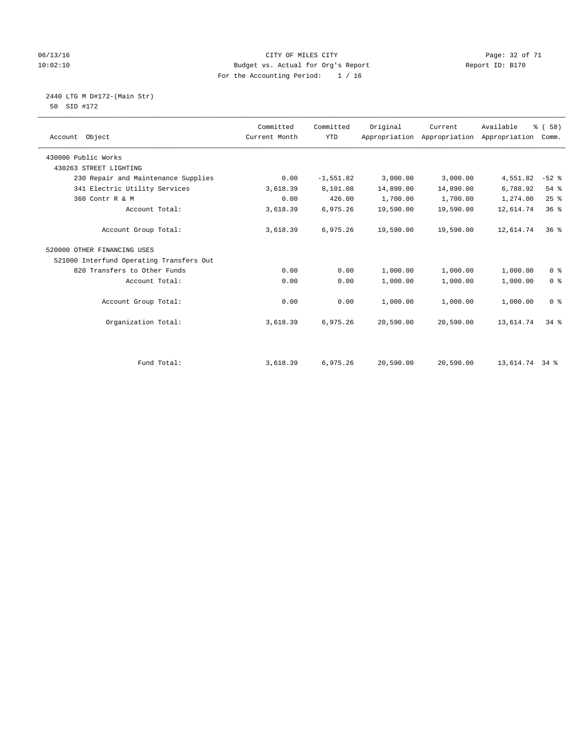CITY OF MILES CITY
Budget vs. Actual for Org's Report
For the Accounting Period: 1 / 16

06/13/16 10:02:10 — Report ID: B170

2440 LTG M D#172-(Main Str)
50 SID #172

| Account Object | Committed Current Month | Committed YTD | Original Appropriation | Current Appropriation | Available Appropriation | % ( 58) Comm. |
|---|---|---|---|---|---|---|
| 430000 Public Works | | | | | | |
| 430263 STREET LIGHTING | | | | | | |
| 230 Repair and Maintenance Supplies | 0.00 | -1,551.82 | 3,000.00 | 3,000.00 | 4,551.82 | -52 % |
| 341 Electric Utility Services | 3,618.39 | 8,101.08 | 14,890.00 | 14,890.00 | 6,788.92 | 54 % |
| 360 Contr R & M | 0.00 | 426.00 | 1,700.00 | 1,700.00 | 1,274.00 | 25 % |
| Account Total: | 3,618.39 | 6,975.26 | 19,590.00 | 19,590.00 | 12,614.74 | 36 % |
| Account Group Total: | 3,618.39 | 6,975.26 | 19,590.00 | 19,590.00 | 12,614.74 | 36 % |
| 520000 OTHER FINANCING USES | | | | | | |
| 521000 Interfund Operating Transfers Out | | | | | | |
| 820 Transfers to Other Funds | 0.00 | 0.00 | 1,000.00 | 1,000.00 | 1,000.00 | 0 % |
| Account Total: | 0.00 | 0.00 | 1,000.00 | 1,000.00 | 1,000.00 | 0 % |
| Account Group Total: | 0.00 | 0.00 | 1,000.00 | 1,000.00 | 1,000.00 | 0 % |
| Organization Total: | 3,618.39 | 6,975.26 | 20,590.00 | 20,590.00 | 13,614.74 | 34 % |
| Fund Total: | 3,618.39 | 6,975.26 | 20,590.00 | 20,590.00 | 13,614.74 | 34 % |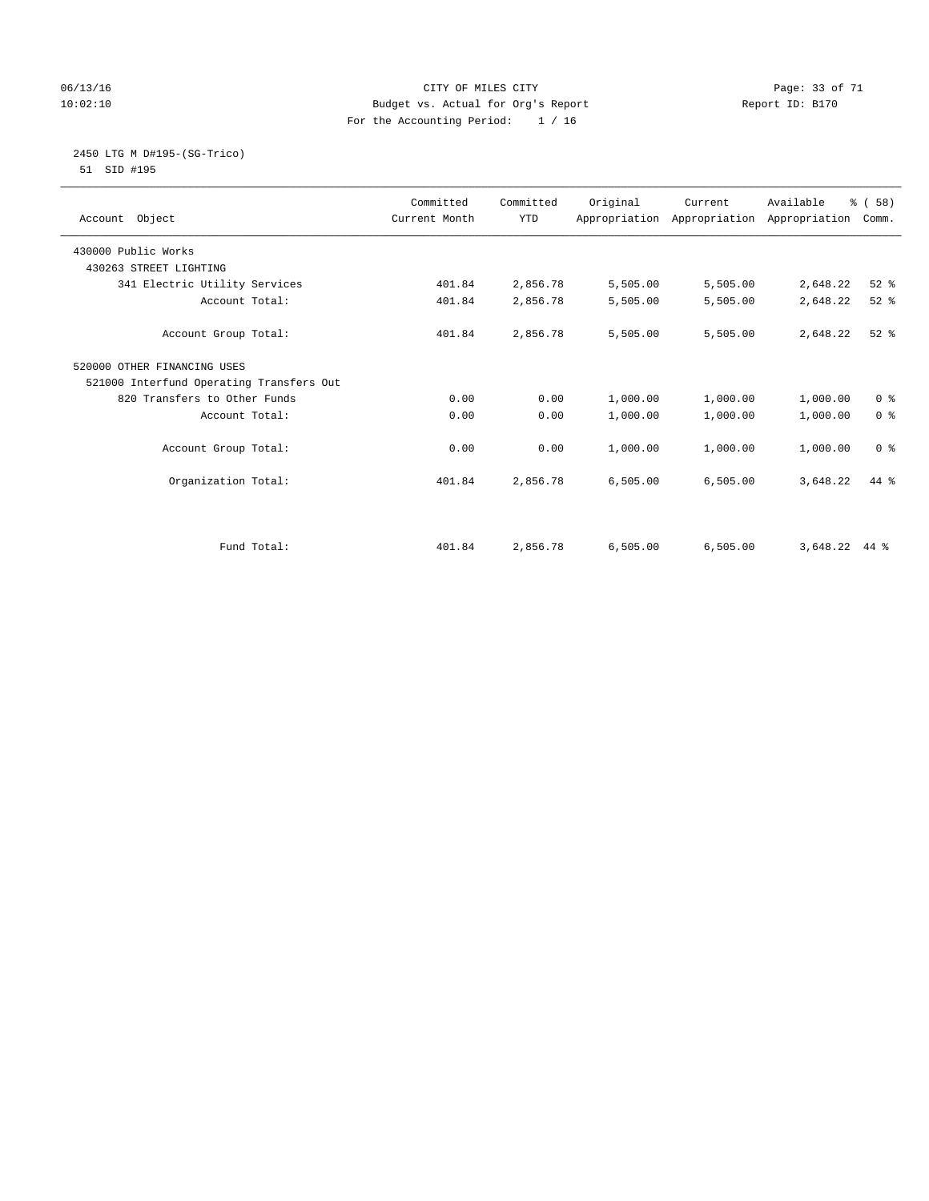CITY OF MILES CITY
Budget vs. Actual for Org's Report
For the Accounting Period: 1 / 16

06/13/16
10:02:10

Report ID: B170

2450 LTG M D#195-(SG-Trico)
51 SID #195

| Account Object | Committed Current Month | Committed YTD | Original Appropriation | Current Appropriation | Available Appropriation | % ( 58) Comm. |
|---|---|---|---|---|---|---|
| 430000 Public Works | | | | | | |
| 430263 STREET LIGHTING | | | | | | |
| 341 Electric Utility Services | 401.84 | 2,856.78 | 5,505.00 | 5,505.00 | 2,648.22 | 52 % |
| Account Total: | 401.84 | 2,856.78 | 5,505.00 | 5,505.00 | 2,648.22 | 52 % |
| Account Group Total: | 401.84 | 2,856.78 | 5,505.00 | 5,505.00 | 2,648.22 | 52 % |
| 520000 OTHER FINANCING USES | | | | | | |
| 521000 Interfund Operating Transfers Out | | | | | | |
| 820 Transfers to Other Funds | 0.00 | 0.00 | 1,000.00 | 1,000.00 | 1,000.00 | 0 % |
| Account Total: | 0.00 | 0.00 | 1,000.00 | 1,000.00 | 1,000.00 | 0 % |
| Account Group Total: | 0.00 | 0.00 | 1,000.00 | 1,000.00 | 1,000.00 | 0 % |
| Organization Total: | 401.84 | 2,856.78 | 6,505.00 | 6,505.00 | 3,648.22 | 44 % |
| Fund Total: | 401.84 | 2,856.78 | 6,505.00 | 6,505.00 | 3,648.22 | 44 % |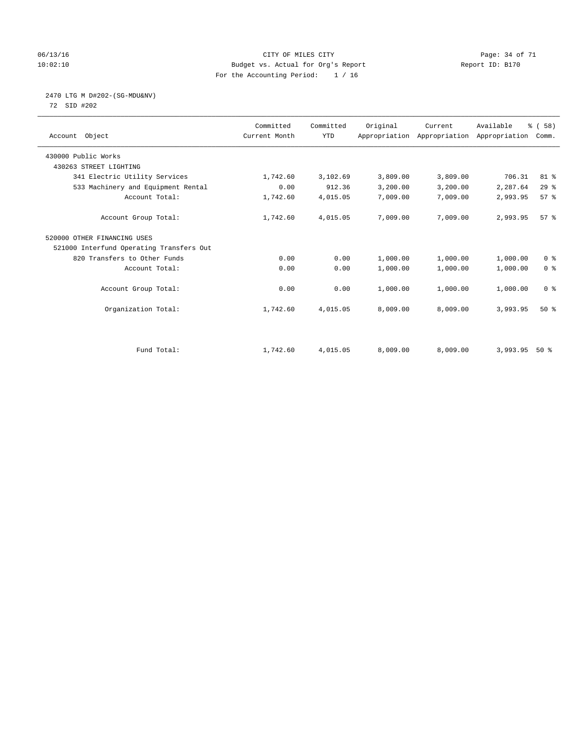CITY OF MILES CITY
Budget vs. Actual for Org's Report
For the Accounting Period: 1 / 16

06/13/16 10:02:10 — Report ID: B170

## 2470 LTG M D#202-(SG-MDU&NV)

72 SID #202

| Account Object | Committed Current Month | Committed YTD | Original Appropriation | Current Appropriation | Available Appropriation | % ( 58) Comm. |
|---|---|---|---|---|---|---|
| 430000 Public Works | | | | | | |
| 430263 STREET LIGHTING | | | | | | |
| 341 Electric Utility Services | 1,742.60 | 3,102.69 | 3,809.00 | 3,809.00 | 706.31 | 81 % |
| 533 Machinery and Equipment Rental | 0.00 | 912.36 | 3,200.00 | 3,200.00 | 2,287.64 | 29 % |
| Account Total: | 1,742.60 | 4,015.05 | 7,009.00 | 7,009.00 | 2,993.95 | 57 % |
| Account Group Total: | 1,742.60 | 4,015.05 | 7,009.00 | 7,009.00 | 2,993.95 | 57 % |
| 520000 OTHER FINANCING USES | | | | | | |
| 521000 Interfund Operating Transfers Out | | | | | | |
| 820 Transfers to Other Funds | 0.00 | 0.00 | 1,000.00 | 1,000.00 | 1,000.00 | 0 % |
| Account Total: | 0.00 | 0.00 | 1,000.00 | 1,000.00 | 1,000.00 | 0 % |
| Account Group Total: | 0.00 | 0.00 | 1,000.00 | 1,000.00 | 1,000.00 | 0 % |
| Organization Total: | 1,742.60 | 4,015.05 | 8,009.00 | 8,009.00 | 3,993.95 | 50 % |
| Fund Total: | 1,742.60 | 4,015.05 | 8,009.00 | 8,009.00 | 3,993.95 | 50 % |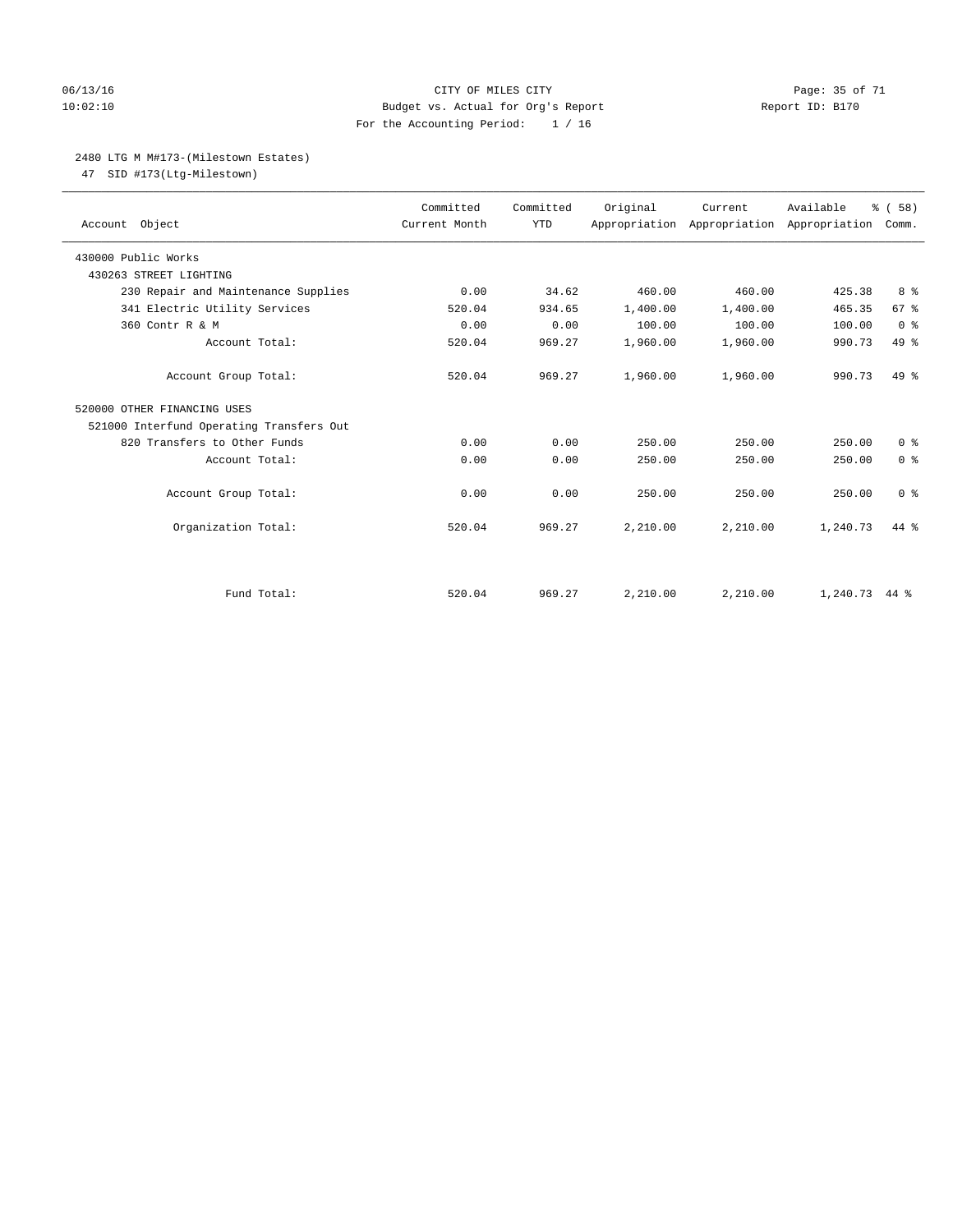CITY OF MILES CITY
Budget vs. Actual for Org's Report
For the Accounting Period: 1 / 16

06/13/16
10:02:10

Report ID: B170

2480 LTG M M#173-(Milestown Estates)
47 SID #173(Ltg-Milestown)

| Account Object | Committed Current Month | Committed YTD | Original Appropriation | Current Appropriation | Available Appropriation | % ( 58) Comm. |
|---|---|---|---|---|---|---|
| 430000 Public Works | | | | | | |
| 430263 STREET LIGHTING | | | | | | |
| 230 Repair and Maintenance Supplies | 0.00 | 34.62 | 460.00 | 460.00 | 425.38 | 8 % |
| 341 Electric Utility Services | 520.04 | 934.65 | 1,400.00 | 1,400.00 | 465.35 | 67 % |
| 360 Contr R & M | 0.00 | 0.00 | 100.00 | 100.00 | 100.00 | 0 % |
| Account Total: | 520.04 | 969.27 | 1,960.00 | 1,960.00 | 990.73 | 49 % |
| Account Group Total: | 520.04 | 969.27 | 1,960.00 | 1,960.00 | 990.73 | 49 % |
| 520000 OTHER FINANCING USES | | | | | | |
| 521000 Interfund Operating Transfers Out | | | | | | |
| 820 Transfers to Other Funds | 0.00 | 0.00 | 250.00 | 250.00 | 250.00 | 0 % |
| Account Total: | 0.00 | 0.00 | 250.00 | 250.00 | 250.00 | 0 % |
| Account Group Total: | 0.00 | 0.00 | 250.00 | 250.00 | 250.00 | 0 % |
| Organization Total: | 520.04 | 969.27 | 2,210.00 | 2,210.00 | 1,240.73 | 44 % |
| Fund Total: | 520.04 | 969.27 | 2,210.00 | 2,210.00 | 1,240.73 | 44 % |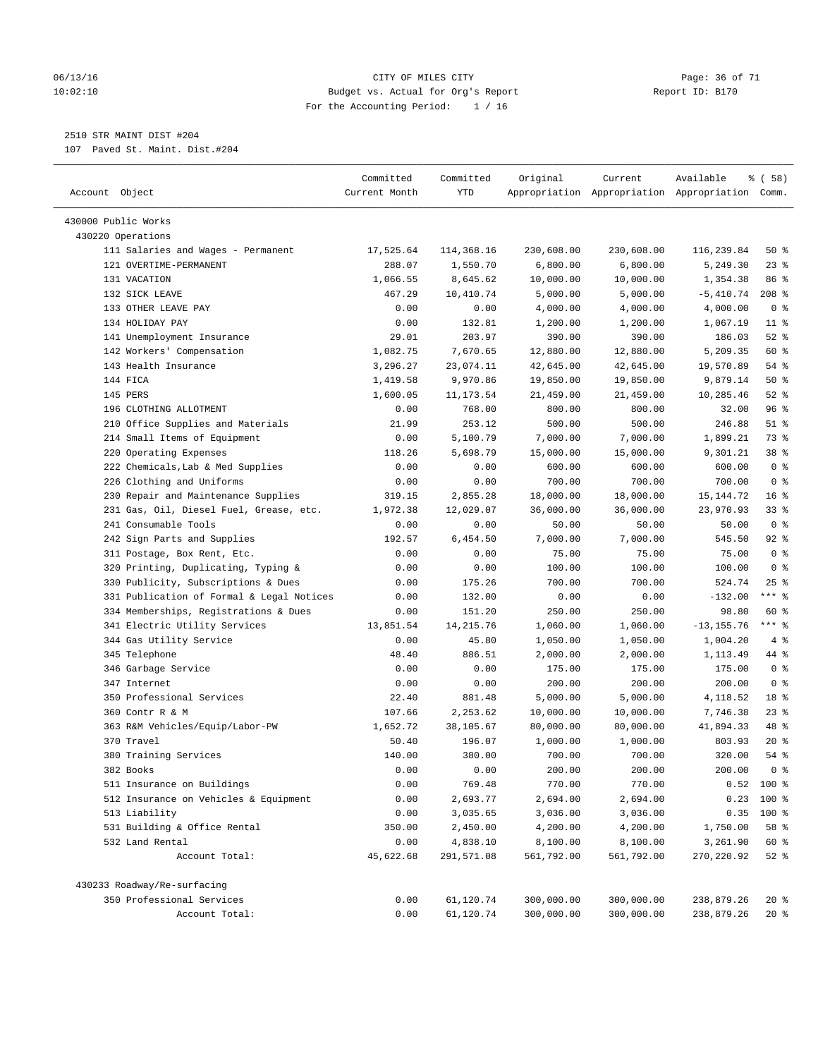2510 STR MAINT DIST #204

107 Paved St. Maint. Dist.#204

| Account Object | Committed Current Month | Committed YTD | Original Appropriation | Current Appropriation | Available Appropriation | % ( 58) Comm. |
|---|---|---|---|---|---|---|
| 430000 Public Works | | | | | | |
| 430220 Operations | | | | | | |
| 111 Salaries and Wages - Permanent | 17,525.64 | 114,368.16 | 230,608.00 | 230,608.00 | 116,239.84 | 50 % |
| 121 OVERTIME-PERMANENT | 288.07 | 1,550.70 | 6,800.00 | 6,800.00 | 5,249.30 | 23 % |
| 131 VACATION | 1,066.55 | 8,645.62 | 10,000.00 | 10,000.00 | 1,354.38 | 86 % |
| 132 SICK LEAVE | 467.29 | 10,410.74 | 5,000.00 | 5,000.00 | -5,410.74 | 208 % |
| 133 OTHER LEAVE PAY | 0.00 | 0.00 | 4,000.00 | 4,000.00 | 4,000.00 | 0 % |
| 134 HOLIDAY PAY | 0.00 | 132.81 | 1,200.00 | 1,200.00 | 1,067.19 | 11 % |
| 141 Unemployment Insurance | 29.01 | 203.97 | 390.00 | 390.00 | 186.03 | 52 % |
| 142 Workers' Compensation | 1,082.75 | 7,670.65 | 12,880.00 | 12,880.00 | 5,209.35 | 60 % |
| 143 Health Insurance | 3,296.27 | 23,074.11 | 42,645.00 | 42,645.00 | 19,570.89 | 54 % |
| 144 FICA | 1,419.58 | 9,970.86 | 19,850.00 | 19,850.00 | 9,879.14 | 50 % |
| 145 PERS | 1,600.05 | 11,173.54 | 21,459.00 | 21,459.00 | 10,285.46 | 52 % |
| 196 CLOTHING ALLOTMENT | 0.00 | 768.00 | 800.00 | 800.00 | 32.00 | 96 % |
| 210 Office Supplies and Materials | 21.99 | 253.12 | 500.00 | 500.00 | 246.88 | 51 % |
| 214 Small Items of Equipment | 0.00 | 5,100.79 | 7,000.00 | 7,000.00 | 1,899.21 | 73 % |
| 220 Operating Expenses | 118.26 | 5,698.79 | 15,000.00 | 15,000.00 | 9,301.21 | 38 % |
| 222 Chemicals,Lab & Med Supplies | 0.00 | 0.00 | 600.00 | 600.00 | 600.00 | 0 % |
| 226 Clothing and Uniforms | 0.00 | 0.00 | 700.00 | 700.00 | 700.00 | 0 % |
| 230 Repair and Maintenance Supplies | 319.15 | 2,855.28 | 18,000.00 | 18,000.00 | 15,144.72 | 16 % |
| 231 Gas, Oil, Diesel Fuel, Grease, etc. | 1,972.38 | 12,029.07 | 36,000.00 | 36,000.00 | 23,970.93 | 33 % |
| 241 Consumable Tools | 0.00 | 0.00 | 50.00 | 50.00 | 50.00 | 0 % |
| 242 Sign Parts and Supplies | 192.57 | 6,454.50 | 7,000.00 | 7,000.00 | 545.50 | 92 % |
| 311 Postage, Box Rent, Etc. | 0.00 | 0.00 | 75.00 | 75.00 | 75.00 | 0 % |
| 320 Printing, Duplicating, Typing & | 0.00 | 0.00 | 100.00 | 100.00 | 100.00 | 0 % |
| 330 Publicity, Subscriptions & Dues | 0.00 | 175.26 | 700.00 | 700.00 | 524.74 | 25 % |
| 331 Publication of Formal & Legal Notices | 0.00 | 132.00 | 0.00 | 0.00 | -132.00 | *** % |
| 334 Memberships, Registrations & Dues | 0.00 | 151.20 | 250.00 | 250.00 | 98.80 | 60 % |
| 341 Electric Utility Services | 13,851.54 | 14,215.76 | 1,060.00 | 1,060.00 | -13,155.76 | *** % |
| 344 Gas Utility Service | 0.00 | 45.80 | 1,050.00 | 1,050.00 | 1,004.20 | 4 % |
| 345 Telephone | 48.40 | 886.51 | 2,000.00 | 2,000.00 | 1,113.49 | 44 % |
| 346 Garbage Service | 0.00 | 0.00 | 175.00 | 175.00 | 175.00 | 0 % |
| 347 Internet | 0.00 | 0.00 | 200.00 | 200.00 | 200.00 | 0 % |
| 350 Professional Services | 22.40 | 881.48 | 5,000.00 | 5,000.00 | 4,118.52 | 18 % |
| 360 Contr R & M | 107.66 | 2,253.62 | 10,000.00 | 10,000.00 | 7,746.38 | 23 % |
| 363 R&M Vehicles/Equip/Labor-PW | 1,652.72 | 38,105.67 | 80,000.00 | 80,000.00 | 41,894.33 | 48 % |
| 370 Travel | 50.40 | 196.07 | 1,000.00 | 1,000.00 | 803.93 | 20 % |
| 380 Training Services | 140.00 | 380.00 | 700.00 | 700.00 | 320.00 | 54 % |
| 382 Books | 0.00 | 0.00 | 200.00 | 200.00 | 200.00 | 0 % |
| 511 Insurance on Buildings | 0.00 | 769.48 | 770.00 | 770.00 | 0.52 | 100 % |
| 512 Insurance on Vehicles & Equipment | 0.00 | 2,693.77 | 2,694.00 | 2,694.00 | 0.23 | 100 % |
| 513 Liability | 0.00 | 3,035.65 | 3,036.00 | 3,036.00 | 0.35 | 100 % |
| 531 Building & Office Rental | 350.00 | 2,450.00 | 4,200.00 | 4,200.00 | 1,750.00 | 58 % |
| 532 Land Rental | 0.00 | 4,838.10 | 8,100.00 | 8,100.00 | 3,261.90 | 60 % |
| Account Total: | 45,622.68 | 291,571.08 | 561,792.00 | 561,792.00 | 270,220.92 | 52 % |
| 430233 Roadway/Re-surfacing | | | | | | |
| 350 Professional Services | 0.00 | 61,120.74 | 300,000.00 | 300,000.00 | 238,879.26 | 20 % |
| Account Total: | 0.00 | 61,120.74 | 300,000.00 | 300,000.00 | 238,879.26 | 20 % |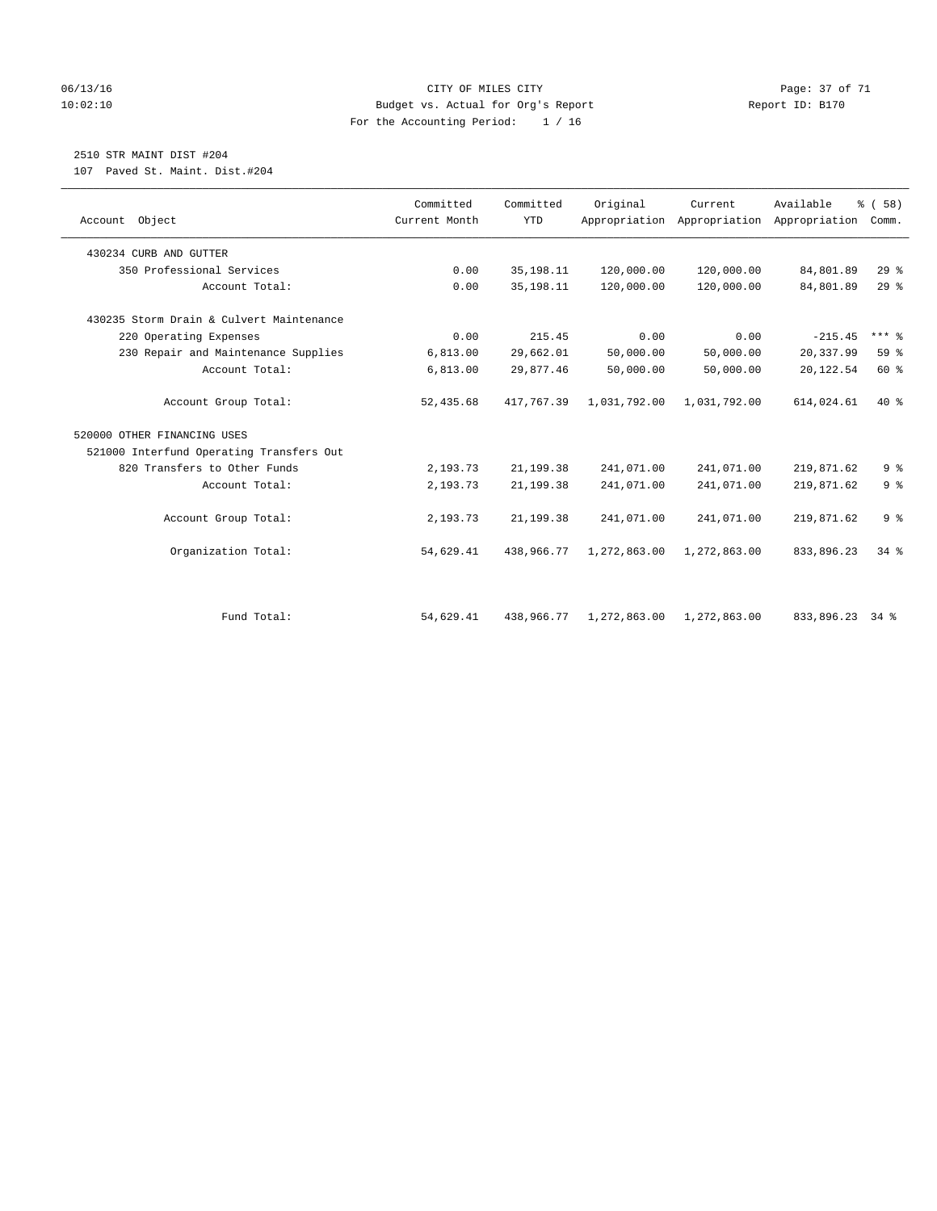CITY OF MILES CITY
Budget vs. Actual for Org's Report
For the Accounting Period: 1 / 16

06/13/16
10:02:10

Report ID: B170

2510 STR MAINT DIST #204
107 Paved St. Maint. Dist.#204

| Account Object | Committed Current Month | Committed YTD | Original Appropriation | Current Appropriation | Available Appropriation | % ( 58) Comm. |
|---|---|---|---|---|---|---|
| 430234 CURB AND GUTTER | | | | | | |
| 350 Professional Services | 0.00 | 35,198.11 | 120,000.00 | 120,000.00 | 84,801.89 | 29 % |
| Account Total: | 0.00 | 35,198.11 | 120,000.00 | 120,000.00 | 84,801.89 | 29 % |
| 430235 Storm Drain & Culvert Maintenance | | | | | | |
| 220 Operating Expenses | 0.00 | 215.45 | 0.00 | 0.00 | -215.45 | *** % |
| 230 Repair and Maintenance Supplies | 6,813.00 | 29,662.01 | 50,000.00 | 50,000.00 | 20,337.99 | 59 % |
| Account Total: | 6,813.00 | 29,877.46 | 50,000.00 | 50,000.00 | 20,122.54 | 60 % |
| Account Group Total: | 52,435.68 | 417,767.39 | 1,031,792.00 | 1,031,792.00 | 614,024.61 | 40 % |
| 520000 OTHER FINANCING USES | | | | | | |
| 521000 Interfund Operating Transfers Out | | | | | | |
| 820 Transfers to Other Funds | 2,193.73 | 21,199.38 | 241,071.00 | 241,071.00 | 219,871.62 | 9 % |
| Account Total: | 2,193.73 | 21,199.38 | 241,071.00 | 241,071.00 | 219,871.62 | 9 % |
| Account Group Total: | 2,193.73 | 21,199.38 | 241,071.00 | 241,071.00 | 219,871.62 | 9 % |
| Organization Total: | 54,629.41 | 438,966.77 | 1,272,863.00 | 1,272,863.00 | 833,896.23 | 34 % |
| Fund Total: | 54,629.41 | 438,966.77 | 1,272,863.00 | 1,272,863.00 | 833,896.23 | 34 % |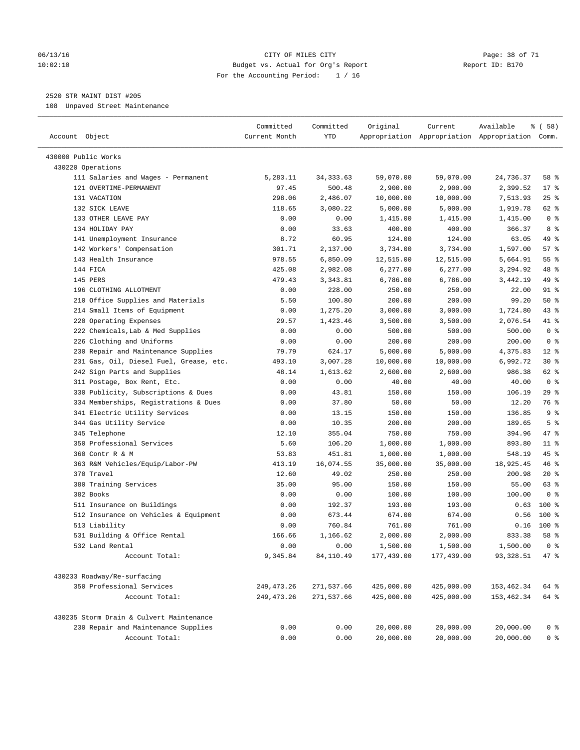CITY OF MILES CITY
Budget vs. Actual for Org's Report
For the Accounting Period: 1 / 16

2520 STR MAINT DIST #205
108 Unpaved Street Maintenance

| Account Object | Committed Current Month | Committed YTD | Original Appropriation | Current Appropriation | Available Appropriation | % ( 58) Comm. |
|---|---|---|---|---|---|---|
| 430000 Public Works | | | | | | |
| 430220 Operations | | | | | | |
| 111 Salaries and Wages - Permanent | 5,283.11 | 34,333.63 | 59,070.00 | 59,070.00 | 24,736.37 | 58 % |
| 121 OVERTIME-PERMANENT | 97.45 | 500.48 | 2,900.00 | 2,900.00 | 2,399.52 | 17 % |
| 131 VACATION | 298.06 | 2,486.07 | 10,000.00 | 10,000.00 | 7,513.93 | 25 % |
| 132 SICK LEAVE | 118.65 | 3,080.22 | 5,000.00 | 5,000.00 | 1,919.78 | 62 % |
| 133 OTHER LEAVE PAY | 0.00 | 0.00 | 1,415.00 | 1,415.00 | 1,415.00 | 0 % |
| 134 HOLIDAY PAY | 0.00 | 33.63 | 400.00 | 400.00 | 366.37 | 8 % |
| 141 Unemployment Insurance | 8.72 | 60.95 | 124.00 | 124.00 | 63.05 | 49 % |
| 142 Workers' Compensation | 301.71 | 2,137.00 | 3,734.00 | 3,734.00 | 1,597.00 | 57 % |
| 143 Health Insurance | 978.55 | 6,850.09 | 12,515.00 | 12,515.00 | 5,664.91 | 55 % |
| 144 FICA | 425.08 | 2,982.08 | 6,277.00 | 6,277.00 | 3,294.92 | 48 % |
| 145 PERS | 479.43 | 3,343.81 | 6,786.00 | 6,786.00 | 3,442.19 | 49 % |
| 196 CLOTHING ALLOTMENT | 0.00 | 228.00 | 250.00 | 250.00 | 22.00 | 91 % |
| 210 Office Supplies and Materials | 5.50 | 100.80 | 200.00 | 200.00 | 99.20 | 50 % |
| 214 Small Items of Equipment | 0.00 | 1,275.20 | 3,000.00 | 3,000.00 | 1,724.80 | 43 % |
| 220 Operating Expenses | 29.57 | 1,423.46 | 3,500.00 | 3,500.00 | 2,076.54 | 41 % |
| 222 Chemicals,Lab & Med Supplies | 0.00 | 0.00 | 500.00 | 500.00 | 500.00 | 0 % |
| 226 Clothing and Uniforms | 0.00 | 0.00 | 200.00 | 200.00 | 200.00 | 0 % |
| 230 Repair and Maintenance Supplies | 79.79 | 624.17 | 5,000.00 | 5,000.00 | 4,375.83 | 12 % |
| 231 Gas, Oil, Diesel Fuel, Grease, etc. | 493.10 | 3,007.28 | 10,000.00 | 10,000.00 | 6,992.72 | 30 % |
| 242 Sign Parts and Supplies | 48.14 | 1,613.62 | 2,600.00 | 2,600.00 | 986.38 | 62 % |
| 311 Postage, Box Rent, Etc. | 0.00 | 0.00 | 40.00 | 40.00 | 40.00 | 0 % |
| 330 Publicity, Subscriptions & Dues | 0.00 | 43.81 | 150.00 | 150.00 | 106.19 | 29 % |
| 334 Memberships, Registrations & Dues | 0.00 | 37.80 | 50.00 | 50.00 | 12.20 | 76 % |
| 341 Electric Utility Services | 0.00 | 13.15 | 150.00 | 150.00 | 136.85 | 9 % |
| 344 Gas Utility Service | 0.00 | 10.35 | 200.00 | 200.00 | 189.65 | 5 % |
| 345 Telephone | 12.10 | 355.04 | 750.00 | 750.00 | 394.96 | 47 % |
| 350 Professional Services | 5.60 | 106.20 | 1,000.00 | 1,000.00 | 893.80 | 11 % |
| 360 Contr R & M | 53.83 | 451.81 | 1,000.00 | 1,000.00 | 548.19 | 45 % |
| 363 R&M Vehicles/Equip/Labor-PW | 413.19 | 16,074.55 | 35,000.00 | 35,000.00 | 18,925.45 | 46 % |
| 370 Travel | 12.60 | 49.02 | 250.00 | 250.00 | 200.98 | 20 % |
| 380 Training Services | 35.00 | 95.00 | 150.00 | 150.00 | 55.00 | 63 % |
| 382 Books | 0.00 | 0.00 | 100.00 | 100.00 | 100.00 | 0 % |
| 511 Insurance on Buildings | 0.00 | 192.37 | 193.00 | 193.00 | 0.63 | 100 % |
| 512 Insurance on Vehicles & Equipment | 0.00 | 673.44 | 674.00 | 674.00 | 0.56 | 100 % |
| 513 Liability | 0.00 | 760.84 | 761.00 | 761.00 | 0.16 | 100 % |
| 531 Building & Office Rental | 166.66 | 1,166.62 | 2,000.00 | 2,000.00 | 833.38 | 58 % |
| 532 Land Rental | 0.00 | 0.00 | 1,500.00 | 1,500.00 | 1,500.00 | 0 % |
| Account Total: | 9,345.84 | 84,110.49 | 177,439.00 | 177,439.00 | 93,328.51 | 47 % |
| 430233 Roadway/Re-surfacing | | | | | | |
| 350 Professional Services | 249,473.26 | 271,537.66 | 425,000.00 | 425,000.00 | 153,462.34 | 64 % |
| Account Total: | 249,473.26 | 271,537.66 | 425,000.00 | 425,000.00 | 153,462.34 | 64 % |
| 430235 Storm Drain & Culvert Maintenance | | | | | | |
| 230 Repair and Maintenance Supplies | 0.00 | 0.00 | 20,000.00 | 20,000.00 | 20,000.00 | 0 % |
| Account Total: | 0.00 | 0.00 | 20,000.00 | 20,000.00 | 20,000.00 | 0 % |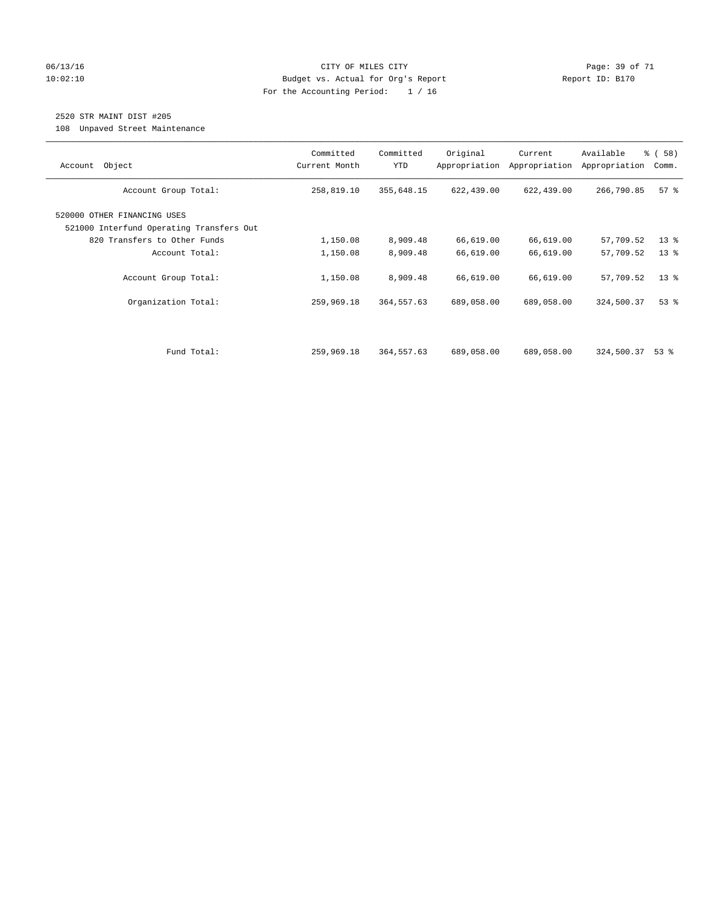CITY OF MILES CITY

Budget vs. Actual for Org's Report

For the Accounting Period: 1 / 16

2520 STR MAINT DIST #205

108 Unpaved Street Maintenance

| Account Object | Committed Current Month | Committed YTD | Original Appropriation | Current Appropriation | Available Appropriation | % ( 58) Comm. |
|---|---|---|---|---|---|---|
| Account Group Total: | 258,819.10 | 355,648.15 | 622,439.00 | 622,439.00 | 266,790.85 | 57 % |
| 520000 OTHER FINANCING USES | | | | | | |
| 521000 Interfund Operating Transfers Out | | | | | | |
| 820 Transfers to Other Funds | 1,150.08 | 8,909.48 | 66,619.00 | 66,619.00 | 57,709.52 | 13 % |
| Account Total: | 1,150.08 | 8,909.48 | 66,619.00 | 66,619.00 | 57,709.52 | 13 % |
| Account Group Total: | 1,150.08 | 8,909.48 | 66,619.00 | 66,619.00 | 57,709.52 | 13 % |
| Organization Total: | 259,969.18 | 364,557.63 | 689,058.00 | 689,058.00 | 324,500.37 | 53 % |
| Fund Total: | 259,969.18 | 364,557.63 | 689,058.00 | 689,058.00 | 324,500.37 | 53 % |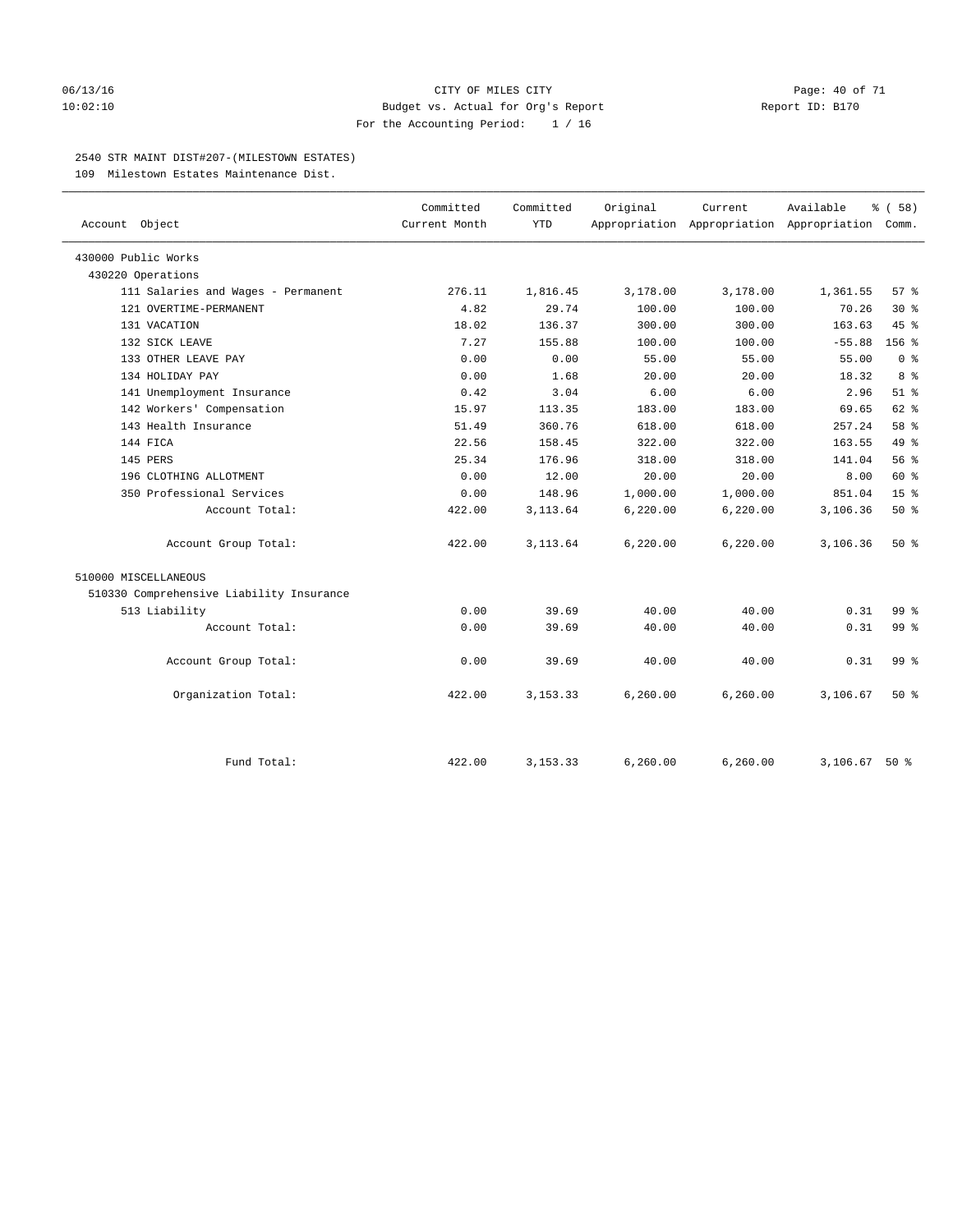CITY OF MILES CITY
Budget vs. Actual for Org's Report
For the Accounting Period: 1 / 16

06/13/16
10:02:10

Report ID: B170

## 2540 STR MAINT DIST#207-(MILESTOWN ESTATES)

109 Milestown Estates Maintenance Dist.

| Account Object | Committed Current Month | Committed YTD | Original Appropriation | Current Appropriation | Available Appropriation | % ( 58) Comm. |
|---|---|---|---|---|---|---|
| 430000 Public Works | | | | | | |
| 430220 Operations | | | | | | |
| 111 Salaries and Wages - Permanent | 276.11 | 1,816.45 | 3,178.00 | 3,178.00 | 1,361.55 | 57 % |
| 121 OVERTIME-PERMANENT | 4.82 | 29.74 | 100.00 | 100.00 | 70.26 | 30 % |
| 131 VACATION | 18.02 | 136.37 | 300.00 | 300.00 | 163.63 | 45 % |
| 132 SICK LEAVE | 7.27 | 155.88 | 100.00 | 100.00 | -55.88 | 156 % |
| 133 OTHER LEAVE PAY | 0.00 | 0.00 | 55.00 | 55.00 | 55.00 | 0 % |
| 134 HOLIDAY PAY | 0.00 | 1.68 | 20.00 | 20.00 | 18.32 | 8 % |
| 141 Unemployment Insurance | 0.42 | 3.04 | 6.00 | 6.00 | 2.96 | 51 % |
| 142 Workers' Compensation | 15.97 | 113.35 | 183.00 | 183.00 | 69.65 | 62 % |
| 143 Health Insurance | 51.49 | 360.76 | 618.00 | 618.00 | 257.24 | 58 % |
| 144 FICA | 22.56 | 158.45 | 322.00 | 322.00 | 163.55 | 49 % |
| 145 PERS | 25.34 | 176.96 | 318.00 | 318.00 | 141.04 | 56 % |
| 196 CLOTHING ALLOTMENT | 0.00 | 12.00 | 20.00 | 20.00 | 8.00 | 60 % |
| 350 Professional Services | 0.00 | 148.96 | 1,000.00 | 1,000.00 | 851.04 | 15 % |
| Account Total: | 422.00 | 3,113.64 | 6,220.00 | 6,220.00 | 3,106.36 | 50 % |
| Account Group Total: | 422.00 | 3,113.64 | 6,220.00 | 6,220.00 | 3,106.36 | 50 % |
| 510000 MISCELLANEOUS | | | | | | |
| 510330 Comprehensive Liability Insurance | | | | | | |
| 513 Liability | 0.00 | 39.69 | 40.00 | 40.00 | 0.31 | 99 % |
| Account Total: | 0.00 | 39.69 | 40.00 | 40.00 | 0.31 | 99 % |
| Account Group Total: | 0.00 | 39.69 | 40.00 | 40.00 | 0.31 | 99 % |
| Organization Total: | 422.00 | 3,153.33 | 6,260.00 | 6,260.00 | 3,106.67 | 50 % |
| Fund Total: | 422.00 | 3,153.33 | 6,260.00 | 6,260.00 | 3,106.67 | 50 % |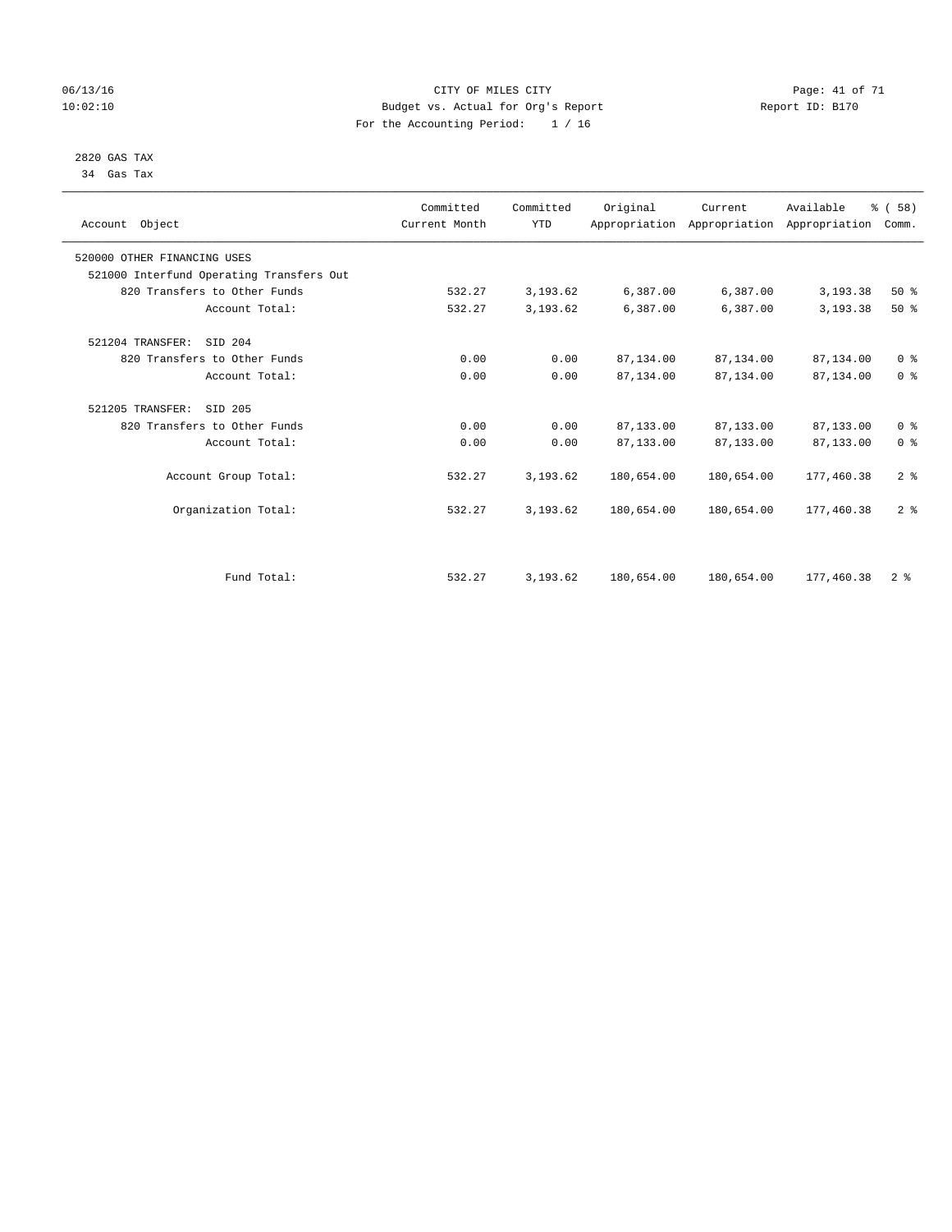CITY OF MILES CITY
Budget vs. Actual for Org's Report
For the Accounting Period: 1 / 16

06/13/16
10:02:10

Report ID: B170

2820 GAS TAX
34 Gas Tax

| Account Object | Committed Current Month | Committed YTD | Original Appropriation | Current Appropriation | Available Appropriation | % ( 58) Comm. |
|---|---|---|---|---|---|---|
| 520000 OTHER FINANCING USES | | | | | | |
| 521000 Interfund Operating Transfers Out | | | | | | |
| 820 Transfers to Other Funds | 532.27 | 3,193.62 | 6,387.00 | 6,387.00 | 3,193.38 | 50 % |
| Account Total: | 532.27 | 3,193.62 | 6,387.00 | 6,387.00 | 3,193.38 | 50 % |
| 521204 TRANSFER: SID 204 | | | | | | |
| 820 Transfers to Other Funds | 0.00 | 0.00 | 87,134.00 | 87,134.00 | 87,134.00 | 0 % |
| Account Total: | 0.00 | 0.00 | 87,134.00 | 87,134.00 | 87,134.00 | 0 % |
| 521205 TRANSFER: SID 205 | | | | | | |
| 820 Transfers to Other Funds | 0.00 | 0.00 | 87,133.00 | 87,133.00 | 87,133.00 | 0 % |
| Account Total: | 0.00 | 0.00 | 87,133.00 | 87,133.00 | 87,133.00 | 0 % |
| Account Group Total: | 532.27 | 3,193.62 | 180,654.00 | 180,654.00 | 177,460.38 | 2 % |
| Organization Total: | 532.27 | 3,193.62 | 180,654.00 | 180,654.00 | 177,460.38 | 2 % |
| Fund Total: | 532.27 | 3,193.62 | 180,654.00 | 180,654.00 | 177,460.38 | 2 % |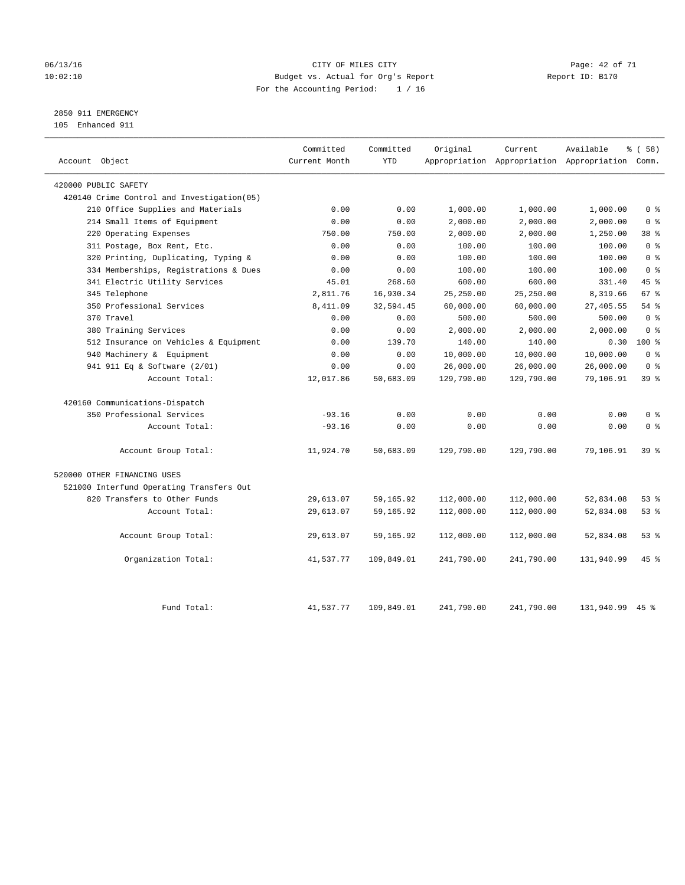CITY OF MILES CITY
Budget vs. Actual for Org's Report
For the Accounting Period: 1 / 16

2850 911 EMERGENCY
105 Enhanced 911

| Account Object | Committed Current Month | Committed YTD | Original Appropriation | Current Appropriation | Available Appropriation | % ( 58) Comm. |
|---|---|---|---|---|---|---|
| 420000 PUBLIC SAFETY | | | | | | |
| 420140 Crime Control and Investigation(05) | | | | | | |
| 210 Office Supplies and Materials | 0.00 | 0.00 | 1,000.00 | 1,000.00 | 1,000.00 | 0 % |
| 214 Small Items of Equipment | 0.00 | 0.00 | 2,000.00 | 2,000.00 | 2,000.00 | 0 % |
| 220 Operating Expenses | 750.00 | 750.00 | 2,000.00 | 2,000.00 | 1,250.00 | 38 % |
| 311 Postage, Box Rent, Etc. | 0.00 | 0.00 | 100.00 | 100.00 | 100.00 | 0 % |
| 320 Printing, Duplicating, Typing & | 0.00 | 0.00 | 100.00 | 100.00 | 100.00 | 0 % |
| 334 Memberships, Registrations & Dues | 0.00 | 0.00 | 100.00 | 100.00 | 100.00 | 0 % |
| 341 Electric Utility Services | 45.01 | 268.60 | 600.00 | 600.00 | 331.40 | 45 % |
| 345 Telephone | 2,811.76 | 16,930.34 | 25,250.00 | 25,250.00 | 8,319.66 | 67 % |
| 350 Professional Services | 8,411.09 | 32,594.45 | 60,000.00 | 60,000.00 | 27,405.55 | 54 % |
| 370 Travel | 0.00 | 0.00 | 500.00 | 500.00 | 500.00 | 0 % |
| 380 Training Services | 0.00 | 0.00 | 2,000.00 | 2,000.00 | 2,000.00 | 0 % |
| 512 Insurance on Vehicles & Equipment | 0.00 | 139.70 | 140.00 | 140.00 | 0.30 | 100 % |
| 940 Machinery & Equipment | 0.00 | 0.00 | 10,000.00 | 10,000.00 | 10,000.00 | 0 % |
| 941 911 Eq & Software (2/01) | 0.00 | 0.00 | 26,000.00 | 26,000.00 | 26,000.00 | 0 % |
| Account Total: | 12,017.86 | 50,683.09 | 129,790.00 | 129,790.00 | 79,106.91 | 39 % |
| 420160 Communications-Dispatch | | | | | | |
| 350 Professional Services | -93.16 | 0.00 | 0.00 | 0.00 | 0.00 | 0 % |
| Account Total: | -93.16 | 0.00 | 0.00 | 0.00 | 0.00 | 0 % |
| Account Group Total: | 11,924.70 | 50,683.09 | 129,790.00 | 129,790.00 | 79,106.91 | 39 % |
| 520000 OTHER FINANCING USES | | | | | | |
| 521000 Interfund Operating Transfers Out | | | | | | |
| 820 Transfers to Other Funds | 29,613.07 | 59,165.92 | 112,000.00 | 112,000.00 | 52,834.08 | 53 % |
| Account Total: | 29,613.07 | 59,165.92 | 112,000.00 | 112,000.00 | 52,834.08 | 53 % |
| Account Group Total: | 29,613.07 | 59,165.92 | 112,000.00 | 112,000.00 | 52,834.08 | 53 % |
| Organization Total: | 41,537.77 | 109,849.01 | 241,790.00 | 241,790.00 | 131,940.99 | 45 % |
| Fund Total: | 41,537.77 | 109,849.01 | 241,790.00 | 241,790.00 | 131,940.99 | 45 % |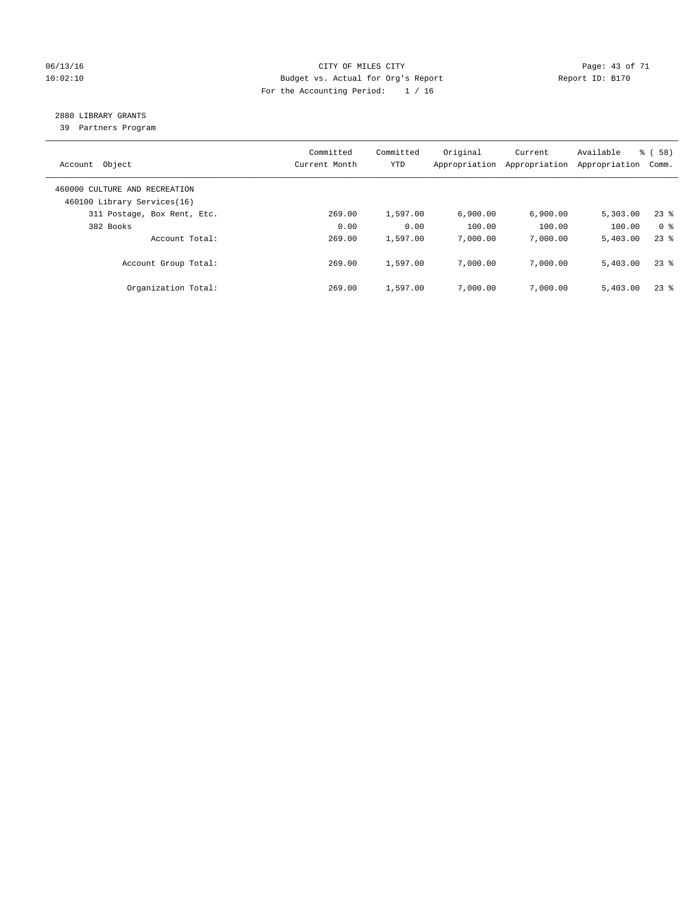CITY OF MILES CITY
Budget vs. Actual for Org's Report
For the Accounting Period: 1 / 16

06/13/16
10:02:10

Report ID: B170

## 2880 LIBRARY GRANTS

39 Partners Program

| Account Object | Committed Current Month | Committed YTD | Original Appropriation | Current Appropriation | Available Appropriation | % ( 58) Comm. |
|---|---|---|---|---|---|---|
| 460000 CULTURE AND RECREATION | | | | | | |
| 460100 Library Services(16) | | | | | | |
| 311 Postage, Box Rent, Etc. | 269.00 | 1,597.00 | 6,900.00 | 6,900.00 | 5,303.00 | 23 % |
| 382 Books | 0.00 | 0.00 | 100.00 | 100.00 | 100.00 | 0 % |
| Account Total: | 269.00 | 1,597.00 | 7,000.00 | 7,000.00 | 5,403.00 | 23 % |
| Account Group Total: | 269.00 | 1,597.00 | 7,000.00 | 7,000.00 | 5,403.00 | 23 % |
| Organization Total: | 269.00 | 1,597.00 | 7,000.00 | 7,000.00 | 5,403.00 | 23 % |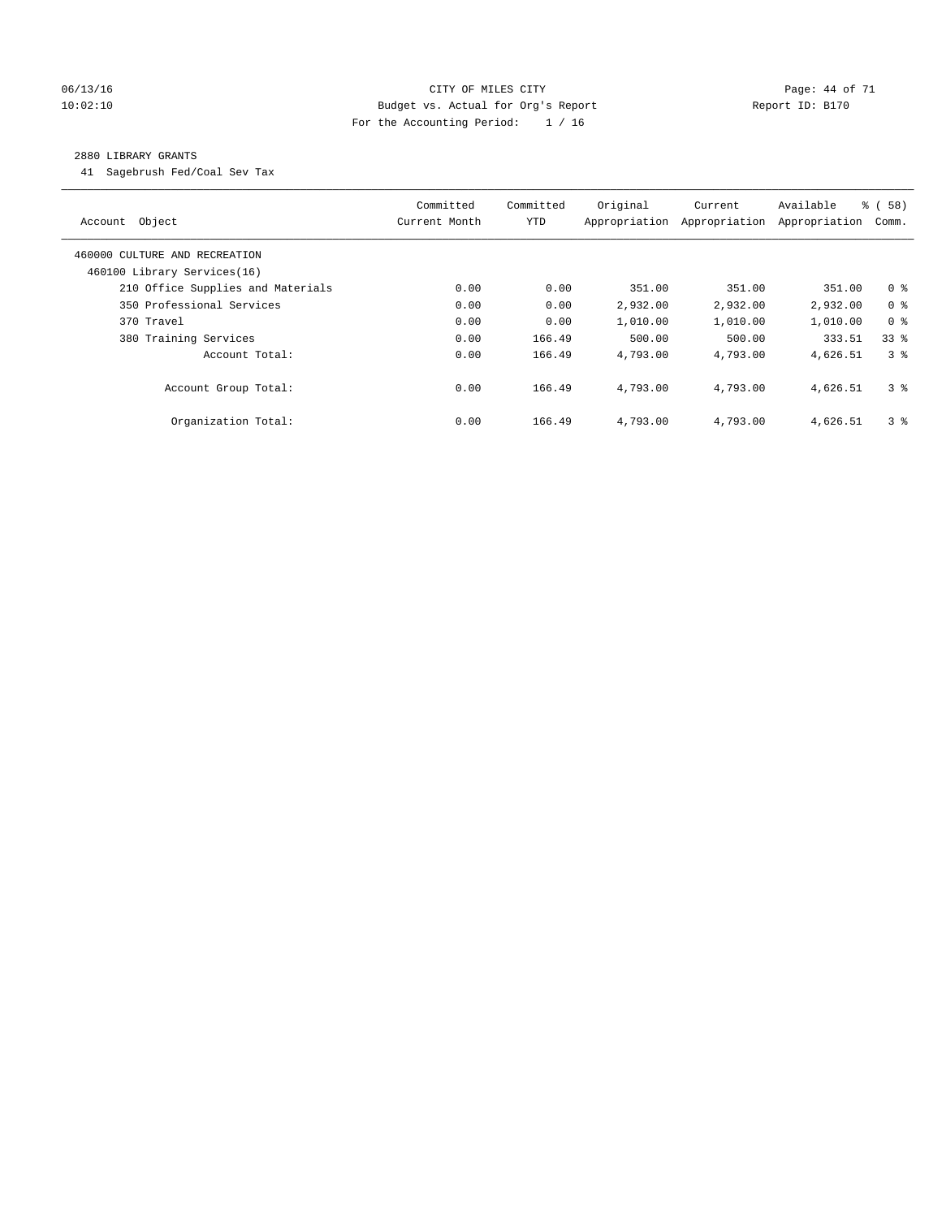CITY OF MILES CITY
Budget vs. Actual for Org's Report
For the Accounting Period: 1 / 16

06/13/16
10:02:10

Report ID: B170

## 2880 LIBRARY GRANTS

41 Sagebrush Fed/Coal Sev Tax

| Account Object | Committed Current Month | Committed YTD | Original Appropriation | Current Appropriation | Available Appropriation | % ( 58) Comm. |
|---|---|---|---|---|---|---|
| 460000 CULTURE AND RECREATION | | | | | | |
| 460100 Library Services(16) | | | | | | |
| 210 Office Supplies and Materials | 0.00 | 0.00 | 351.00 | 351.00 | 351.00 | 0 % |
| 350 Professional Services | 0.00 | 0.00 | 2,932.00 | 2,932.00 | 2,932.00 | 0 % |
| 370 Travel | 0.00 | 0.00 | 1,010.00 | 1,010.00 | 1,010.00 | 0 % |
| 380 Training Services | 0.00 | 166.49 | 500.00 | 500.00 | 333.51 | 33 % |
| Account Total: | 0.00 | 166.49 | 4,793.00 | 4,793.00 | 4,626.51 | 3 % |
| Account Group Total: | 0.00 | 166.49 | 4,793.00 | 4,793.00 | 4,626.51 | 3 % |
| Organization Total: | 0.00 | 166.49 | 4,793.00 | 4,793.00 | 4,626.51 | 3 % |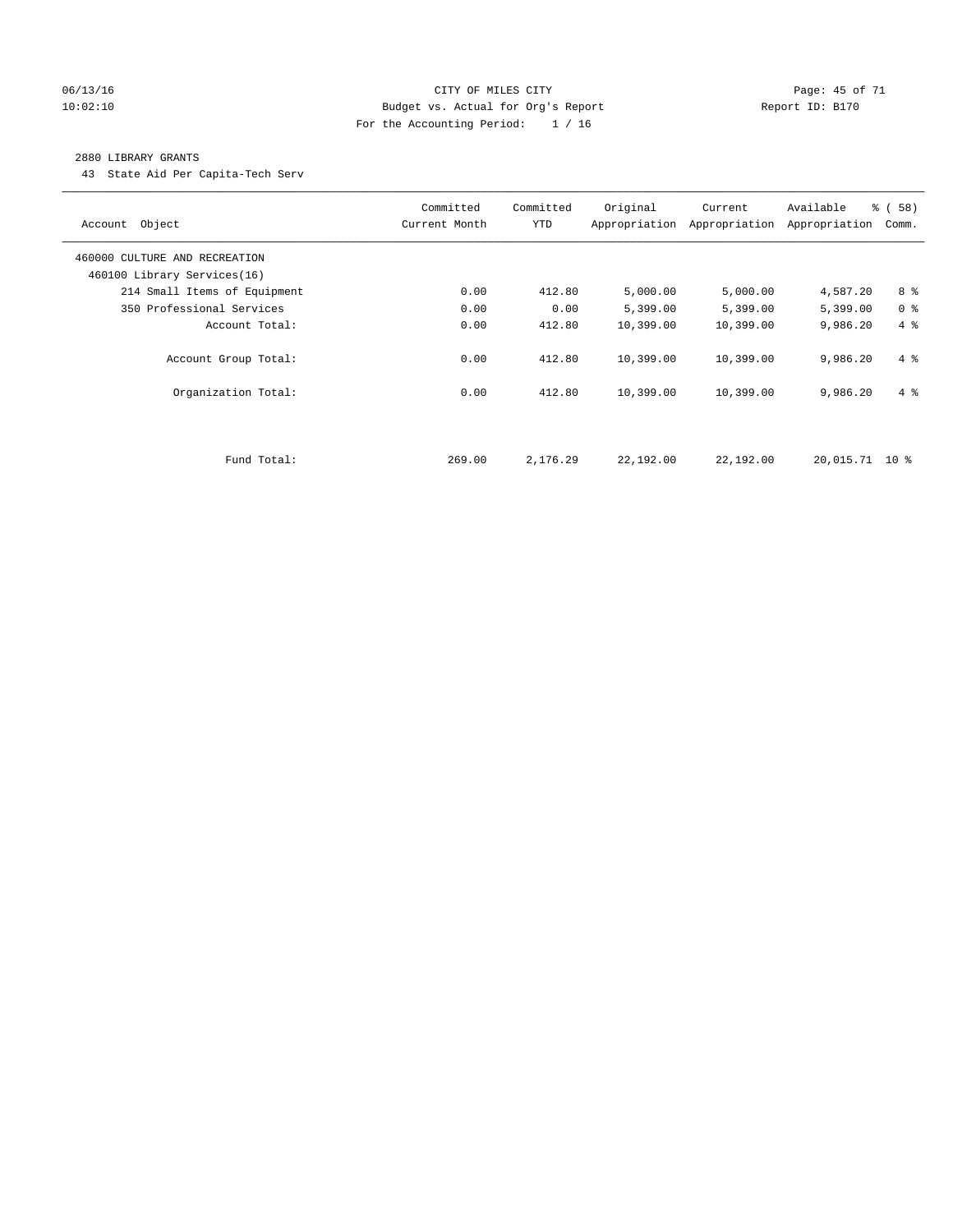CITY OF MILES CITY
Budget vs. Actual for Org's Report
For the Accounting Period: 1 / 16

06/13/16
10:02:10

Report ID: B170

2880 LIBRARY GRANTS

43 State Aid Per Capita-Tech Serv

| Account Object | Committed Current Month | Committed YTD | Original Appropriation | Current Appropriation | Available Appropriation | % ( 58) Comm. |
|---|---|---|---|---|---|---|
| 460000 CULTURE AND RECREATION | | | | | | |
| 460100 Library Services(16) | | | | | | |
| 214 Small Items of Equipment | 0.00 | 412.80 | 5,000.00 | 5,000.00 | 4,587.20 | 8 % |
| 350 Professional Services | 0.00 | 0.00 | 5,399.00 | 5,399.00 | 5,399.00 | 0 % |
| Account Total: | 0.00 | 412.80 | 10,399.00 | 10,399.00 | 9,986.20 | 4 % |
| Account Group Total: | 0.00 | 412.80 | 10,399.00 | 10,399.00 | 9,986.20 | 4 % |
| Organization Total: | 0.00 | 412.80 | 10,399.00 | 10,399.00 | 9,986.20 | 4 % |
| Fund Total: | 269.00 | 2,176.29 | 22,192.00 | 22,192.00 | 20,015.71 | 10 % |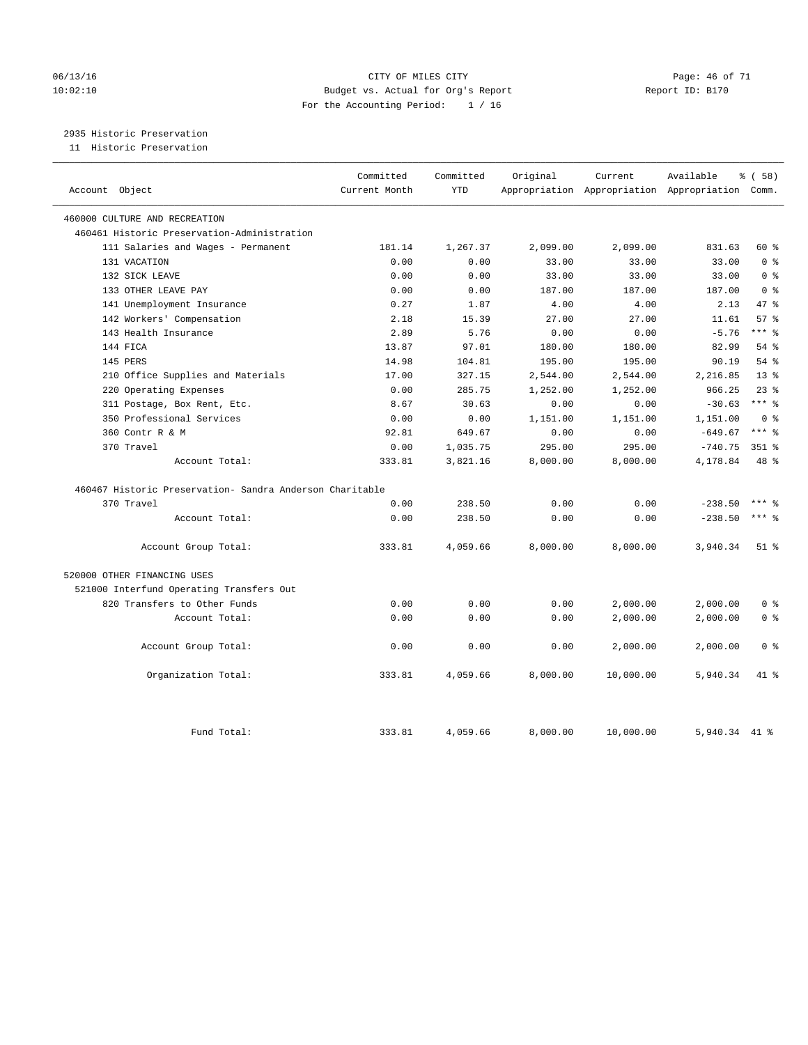CITY OF MILES CITY
Budget vs. Actual for Org's Report
For the Accounting Period: 1 / 16

06/13/16
10:02:10

Report ID: B170

## 2935 Historic Preservation

11 Historic Preservation

| Account Object | Committed Current Month | Committed YTD | Original Appropriation | Current Appropriation | Available Appropriation | % ( 58) Comm. |
|---|---|---|---|---|---|---|
| 460000 CULTURE AND RECREATION | | | | | | |
| 460461 Historic Preservation-Administration | | | | | | |
| 111 Salaries and Wages - Permanent | 181.14 | 1,267.37 | 2,099.00 | 2,099.00 | 831.63 | 60 % |
| 131 VACATION | 0.00 | 0.00 | 33.00 | 33.00 | 33.00 | 0 % |
| 132 SICK LEAVE | 0.00 | 0.00 | 33.00 | 33.00 | 33.00 | 0 % |
| 133 OTHER LEAVE PAY | 0.00 | 0.00 | 187.00 | 187.00 | 187.00 | 0 % |
| 141 Unemployment Insurance | 0.27 | 1.87 | 4.00 | 4.00 | 2.13 | 47 % |
| 142 Workers' Compensation | 2.18 | 15.39 | 27.00 | 27.00 | 11.61 | 57 % |
| 143 Health Insurance | 2.89 | 5.76 | 0.00 | 0.00 | -5.76 | *** % |
| 144 FICA | 13.87 | 97.01 | 180.00 | 180.00 | 82.99 | 54 % |
| 145 PERS | 14.98 | 104.81 | 195.00 | 195.00 | 90.19 | 54 % |
| 210 Office Supplies and Materials | 17.00 | 327.15 | 2,544.00 | 2,544.00 | 2,216.85 | 13 % |
| 220 Operating Expenses | 0.00 | 285.75 | 1,252.00 | 1,252.00 | 966.25 | 23 % |
| 311 Postage, Box Rent, Etc. | 8.67 | 30.63 | 0.00 | 0.00 | -30.63 | *** % |
| 350 Professional Services | 0.00 | 0.00 | 1,151.00 | 1,151.00 | 1,151.00 | 0 % |
| 360 Contr R & M | 92.81 | 649.67 | 0.00 | 0.00 | -649.67 | *** % |
| 370 Travel | 0.00 | 1,035.75 | 295.00 | 295.00 | -740.75 | 351 % |
| Account Total: | 333.81 | 3,821.16 | 8,000.00 | 8,000.00 | 4,178.84 | 48 % |
| 460467 Historic Preservation- Sandra Anderson Charitable | | | | | | |
| 370 Travel | 0.00 | 238.50 | 0.00 | 0.00 | -238.50 | *** % |
| Account Total: | 0.00 | 238.50 | 0.00 | 0.00 | -238.50 | *** % |
| Account Group Total: | 333.81 | 4,059.66 | 8,000.00 | 8,000.00 | 3,940.34 | 51 % |
| 520000 OTHER FINANCING USES | | | | | | |
| 521000 Interfund Operating Transfers Out | | | | | | |
| 820 Transfers to Other Funds | 0.00 | 0.00 | 0.00 | 2,000.00 | 2,000.00 | 0 % |
| Account Total: | 0.00 | 0.00 | 0.00 | 2,000.00 | 2,000.00 | 0 % |
| Account Group Total: | 0.00 | 0.00 | 0.00 | 2,000.00 | 2,000.00 | 0 % |
| Organization Total: | 333.81 | 4,059.66 | 8,000.00 | 10,000.00 | 5,940.34 | 41 % |
| Fund Total: | 333.81 | 4,059.66 | 8,000.00 | 10,000.00 | 5,940.34 | 41 % |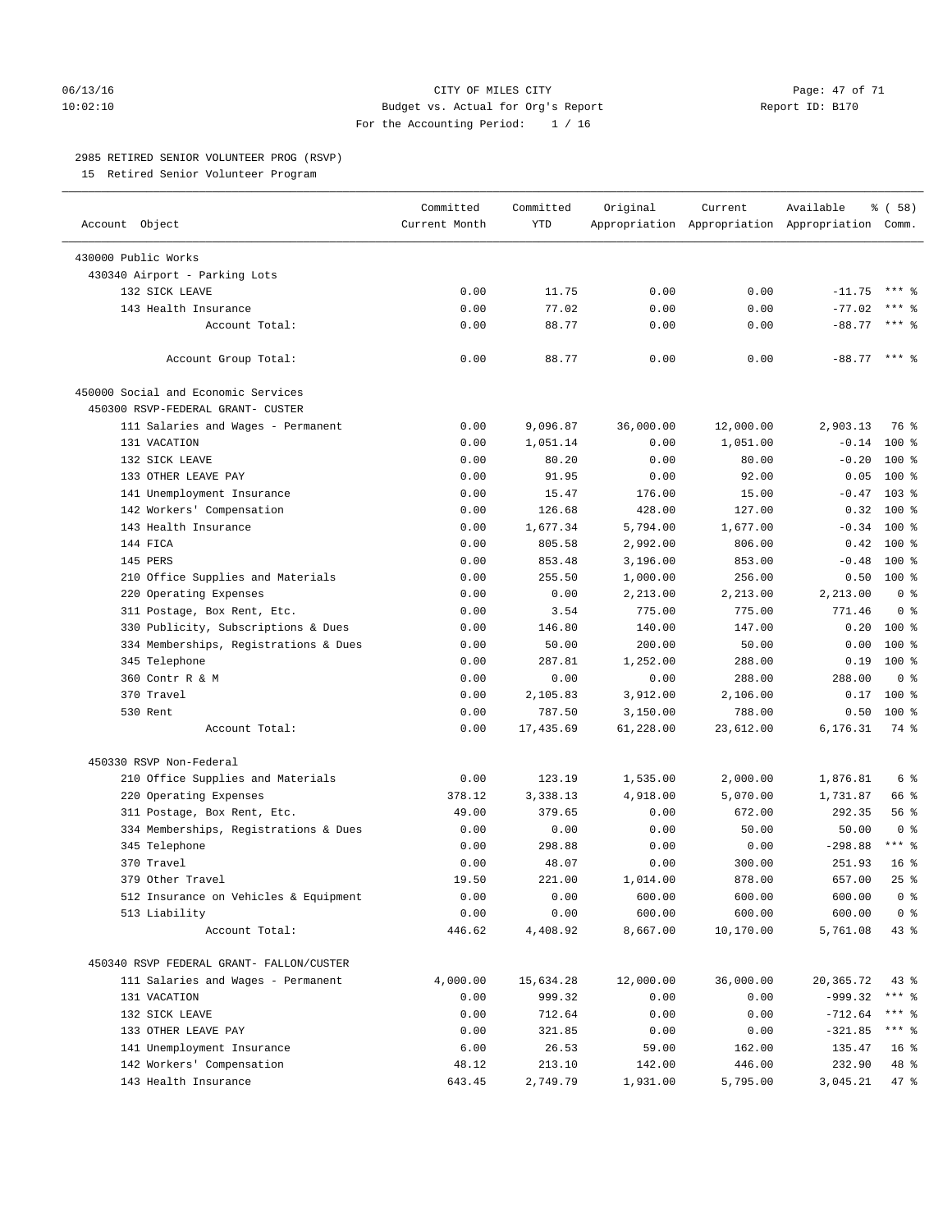CITY OF MILES CITY
Budget vs. Actual for Org's Report
For the Accounting Period: 1 / 16

06/13/16
10:02:10

Report ID: B170

2985 RETIRED SENIOR VOLUNTEER PROG (RSVP)

15 Retired Senior Volunteer Program

| Account Object | Committed Current Month | Committed YTD | Original Appropriation | Current Appropriation | Available Appropriation | % ( 58) Comm. |
|---|---|---|---|---|---|---|
| 430000 Public Works | | | | | | |
| 430340 Airport - Parking Lots | | | | | | |
| 132 SICK LEAVE | 0.00 | 11.75 | 0.00 | 0.00 | -11.75 | *** % |
| 143 Health Insurance | 0.00 | 77.02 | 0.00 | 0.00 | -77.02 | *** % |
| Account Total: | 0.00 | 88.77 | 0.00 | 0.00 | -88.77 | *** % |
| Account Group Total: | 0.00 | 88.77 | 0.00 | 0.00 | -88.77 | *** % |
| 450000 Social and Economic Services | | | | | | |
| 450300 RSVP-FEDERAL GRANT- CUSTER | | | | | | |
| 111 Salaries and Wages - Permanent | 0.00 | 9,096.87 | 36,000.00 | 12,000.00 | 2,903.13 | 76 % |
| 131 VACATION | 0.00 | 1,051.14 | 0.00 | 1,051.00 | -0.14 | 100 % |
| 132 SICK LEAVE | 0.00 | 80.20 | 0.00 | 80.00 | -0.20 | 100 % |
| 133 OTHER LEAVE PAY | 0.00 | 91.95 | 0.00 | 92.00 | 0.05 | 100 % |
| 141 Unemployment Insurance | 0.00 | 15.47 | 176.00 | 15.00 | -0.47 | 103 % |
| 142 Workers' Compensation | 0.00 | 126.68 | 428.00 | 127.00 | 0.32 | 100 % |
| 143 Health Insurance | 0.00 | 1,677.34 | 5,794.00 | 1,677.00 | -0.34 | 100 % |
| 144 FICA | 0.00 | 805.58 | 2,992.00 | 806.00 | 0.42 | 100 % |
| 145 PERS | 0.00 | 853.48 | 3,196.00 | 853.00 | -0.48 | 100 % |
| 210 Office Supplies and Materials | 0.00 | 255.50 | 1,000.00 | 256.00 | 0.50 | 100 % |
| 220 Operating Expenses | 0.00 | 0.00 | 2,213.00 | 2,213.00 | 2,213.00 | 0 % |
| 311 Postage, Box Rent, Etc. | 0.00 | 3.54 | 775.00 | 775.00 | 771.46 | 0 % |
| 330 Publicity, Subscriptions & Dues | 0.00 | 146.80 | 140.00 | 147.00 | 0.20 | 100 % |
| 334 Memberships, Registrations & Dues | 0.00 | 50.00 | 200.00 | 50.00 | 0.00 | 100 % |
| 345 Telephone | 0.00 | 287.81 | 1,252.00 | 288.00 | 0.19 | 100 % |
| 360 Contr R & M | 0.00 | 0.00 | 0.00 | 288.00 | 288.00 | 0 % |
| 370 Travel | 0.00 | 2,105.83 | 3,912.00 | 2,106.00 | 0.17 | 100 % |
| 530 Rent | 0.00 | 787.50 | 3,150.00 | 788.00 | 0.50 | 100 % |
| Account Total: | 0.00 | 17,435.69 | 61,228.00 | 23,612.00 | 6,176.31 | 74 % |
| 450330 RSVP Non-Federal | | | | | | |
| 210 Office Supplies and Materials | 0.00 | 123.19 | 1,535.00 | 2,000.00 | 1,876.81 | 6 % |
| 220 Operating Expenses | 378.12 | 3,338.13 | 4,918.00 | 5,070.00 | 1,731.87 | 66 % |
| 311 Postage, Box Rent, Etc. | 49.00 | 379.65 | 0.00 | 672.00 | 292.35 | 56 % |
| 334 Memberships, Registrations & Dues | 0.00 | 0.00 | 0.00 | 50.00 | 50.00 | 0 % |
| 345 Telephone | 0.00 | 298.88 | 0.00 | 0.00 | -298.88 | *** % |
| 370 Travel | 0.00 | 48.07 | 0.00 | 300.00 | 251.93 | 16 % |
| 379 Other Travel | 19.50 | 221.00 | 1,014.00 | 878.00 | 657.00 | 25 % |
| 512 Insurance on Vehicles & Equipment | 0.00 | 0.00 | 600.00 | 600.00 | 600.00 | 0 % |
| 513 Liability | 0.00 | 0.00 | 600.00 | 600.00 | 600.00 | 0 % |
| Account Total: | 446.62 | 4,408.92 | 8,667.00 | 10,170.00 | 5,761.08 | 43 % |
| 450340 RSVP FEDERAL GRANT- FALLON/CUSTER | | | | | | |
| 111 Salaries and Wages - Permanent | 4,000.00 | 15,634.28 | 12,000.00 | 36,000.00 | 20,365.72 | 43 % |
| 131 VACATION | 0.00 | 999.32 | 0.00 | 0.00 | -999.32 | *** % |
| 132 SICK LEAVE | 0.00 | 712.64 | 0.00 | 0.00 | -712.64 | *** % |
| 133 OTHER LEAVE PAY | 0.00 | 321.85 | 0.00 | 0.00 | -321.85 | *** % |
| 141 Unemployment Insurance | 6.00 | 26.53 | 59.00 | 162.00 | 135.47 | 16 % |
| 142 Workers' Compensation | 48.12 | 213.10 | 142.00 | 446.00 | 232.90 | 48 % |
| 143 Health Insurance | 643.45 | 2,749.79 | 1,931.00 | 5,795.00 | 3,045.21 | 47 % |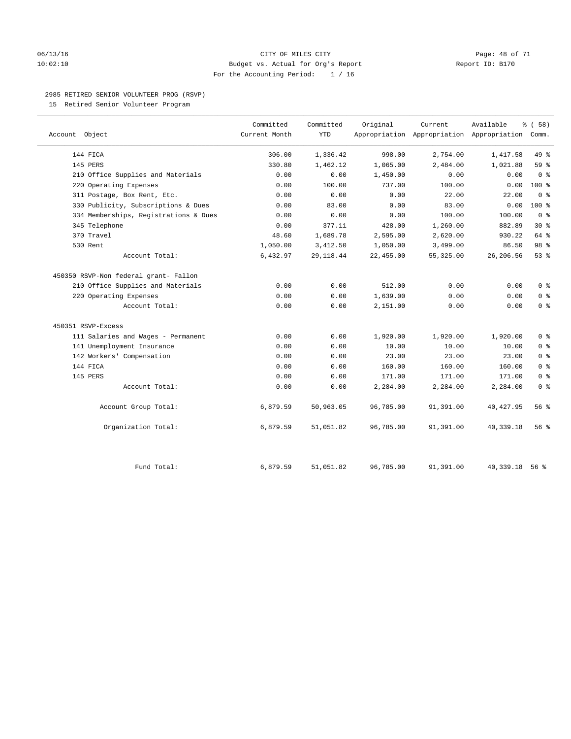CITY OF MILES CITY
Budget vs. Actual for Org's Report
For the Accounting Period: 1 / 16

## 2985 RETIRED SENIOR VOLUNTEER PROG (RSVP)

15 Retired Senior Volunteer Program

| Account Object | Committed Current Month | Committed YTD | Original Appropriation | Current Appropriation | Available Appropriation | % ( 58) Comm. |
|---|---|---|---|---|---|---|
| 144 FICA | 306.00 | 1,336.42 | 998.00 | 2,754.00 | 1,417.58 | 49 % |
| 145 PERS | 330.80 | 1,462.12 | 1,065.00 | 2,484.00 | 1,021.88 | 59 % |
| 210 Office Supplies and Materials | 0.00 | 0.00 | 1,450.00 | 0.00 | 0.00 | 0 % |
| 220 Operating Expenses | 0.00 | 100.00 | 737.00 | 100.00 | 0.00 | 100 % |
| 311 Postage, Box Rent, Etc. | 0.00 | 0.00 | 0.00 | 22.00 | 22.00 | 0 % |
| 330 Publicity, Subscriptions & Dues | 0.00 | 83.00 | 0.00 | 83.00 | 0.00 | 100 % |
| 334 Memberships, Registrations & Dues | 0.00 | 0.00 | 0.00 | 100.00 | 100.00 | 0 % |
| 345 Telephone | 0.00 | 377.11 | 428.00 | 1,260.00 | 882.89 | 30 % |
| 370 Travel | 48.60 | 1,689.78 | 2,595.00 | 2,620.00 | 930.22 | 64 % |
| 530 Rent | 1,050.00 | 3,412.50 | 1,050.00 | 3,499.00 | 86.50 | 98 % |
| Account Total: | 6,432.97 | 29,118.44 | 22,455.00 | 55,325.00 | 26,206.56 | 53 % |
| 450350 RSVP-Non federal grant- Fallon | | | | | | |
| 210 Office Supplies and Materials | 0.00 | 0.00 | 512.00 | 0.00 | 0.00 | 0 % |
| 220 Operating Expenses | 0.00 | 0.00 | 1,639.00 | 0.00 | 0.00 | 0 % |
| Account Total: | 0.00 | 0.00 | 2,151.00 | 0.00 | 0.00 | 0 % |
| 450351 RSVP-Excess | | | | | | |
| 111 Salaries and Wages - Permanent | 0.00 | 0.00 | 1,920.00 | 1,920.00 | 1,920.00 | 0 % |
| 141 Unemployment Insurance | 0.00 | 0.00 | 10.00 | 10.00 | 10.00 | 0 % |
| 142 Workers' Compensation | 0.00 | 0.00 | 23.00 | 23.00 | 23.00 | 0 % |
| 144 FICA | 0.00 | 0.00 | 160.00 | 160.00 | 160.00 | 0 % |
| 145 PERS | 0.00 | 0.00 | 171.00 | 171.00 | 171.00 | 0 % |
| Account Total: | 0.00 | 0.00 | 2,284.00 | 2,284.00 | 2,284.00 | 0 % |
| Account Group Total: | 6,879.59 | 50,963.05 | 96,785.00 | 91,391.00 | 40,427.95 | 56 % |
| Organization Total: | 6,879.59 | 51,051.82 | 96,785.00 | 91,391.00 | 40,339.18 | 56 % |
| Fund Total: | 6,879.59 | 51,051.82 | 96,785.00 | 91,391.00 | 40,339.18 | 56 % |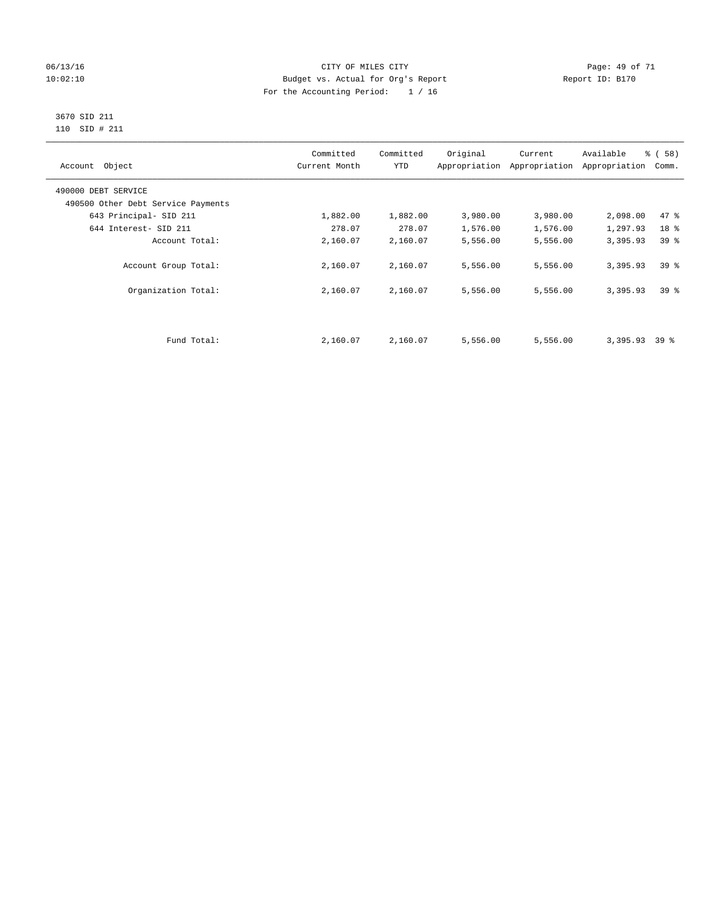CITY OF MILES CITY
Budget vs. Actual for Org's Report
For the Accounting Period: 1 / 16

06/13/16
10:02:10

Report ID: B170

3670 SID 211
110 SID # 211

| Account Object | Committed Current Month | Committed YTD | Original Appropriation | Current Appropriation | Available Appropriation | % ( 58) Comm. |
|---|---|---|---|---|---|---|
| 490000 DEBT SERVICE | | | | | | |
| 490500 Other Debt Service Payments | | | | | | |
| 643 Principal- SID 211 | 1,882.00 | 1,882.00 | 3,980.00 | 3,980.00 | 2,098.00 | 47 % |
| 644 Interest- SID 211 | 278.07 | 278.07 | 1,576.00 | 1,576.00 | 1,297.93 | 18 % |
| Account Total: | 2,160.07 | 2,160.07 | 5,556.00 | 5,556.00 | 3,395.93 | 39 % |
| Account Group Total: | 2,160.07 | 2,160.07 | 5,556.00 | 5,556.00 | 3,395.93 | 39 % |
| Organization Total: | 2,160.07 | 2,160.07 | 5,556.00 | 5,556.00 | 3,395.93 | 39 % |
| Fund Total: | 2,160.07 | 2,160.07 | 5,556.00 | 5,556.00 | 3,395.93 | 39 % |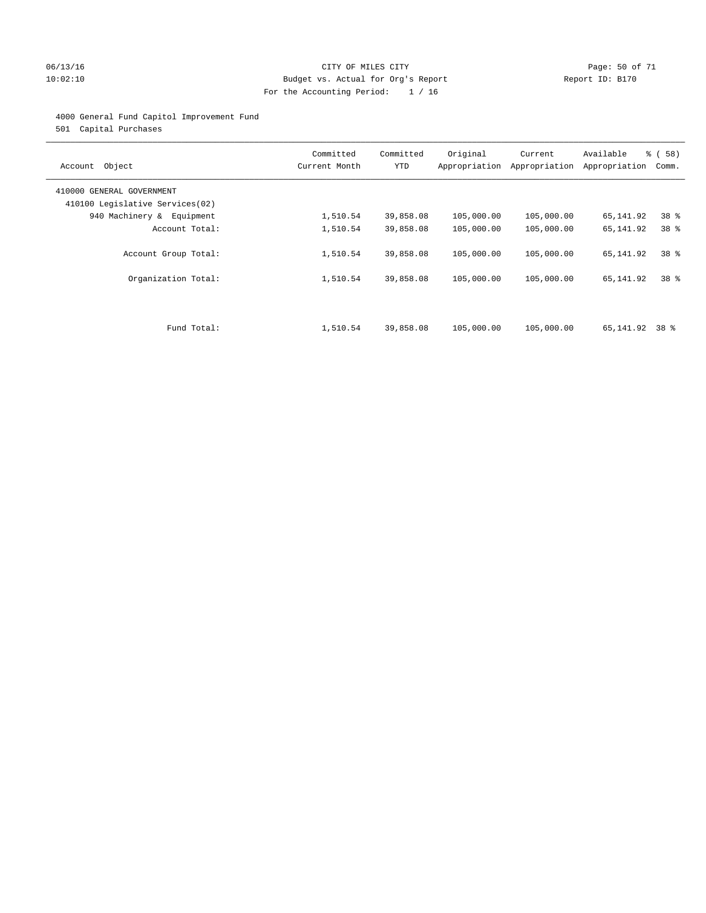CITY OF MILES CITY
Budget vs. Actual for Org's Report
For the Accounting Period: 1 / 16

06/13/16
10:02:10

Report ID: B170

4000 General Fund Capitol Improvement Fund
501 Capital Purchases

| Account Object | Committed Current Month | Committed YTD | Original Appropriation | Current Appropriation | Available Appropriation | % ( 58) Comm. |
|---|---|---|---|---|---|---|
| 410000 GENERAL GOVERNMENT | | | | | | |
| 410100 Legislative Services(02) | | | | | | |
| 940 Machinery & Equipment | 1,510.54 | 39,858.08 | 105,000.00 | 105,000.00 | 65,141.92 | 38 % |
| Account Total: | 1,510.54 | 39,858.08 | 105,000.00 | 105,000.00 | 65,141.92 | 38 % |
| Account Group Total: | 1,510.54 | 39,858.08 | 105,000.00 | 105,000.00 | 65,141.92 | 38 % |
| Organization Total: | 1,510.54 | 39,858.08 | 105,000.00 | 105,000.00 | 65,141.92 | 38 % |
| Fund Total: | 1,510.54 | 39,858.08 | 105,000.00 | 105,000.00 | 65,141.92 | 38 % |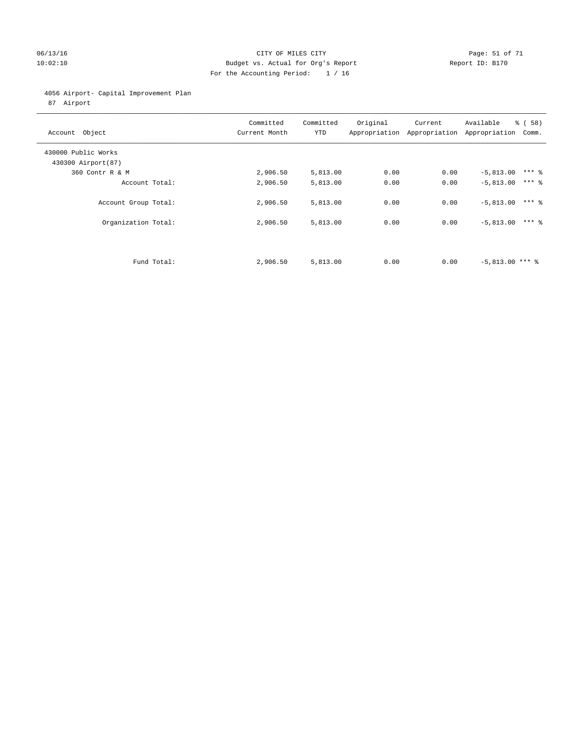CITY OF MILES CITY
Budget vs. Actual for Org's Report
For the Accounting Period: 1 / 16

06/13/16
10:02:10

Report ID: B170

4056 Airport- Capital Improvement Plan
87 Airport

| Account Object | Committed Current Month | Committed YTD | Original Appropriation | Current Appropriation | Available Appropriation | % ( 58) Comm. |
|---|---|---|---|---|---|---|
| 430000 Public Works | | | | | | |
| 430300 Airport(87) | | | | | | |
| 360 Contr R & M | 2,906.50 | 5,813.00 | 0.00 | 0.00 | -5,813.00 | *** % |
| Account Total: | 2,906.50 | 5,813.00 | 0.00 | 0.00 | -5,813.00 | *** % |
| Account Group Total: | 2,906.50 | 5,813.00 | 0.00 | 0.00 | -5,813.00 | *** % |
| Organization Total: | 2,906.50 | 5,813.00 | 0.00 | 0.00 | -5,813.00 | *** % |
| Fund Total: | 2,906.50 | 5,813.00 | 0.00 | 0.00 | -5,813.00 | *** % |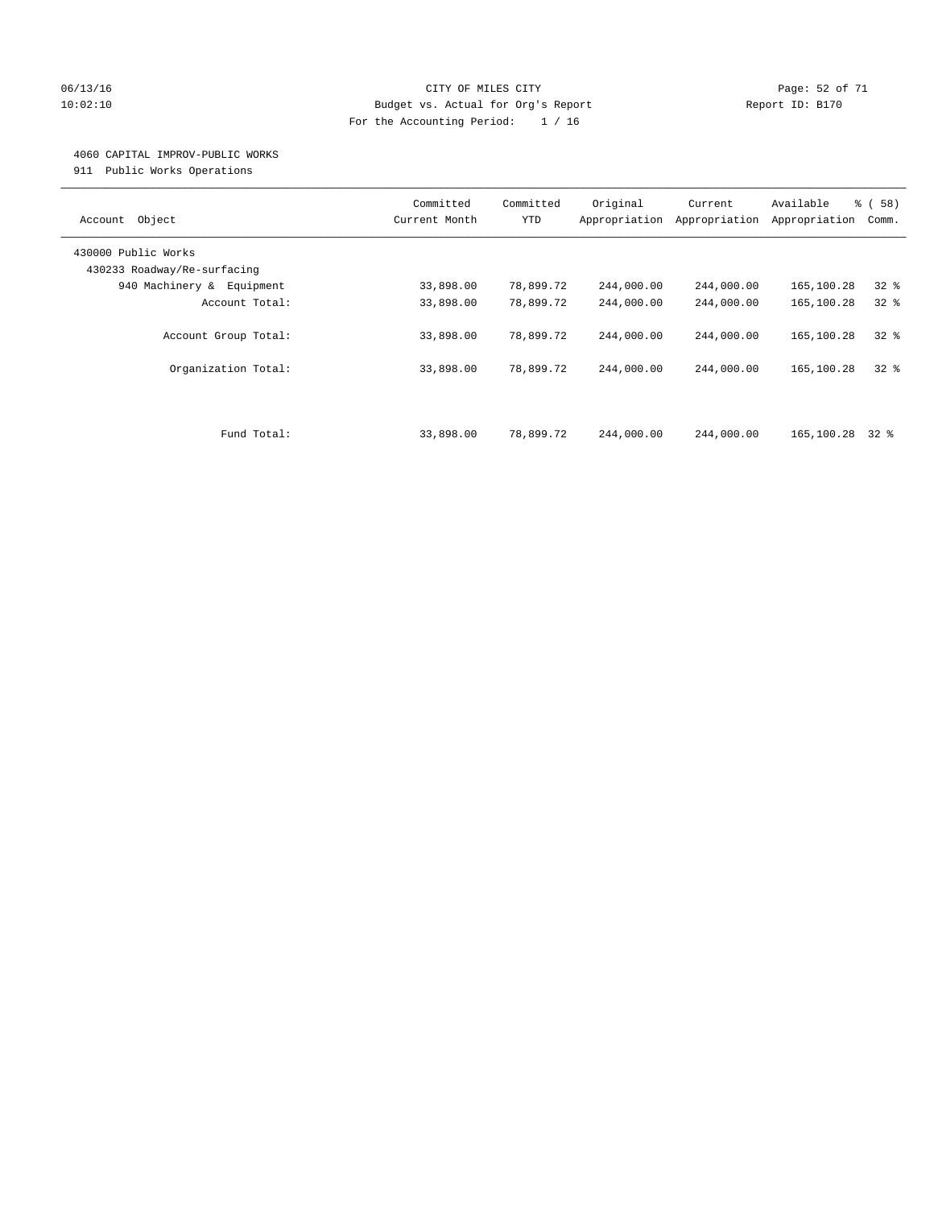CITY OF MILES CITY
Budget vs. Actual for Org's Report
For the Accounting Period: 1 / 16

06/13/16
10:02:10

Report ID: B170

4060 CAPITAL IMPROV-PUBLIC WORKS
911 Public Works Operations

| Account Object | Committed Current Month | Committed YTD | Original Appropriation | Current Appropriation | Available Appropriation | % ( 58) Comm. |
|---|---|---|---|---|---|---|
| 430000 Public Works | | | | | | |
| 430233 Roadway/Re-surfacing | | | | | | |
| 940 Machinery & Equipment | 33,898.00 | 78,899.72 | 244,000.00 | 244,000.00 | 165,100.28 | 32 % |
| Account Total: | 33,898.00 | 78,899.72 | 244,000.00 | 244,000.00 | 165,100.28 | 32 % |
| Account Group Total: | 33,898.00 | 78,899.72 | 244,000.00 | 244,000.00 | 165,100.28 | 32 % |
| Organization Total: | 33,898.00 | 78,899.72 | 244,000.00 | 244,000.00 | 165,100.28 | 32 % |
| Fund Total: | 33,898.00 | 78,899.72 | 244,000.00 | 244,000.00 | 165,100.28 | 32 % |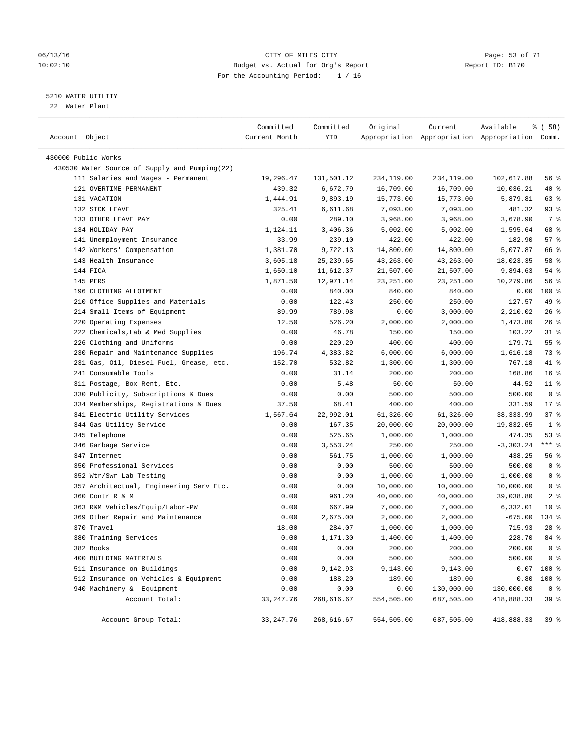CITY OF MILES CITY
Budget vs. Actual for Org's Report
For the Accounting Period: 1 / 16

06/13/16
10:02:10

Report ID: B170

## 5210 WATER UTILITY

22 Water Plant

| Account Object | Committed Current Month | Committed YTD | Original Appropriation | Current Appropriation | Available Appropriation | % ( 58) Comm. |
|---|---|---|---|---|---|---|
| 430000 Public Works | | | | | | |
| 430530 Water Source of Supply and Pumping(22) | | | | | | |
| 111 Salaries and Wages - Permanent | 19,296.47 | 131,501.12 | 234,119.00 | 234,119.00 | 102,617.88 | 56 % |
| 121 OVERTIME-PERMANENT | 439.32 | 6,672.79 | 16,709.00 | 16,709.00 | 10,036.21 | 40 % |
| 131 VACATION | 1,444.91 | 9,893.19 | 15,773.00 | 15,773.00 | 5,879.81 | 63 % |
| 132 SICK LEAVE | 325.41 | 6,611.68 | 7,093.00 | 7,093.00 | 481.32 | 93 % |
| 133 OTHER LEAVE PAY | 0.00 | 289.10 | 3,968.00 | 3,968.00 | 3,678.90 | 7 % |
| 134 HOLIDAY PAY | 1,124.11 | 3,406.36 | 5,002.00 | 5,002.00 | 1,595.64 | 68 % |
| 141 Unemployment Insurance | 33.99 | 239.10 | 422.00 | 422.00 | 182.90 | 57 % |
| 142 Workers' Compensation | 1,381.70 | 9,722.13 | 14,800.00 | 14,800.00 | 5,077.87 | 66 % |
| 143 Health Insurance | 3,605.18 | 25,239.65 | 43,263.00 | 43,263.00 | 18,023.35 | 58 % |
| 144 FICA | 1,650.10 | 11,612.37 | 21,507.00 | 21,507.00 | 9,894.63 | 54 % |
| 145 PERS | 1,871.50 | 12,971.14 | 23,251.00 | 23,251.00 | 10,279.86 | 56 % |
| 196 CLOTHING ALLOTMENT | 0.00 | 840.00 | 840.00 | 840.00 | 0.00 | 100 % |
| 210 Office Supplies and Materials | 0.00 | 122.43 | 250.00 | 250.00 | 127.57 | 49 % |
| 214 Small Items of Equipment | 89.99 | 789.98 | 0.00 | 3,000.00 | 2,210.02 | 26 % |
| 220 Operating Expenses | 12.50 | 526.20 | 2,000.00 | 2,000.00 | 1,473.80 | 26 % |
| 222 Chemicals,Lab & Med Supplies | 0.00 | 46.78 | 150.00 | 150.00 | 103.22 | 31 % |
| 226 Clothing and Uniforms | 0.00 | 220.29 | 400.00 | 400.00 | 179.71 | 55 % |
| 230 Repair and Maintenance Supplies | 196.74 | 4,383.82 | 6,000.00 | 6,000.00 | 1,616.18 | 73 % |
| 231 Gas, Oil, Diesel Fuel, Grease, etc. | 152.70 | 532.82 | 1,300.00 | 1,300.00 | 767.18 | 41 % |
| 241 Consumable Tools | 0.00 | 31.14 | 200.00 | 200.00 | 168.86 | 16 % |
| 311 Postage, Box Rent, Etc. | 0.00 | 5.48 | 50.00 | 50.00 | 44.52 | 11 % |
| 330 Publicity, Subscriptions & Dues | 0.00 | 0.00 | 500.00 | 500.00 | 500.00 | 0 % |
| 334 Memberships, Registrations & Dues | 37.50 | 68.41 | 400.00 | 400.00 | 331.59 | 17 % |
| 341 Electric Utility Services | 1,567.64 | 22,992.01 | 61,326.00 | 61,326.00 | 38,333.99 | 37 % |
| 344 Gas Utility Service | 0.00 | 167.35 | 20,000.00 | 20,000.00 | 19,832.65 | 1 % |
| 345 Telephone | 0.00 | 525.65 | 1,000.00 | 1,000.00 | 474.35 | 53 % |
| 346 Garbage Service | 0.00 | 3,553.24 | 250.00 | 250.00 | -3,303.24 | *** % |
| 347 Internet | 0.00 | 561.75 | 1,000.00 | 1,000.00 | 438.25 | 56 % |
| 350 Professional Services | 0.00 | 0.00 | 500.00 | 500.00 | 500.00 | 0 % |
| 352 Wtr/Swr Lab Testing | 0.00 | 0.00 | 1,000.00 | 1,000.00 | 1,000.00 | 0 % |
| 357 Architectual, Engineering Serv Etc. | 0.00 | 0.00 | 10,000.00 | 10,000.00 | 10,000.00 | 0 % |
| 360 Contr R & M | 0.00 | 961.20 | 40,000.00 | 40,000.00 | 39,038.80 | 2 % |
| 363 R&M Vehicles/Equip/Labor-PW | 0.00 | 667.99 | 7,000.00 | 7,000.00 | 6,332.01 | 10 % |
| 369 Other Repair and Maintenance | 0.00 | 2,675.00 | 2,000.00 | 2,000.00 | -675.00 | 134 % |
| 370 Travel | 18.00 | 284.07 | 1,000.00 | 1,000.00 | 715.93 | 28 % |
| 380 Training Services | 0.00 | 1,171.30 | 1,400.00 | 1,400.00 | 228.70 | 84 % |
| 382 Books | 0.00 | 0.00 | 200.00 | 200.00 | 200.00 | 0 % |
| 400 BUILDING MATERIALS | 0.00 | 0.00 | 500.00 | 500.00 | 500.00 | 0 % |
| 511 Insurance on Buildings | 0.00 | 9,142.93 | 9,143.00 | 9,143.00 | 0.07 | 100 % |
| 512 Insurance on Vehicles & Equipment | 0.00 | 188.20 | 189.00 | 189.00 | 0.80 | 100 % |
| 940 Machinery & Equipment | 0.00 | 0.00 | 0.00 | 130,000.00 | 130,000.00 | 0 % |
| Account Total: | 33,247.76 | 268,616.67 | 554,505.00 | 687,505.00 | 418,888.33 | 39 % |
| Account Group Total: | 33,247.76 | 268,616.67 | 554,505.00 | 687,505.00 | 418,888.33 | 39 % |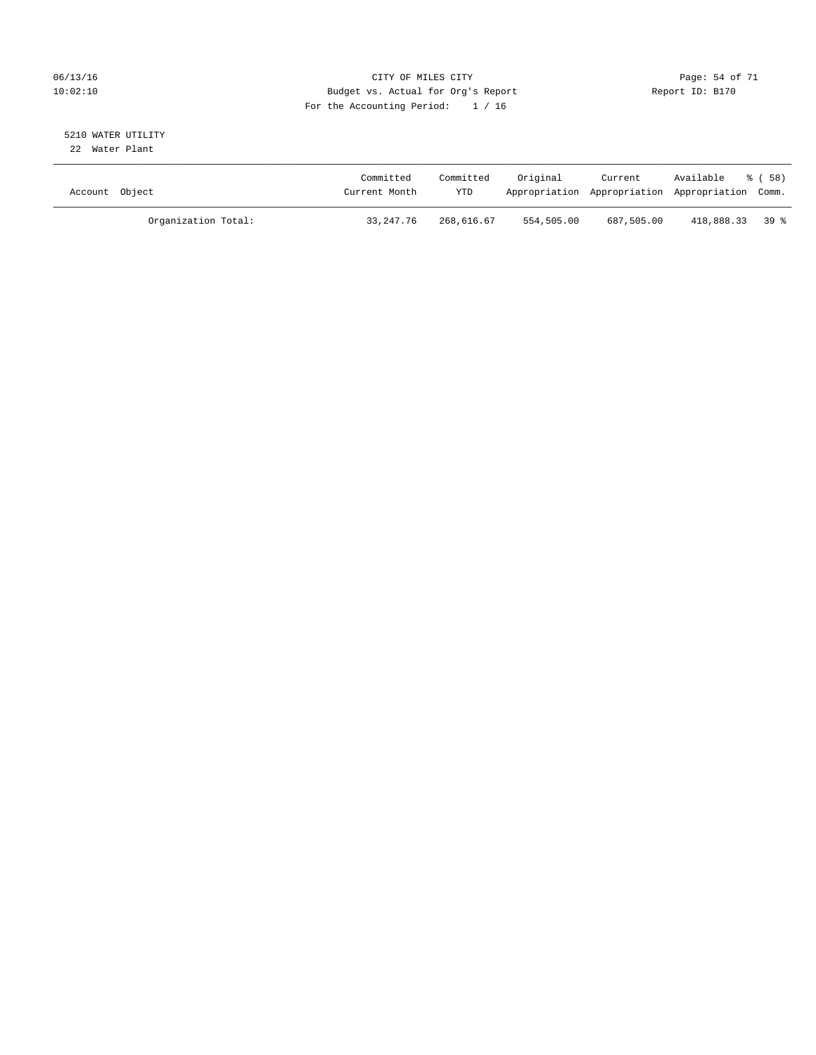CITY OF MILES CITY
Budget vs. Actual for Org's Report
For the Accounting Period: 1 / 16

Report ID: B170

5210 WATER UTILITY
22 Water Plant

| Account Object | Committed Current Month | Committed YTD | Original Appropriation | Current Appropriation | Available Appropriation | % ( 58) Comm. |
|---|---|---|---|---|---|---|
| Organization Total: | 33,247.76 | 268,616.67 | 554,505.00 | 687,505.00 | 418,888.33 | 39 % |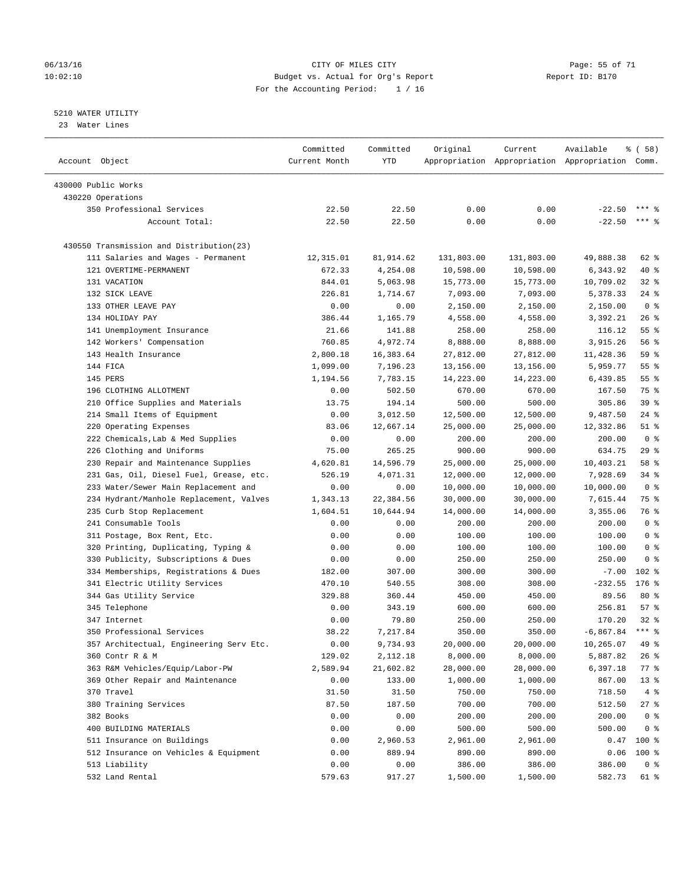CITY OF MILES CITY
Budget vs. Actual for Org's Report
For the Accounting Period: 1 / 16

06/13/16
10:02:10

Report ID: B170

5210 WATER UTILITY
23 Water Lines

| Account Object | Committed Current Month | Committed YTD | Original Appropriation | Current Appropriation | Available Appropriation | % ( 58) Comm. |
|---|---|---|---|---|---|---|
| 430000 Public Works | | | | | | |
| 430220 Operations | | | | | | |
| 350 Professional Services | 22.50 | 22.50 | 0.00 | 0.00 | -22.50 | *** % |
| Account Total: | 22.50 | 22.50 | 0.00 | 0.00 | -22.50 | *** % |
| 430550 Transmission and Distribution(23) | | | | | | |
| 111 Salaries and Wages - Permanent | 12,315.01 | 81,914.62 | 131,803.00 | 131,803.00 | 49,888.38 | 62 % |
| 121 OVERTIME-PERMANENT | 672.33 | 4,254.08 | 10,598.00 | 10,598.00 | 6,343.92 | 40 % |
| 131 VACATION | 844.01 | 5,063.98 | 15,773.00 | 15,773.00 | 10,709.02 | 32 % |
| 132 SICK LEAVE | 226.81 | 1,714.67 | 7,093.00 | 7,093.00 | 5,378.33 | 24 % |
| 133 OTHER LEAVE PAY | 0.00 | 0.00 | 2,150.00 | 2,150.00 | 2,150.00 | 0 % |
| 134 HOLIDAY PAY | 386.44 | 1,165.79 | 4,558.00 | 4,558.00 | 3,392.21 | 26 % |
| 141 Unemployment Insurance | 21.66 | 141.88 | 258.00 | 258.00 | 116.12 | 55 % |
| 142 Workers' Compensation | 760.85 | 4,972.74 | 8,888.00 | 8,888.00 | 3,915.26 | 56 % |
| 143 Health Insurance | 2,800.18 | 16,383.64 | 27,812.00 | 27,812.00 | 11,428.36 | 59 % |
| 144 FICA | 1,099.00 | 7,196.23 | 13,156.00 | 13,156.00 | 5,959.77 | 55 % |
| 145 PERS | 1,194.56 | 7,783.15 | 14,223.00 | 14,223.00 | 6,439.85 | 55 % |
| 196 CLOTHING ALLOTMENT | 0.00 | 502.50 | 670.00 | 670.00 | 167.50 | 75 % |
| 210 Office Supplies and Materials | 13.75 | 194.14 | 500.00 | 500.00 | 305.86 | 39 % |
| 214 Small Items of Equipment | 0.00 | 3,012.50 | 12,500.00 | 12,500.00 | 9,487.50 | 24 % |
| 220 Operating Expenses | 83.06 | 12,667.14 | 25,000.00 | 25,000.00 | 12,332.86 | 51 % |
| 222 Chemicals,Lab & Med Supplies | 0.00 | 0.00 | 200.00 | 200.00 | 200.00 | 0 % |
| 226 Clothing and Uniforms | 75.00 | 265.25 | 900.00 | 900.00 | 634.75 | 29 % |
| 230 Repair and Maintenance Supplies | 4,620.81 | 14,596.79 | 25,000.00 | 25,000.00 | 10,403.21 | 58 % |
| 231 Gas, Oil, Diesel Fuel, Grease, etc. | 526.19 | 4,071.31 | 12,000.00 | 12,000.00 | 7,928.69 | 34 % |
| 233 Water/Sewer Main Replacement and | 0.00 | 0.00 | 10,000.00 | 10,000.00 | 10,000.00 | 0 % |
| 234 Hydrant/Manhole Replacement, Valves | 1,343.13 | 22,384.56 | 30,000.00 | 30,000.00 | 7,615.44 | 75 % |
| 235 Curb Stop Replacement | 1,604.51 | 10,644.94 | 14,000.00 | 14,000.00 | 3,355.06 | 76 % |
| 241 Consumable Tools | 0.00 | 0.00 | 200.00 | 200.00 | 200.00 | 0 % |
| 311 Postage, Box Rent, Etc. | 0.00 | 0.00 | 100.00 | 100.00 | 100.00 | 0 % |
| 320 Printing, Duplicating, Typing & | 0.00 | 0.00 | 100.00 | 100.00 | 100.00 | 0 % |
| 330 Publicity, Subscriptions & Dues | 0.00 | 0.00 | 250.00 | 250.00 | 250.00 | 0 % |
| 334 Memberships, Registrations & Dues | 182.00 | 307.00 | 300.00 | 300.00 | -7.00 | 102 % |
| 341 Electric Utility Services | 470.10 | 540.55 | 308.00 | 308.00 | -232.55 | 176 % |
| 344 Gas Utility Service | 329.88 | 360.44 | 450.00 | 450.00 | 89.56 | 80 % |
| 345 Telephone | 0.00 | 343.19 | 600.00 | 600.00 | 256.81 | 57 % |
| 347 Internet | 0.00 | 79.80 | 250.00 | 250.00 | 170.20 | 32 % |
| 350 Professional Services | 38.22 | 7,217.84 | 350.00 | 350.00 | -6,867.84 | *** % |
| 357 Architectual, Engineering Serv Etc. | 0.00 | 9,734.93 | 20,000.00 | 20,000.00 | 10,265.07 | 49 % |
| 360 Contr R & M | 129.02 | 2,112.18 | 8,000.00 | 8,000.00 | 5,887.82 | 26 % |
| 363 R&M Vehicles/Equip/Labor-PW | 2,589.94 | 21,602.82 | 28,000.00 | 28,000.00 | 6,397.18 | 77 % |
| 369 Other Repair and Maintenance | 0.00 | 133.00 | 1,000.00 | 1,000.00 | 867.00 | 13 % |
| 370 Travel | 31.50 | 31.50 | 750.00 | 750.00 | 718.50 | 4 % |
| 380 Training Services | 87.50 | 187.50 | 700.00 | 700.00 | 512.50 | 27 % |
| 382 Books | 0.00 | 0.00 | 200.00 | 200.00 | 200.00 | 0 % |
| 400 BUILDING MATERIALS | 0.00 | 0.00 | 500.00 | 500.00 | 500.00 | 0 % |
| 511 Insurance on Buildings | 0.00 | 2,960.53 | 2,961.00 | 2,961.00 | 0.47 | 100 % |
| 512 Insurance on Vehicles & Equipment | 0.00 | 889.94 | 890.00 | 890.00 | 0.06 | 100 % |
| 513 Liability | 0.00 | 0.00 | 386.00 | 386.00 | 386.00 | 0 % |
| 532 Land Rental | 579.63 | 917.27 | 1,500.00 | 1,500.00 | 582.73 | 61 % |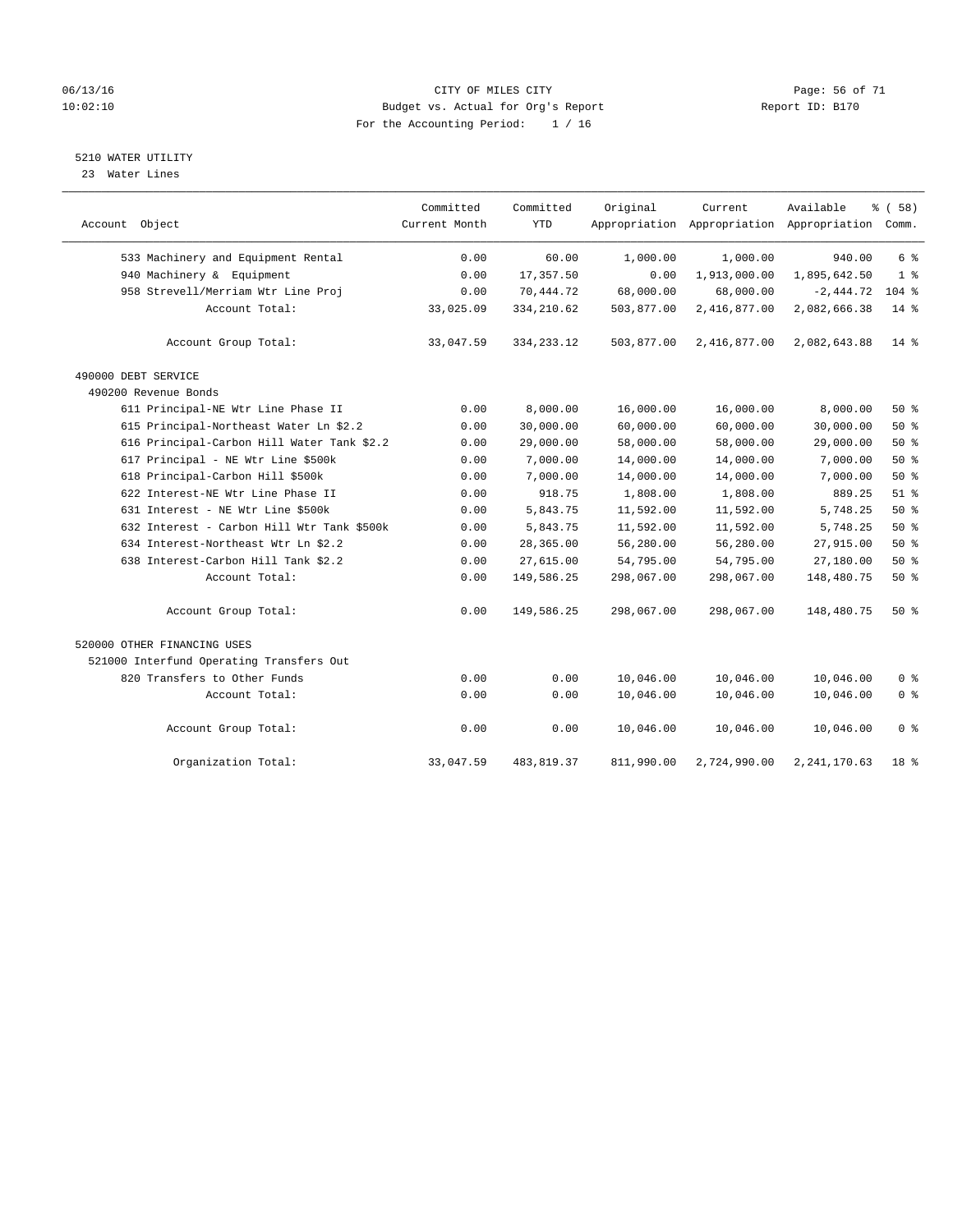06/13/16 CITY OF MILES CITY
10:02:10 Budget vs. Actual for Org's Report Report ID: B170
For the Accounting Period: 1 / 16

5210 WATER UTILITY
23 Water Lines

| Account Object | Committed Current Month | Committed YTD | Original Appropriation | Current Appropriation | Available Appropriation | % ( 58) Comm. |
|---|---|---|---|---|---|---|
| 533 Machinery and Equipment Rental | 0.00 | 60.00 | 1,000.00 | 1,000.00 | 940.00 | 6 % |
| 940 Machinery & Equipment | 0.00 | 17,357.50 | 0.00 | 1,913,000.00 | 1,895,642.50 | 1 % |
| 958 Strevell/Merriam Wtr Line Proj | 0.00 | 70,444.72 | 68,000.00 | 68,000.00 | -2,444.72 | 104 % |
| Account Total: | 33,025.09 | 334,210.62 | 503,877.00 | 2,416,877.00 | 2,082,666.38 | 14 % |
| Account Group Total: | 33,047.59 | 334,233.12 | 503,877.00 | 2,416,877.00 | 2,082,643.88 | 14 % |
| 490000 DEBT SERVICE | | | | | | |
| 490200 Revenue Bonds | | | | | | |
| 611 Principal-NE Wtr Line Phase II | 0.00 | 8,000.00 | 16,000.00 | 16,000.00 | 8,000.00 | 50 % |
| 615 Principal-Northeast Water Ln $2.2 | 0.00 | 30,000.00 | 60,000.00 | 60,000.00 | 30,000.00 | 50 % |
| 616 Principal-Carbon Hill Water Tank $2.2 | 0.00 | 29,000.00 | 58,000.00 | 58,000.00 | 29,000.00 | 50 % |
| 617 Principal - NE Wtr Line $500k | 0.00 | 7,000.00 | 14,000.00 | 14,000.00 | 7,000.00 | 50 % |
| 618 Principal-Carbon Hill $500k | 0.00 | 7,000.00 | 14,000.00 | 14,000.00 | 7,000.00 | 50 % |
| 622 Interest-NE Wtr Line Phase II | 0.00 | 918.75 | 1,808.00 | 1,808.00 | 889.25 | 51 % |
| 631 Interest - NE Wtr Line $500k | 0.00 | 5,843.75 | 11,592.00 | 11,592.00 | 5,748.25 | 50 % |
| 632 Interest - Carbon Hill Wtr Tank $500k | 0.00 | 5,843.75 | 11,592.00 | 11,592.00 | 5,748.25 | 50 % |
| 634 Interest-Northeast Wtr Ln $2.2 | 0.00 | 28,365.00 | 56,280.00 | 56,280.00 | 27,915.00 | 50 % |
| 638 Interest-Carbon Hill Tank $2.2 | 0.00 | 27,615.00 | 54,795.00 | 54,795.00 | 27,180.00 | 50 % |
| Account Total: | 0.00 | 149,586.25 | 298,067.00 | 298,067.00 | 148,480.75 | 50 % |
| Account Group Total: | 0.00 | 149,586.25 | 298,067.00 | 298,067.00 | 148,480.75 | 50 % |
| 520000 OTHER FINANCING USES | | | | | | |
| 521000 Interfund Operating Transfers Out | | | | | | |
| 820 Transfers to Other Funds | 0.00 | 0.00 | 10,046.00 | 10,046.00 | 10,046.00 | 0 % |
| Account Total: | 0.00 | 0.00 | 10,046.00 | 10,046.00 | 10,046.00 | 0 % |
| Account Group Total: | 0.00 | 0.00 | 10,046.00 | 10,046.00 | 10,046.00 | 0 % |
| Organization Total: | 33,047.59 | 483,819.37 | 811,990.00 | 2,724,990.00 | 2,241,170.63 | 18 % |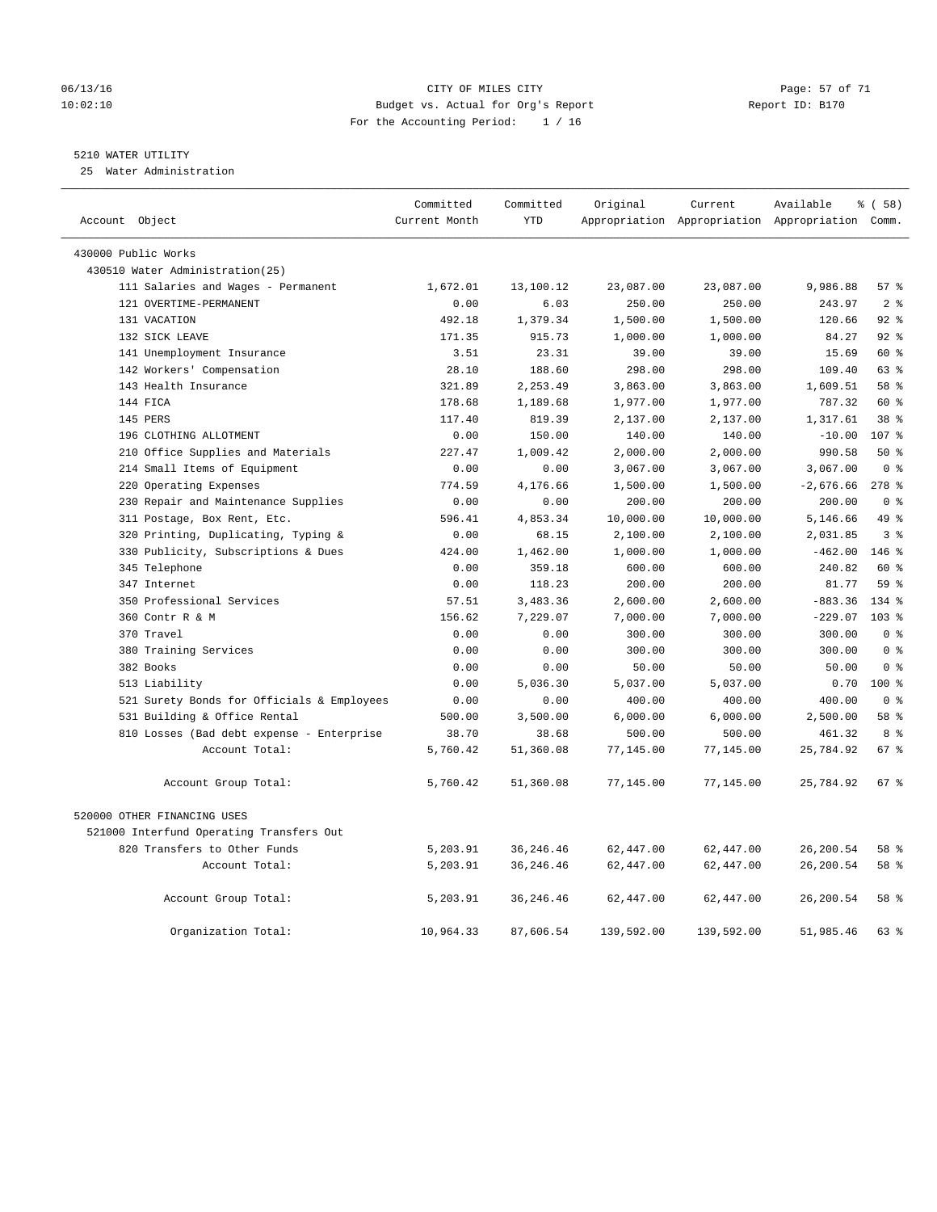06/13/16 CITY OF MILES CITY
10:02:10 Budget vs. Actual for Org's Report Report ID: B170
For the Accounting Period: 1 / 16

5210 WATER UTILITY
25 Water Administration

| Account Object | Committed Current Month | Committed YTD | Original Appropriation | Current Appropriation | Available Appropriation | % ( 58) Comm. |
|---|---|---|---|---|---|---|
| 430000 Public Works | | | | | | |
| 430510 Water Administration(25) | | | | | | |
| 111 Salaries and Wages - Permanent | 1,672.01 | 13,100.12 | 23,087.00 | 23,087.00 | 9,986.88 | 57 % |
| 121 OVERTIME-PERMANENT | 0.00 | 6.03 | 250.00 | 250.00 | 243.97 | 2 % |
| 131 VACATION | 492.18 | 1,379.34 | 1,500.00 | 1,500.00 | 120.66 | 92 % |
| 132 SICK LEAVE | 171.35 | 915.73 | 1,000.00 | 1,000.00 | 84.27 | 92 % |
| 141 Unemployment Insurance | 3.51 | 23.31 | 39.00 | 39.00 | 15.69 | 60 % |
| 142 Workers' Compensation | 28.10 | 188.60 | 298.00 | 298.00 | 109.40 | 63 % |
| 143 Health Insurance | 321.89 | 2,253.49 | 3,863.00 | 3,863.00 | 1,609.51 | 58 % |
| 144 FICA | 178.68 | 1,189.68 | 1,977.00 | 1,977.00 | 787.32 | 60 % |
| 145 PERS | 117.40 | 819.39 | 2,137.00 | 2,137.00 | 1,317.61 | 38 % |
| 196 CLOTHING ALLOTMENT | 0.00 | 150.00 | 140.00 | 140.00 | -10.00 | 107 % |
| 210 Office Supplies and Materials | 227.47 | 1,009.42 | 2,000.00 | 2,000.00 | 990.58 | 50 % |
| 214 Small Items of Equipment | 0.00 | 0.00 | 3,067.00 | 3,067.00 | 3,067.00 | 0 % |
| 220 Operating Expenses | 774.59 | 4,176.66 | 1,500.00 | 1,500.00 | -2,676.66 | 278 % |
| 230 Repair and Maintenance Supplies | 0.00 | 0.00 | 200.00 | 200.00 | 200.00 | 0 % |
| 311 Postage, Box Rent, Etc. | 596.41 | 4,853.34 | 10,000.00 | 10,000.00 | 5,146.66 | 49 % |
| 320 Printing, Duplicating, Typing & | 0.00 | 68.15 | 2,100.00 | 2,100.00 | 2,031.85 | 3 % |
| 330 Publicity, Subscriptions & Dues | 424.00 | 1,462.00 | 1,000.00 | 1,000.00 | -462.00 | 146 % |
| 345 Telephone | 0.00 | 359.18 | 600.00 | 600.00 | 240.82 | 60 % |
| 347 Internet | 0.00 | 118.23 | 200.00 | 200.00 | 81.77 | 59 % |
| 350 Professional Services | 57.51 | 3,483.36 | 2,600.00 | 2,600.00 | -883.36 | 134 % |
| 360 Contr R & M | 156.62 | 7,229.07 | 7,000.00 | 7,000.00 | -229.07 | 103 % |
| 370 Travel | 0.00 | 0.00 | 300.00 | 300.00 | 300.00 | 0 % |
| 380 Training Services | 0.00 | 0.00 | 300.00 | 300.00 | 300.00 | 0 % |
| 382 Books | 0.00 | 0.00 | 50.00 | 50.00 | 50.00 | 0 % |
| 513 Liability | 0.00 | 5,036.30 | 5,037.00 | 5,037.00 | 0.70 | 100 % |
| 521 Surety Bonds for Officials & Employees | 0.00 | 0.00 | 400.00 | 400.00 | 400.00 | 0 % |
| 531 Building & Office Rental | 500.00 | 3,500.00 | 6,000.00 | 6,000.00 | 2,500.00 | 58 % |
| 810 Losses (Bad debt expense - Enterprise | 38.70 | 38.68 | 500.00 | 500.00 | 461.32 | 8 % |
| Account Total: | 5,760.42 | 51,360.08 | 77,145.00 | 77,145.00 | 25,784.92 | 67 % |
| Account Group Total: | 5,760.42 | 51,360.08 | 77,145.00 | 77,145.00 | 25,784.92 | 67 % |
| 520000 OTHER FINANCING USES | | | | | | |
| 521000 Interfund Operating Transfers Out | | | | | | |
| 820 Transfers to Other Funds | 5,203.91 | 36,246.46 | 62,447.00 | 62,447.00 | 26,200.54 | 58 % |
| Account Total: | 5,203.91 | 36,246.46 | 62,447.00 | 62,447.00 | 26,200.54 | 58 % |
| Account Group Total: | 5,203.91 | 36,246.46 | 62,447.00 | 62,447.00 | 26,200.54 | 58 % |
| Organization Total: | 10,964.33 | 87,606.54 | 139,592.00 | 139,592.00 | 51,985.46 | 63 % |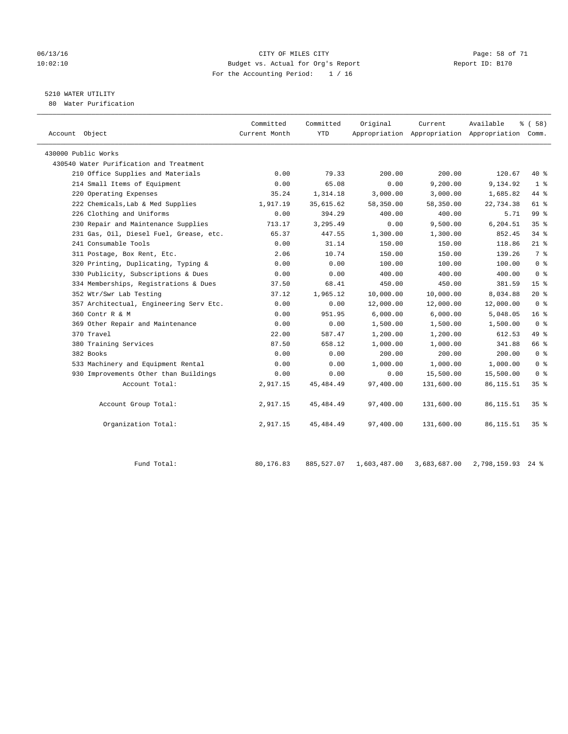CITY OF MILES CITY
Budget vs. Actual for Org's Report
For the Accounting Period: 1 / 16

06/13/16
10:02:10

Report ID: B170

5210 WATER UTILITY
80 Water Purification

| Account Object | Committed Current Month | Committed YTD | Original Appropriation | Current Appropriation | Available Appropriation | % ( 58) Comm. |
|---|---|---|---|---|---|---|
| 430000 Public Works | | | | | | |
| 430540 Water Purification and Treatment | | | | | | |
| 210 Office Supplies and Materials | 0.00 | 79.33 | 200.00 | 200.00 | 120.67 | 40 % |
| 214 Small Items of Equipment | 0.00 | 65.08 | 0.00 | 9,200.00 | 9,134.92 | 1 % |
| 220 Operating Expenses | 35.24 | 1,314.18 | 3,000.00 | 3,000.00 | 1,685.82 | 44 % |
| 222 Chemicals,Lab & Med Supplies | 1,917.19 | 35,615.62 | 58,350.00 | 58,350.00 | 22,734.38 | 61 % |
| 226 Clothing and Uniforms | 0.00 | 394.29 | 400.00 | 400.00 | 5.71 | 99 % |
| 230 Repair and Maintenance Supplies | 713.17 | 3,295.49 | 0.00 | 9,500.00 | 6,204.51 | 35 % |
| 231 Gas, Oil, Diesel Fuel, Grease, etc. | 65.37 | 447.55 | 1,300.00 | 1,300.00 | 852.45 | 34 % |
| 241 Consumable Tools | 0.00 | 31.14 | 150.00 | 150.00 | 118.86 | 21 % |
| 311 Postage, Box Rent, Etc. | 2.06 | 10.74 | 150.00 | 150.00 | 139.26 | 7 % |
| 320 Printing, Duplicating, Typing & | 0.00 | 0.00 | 100.00 | 100.00 | 100.00 | 0 % |
| 330 Publicity, Subscriptions & Dues | 0.00 | 0.00 | 400.00 | 400.00 | 400.00 | 0 % |
| 334 Memberships, Registrations & Dues | 37.50 | 68.41 | 450.00 | 450.00 | 381.59 | 15 % |
| 352 Wtr/Swr Lab Testing | 37.12 | 1,965.12 | 10,000.00 | 10,000.00 | 8,034.88 | 20 % |
| 357 Architectual, Engineering Serv Etc. | 0.00 | 0.00 | 12,000.00 | 12,000.00 | 12,000.00 | 0 % |
| 360 Contr R & M | 0.00 | 951.95 | 6,000.00 | 6,000.00 | 5,048.05 | 16 % |
| 369 Other Repair and Maintenance | 0.00 | 0.00 | 1,500.00 | 1,500.00 | 1,500.00 | 0 % |
| 370 Travel | 22.00 | 587.47 | 1,200.00 | 1,200.00 | 612.53 | 49 % |
| 380 Training Services | 87.50 | 658.12 | 1,000.00 | 1,000.00 | 341.88 | 66 % |
| 382 Books | 0.00 | 0.00 | 200.00 | 200.00 | 200.00 | 0 % |
| 533 Machinery and Equipment Rental | 0.00 | 0.00 | 1,000.00 | 1,000.00 | 1,000.00 | 0 % |
| 930 Improvements Other than Buildings | 0.00 | 0.00 | 0.00 | 15,500.00 | 15,500.00 | 0 % |
| Account Total: | 2,917.15 | 45,484.49 | 97,400.00 | 131,600.00 | 86,115.51 | 35 % |
| Account Group Total: | 2,917.15 | 45,484.49 | 97,400.00 | 131,600.00 | 86,115.51 | 35 % |
| Organization Total: | 2,917.15 | 45,484.49 | 97,400.00 | 131,600.00 | 86,115.51 | 35 % |
| Fund Total: | 80,176.83 | 885,527.07 | 1,603,487.00 | 3,683,687.00 | 2,798,159.93 | 24 % |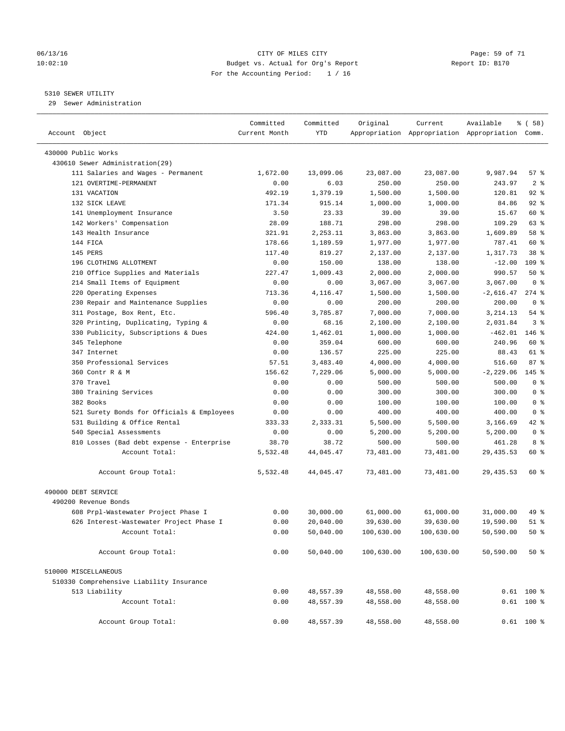CITY OF MILES CITY
Budget vs. Actual for Org's Report
For the Accounting Period: 1 / 16

06/13/16
10:02:10

Report ID: B170

## 5310 SEWER UTILITY

29 Sewer Administration

| Account Object | Committed Current Month | Committed YTD | Original Appropriation | Current Appropriation | Available Appropriation | % ( 58) Comm. |
|---|---|---|---|---|---|---|
| 430000 Public Works | | | | | | |
| 430610 Sewer Administration(29) | | | | | | |
| 111 Salaries and Wages - Permanent | 1,672.00 | 13,099.06 | 23,087.00 | 23,087.00 | 9,987.94 | 57 % |
| 121 OVERTIME-PERMANENT | 0.00 | 6.03 | 250.00 | 250.00 | 243.97 | 2 % |
| 131 VACATION | 492.19 | 1,379.19 | 1,500.00 | 1,500.00 | 120.81 | 92 % |
| 132 SICK LEAVE | 171.34 | 915.14 | 1,000.00 | 1,000.00 | 84.86 | 92 % |
| 141 Unemployment Insurance | 3.50 | 23.33 | 39.00 | 39.00 | 15.67 | 60 % |
| 142 Workers' Compensation | 28.09 | 188.71 | 298.00 | 298.00 | 109.29 | 63 % |
| 143 Health Insurance | 321.91 | 2,253.11 | 3,863.00 | 3,863.00 | 1,609.89 | 58 % |
| 144 FICA | 178.66 | 1,189.59 | 1,977.00 | 1,977.00 | 787.41 | 60 % |
| 145 PERS | 117.40 | 819.27 | 2,137.00 | 2,137.00 | 1,317.73 | 38 % |
| 196 CLOTHING ALLOTMENT | 0.00 | 150.00 | 138.00 | 138.00 | -12.00 | 109 % |
| 210 Office Supplies and Materials | 227.47 | 1,009.43 | 2,000.00 | 2,000.00 | 990.57 | 50 % |
| 214 Small Items of Equipment | 0.00 | 0.00 | 3,067.00 | 3,067.00 | 3,067.00 | 0 % |
| 220 Operating Expenses | 713.36 | 4,116.47 | 1,500.00 | 1,500.00 | -2,616.47 | 274 % |
| 230 Repair and Maintenance Supplies | 0.00 | 0.00 | 200.00 | 200.00 | 200.00 | 0 % |
| 311 Postage, Box Rent, Etc. | 596.40 | 3,785.87 | 7,000.00 | 7,000.00 | 3,214.13 | 54 % |
| 320 Printing, Duplicating, Typing & | 0.00 | 68.16 | 2,100.00 | 2,100.00 | 2,031.84 | 3 % |
| 330 Publicity, Subscriptions & Dues | 424.00 | 1,462.01 | 1,000.00 | 1,000.00 | -462.01 | 146 % |
| 345 Telephone | 0.00 | 359.04 | 600.00 | 600.00 | 240.96 | 60 % |
| 347 Internet | 0.00 | 136.57 | 225.00 | 225.00 | 88.43 | 61 % |
| 350 Professional Services | 57.51 | 3,483.40 | 4,000.00 | 4,000.00 | 516.60 | 87 % |
| 360 Contr R & M | 156.62 | 7,229.06 | 5,000.00 | 5,000.00 | -2,229.06 | 145 % |
| 370 Travel | 0.00 | 0.00 | 500.00 | 500.00 | 500.00 | 0 % |
| 380 Training Services | 0.00 | 0.00 | 300.00 | 300.00 | 300.00 | 0 % |
| 382 Books | 0.00 | 0.00 | 100.00 | 100.00 | 100.00 | 0 % |
| 521 Surety Bonds for Officials & Employees | 0.00 | 0.00 | 400.00 | 400.00 | 400.00 | 0 % |
| 531 Building & Office Rental | 333.33 | 2,333.31 | 5,500.00 | 5,500.00 | 3,166.69 | 42 % |
| 540 Special Assessments | 0.00 | 0.00 | 5,200.00 | 5,200.00 | 5,200.00 | 0 % |
| 810 Losses (Bad debt expense - Enterprise | 38.70 | 38.72 | 500.00 | 500.00 | 461.28 | 8 % |
| Account Total: | 5,532.48 | 44,045.47 | 73,481.00 | 73,481.00 | 29,435.53 | 60 % |
| Account Group Total: | 5,532.48 | 44,045.47 | 73,481.00 | 73,481.00 | 29,435.53 | 60 % |
| 490000 DEBT SERVICE | | | | | | |
| 490200 Revenue Bonds | | | | | | |
| 608 Prpl-Wastewater Project Phase I | 0.00 | 30,000.00 | 61,000.00 | 61,000.00 | 31,000.00 | 49 % |
| 626 Interest-Wastewater Project Phase I | 0.00 | 20,040.00 | 39,630.00 | 39,630.00 | 19,590.00 | 51 % |
| Account Total: | 0.00 | 50,040.00 | 100,630.00 | 100,630.00 | 50,590.00 | 50 % |
| Account Group Total: | 0.00 | 50,040.00 | 100,630.00 | 100,630.00 | 50,590.00 | 50 % |
| 510000 MISCELLANEOUS | | | | | | |
| 510330 Comprehensive Liability Insurance | | | | | | |
| 513 Liability | 0.00 | 48,557.39 | 48,558.00 | 48,558.00 | 0.61 | 100 % |
| Account Total: | 0.00 | 48,557.39 | 48,558.00 | 48,558.00 | 0.61 | 100 % |
| Account Group Total: | 0.00 | 48,557.39 | 48,558.00 | 48,558.00 | 0.61 | 100 % |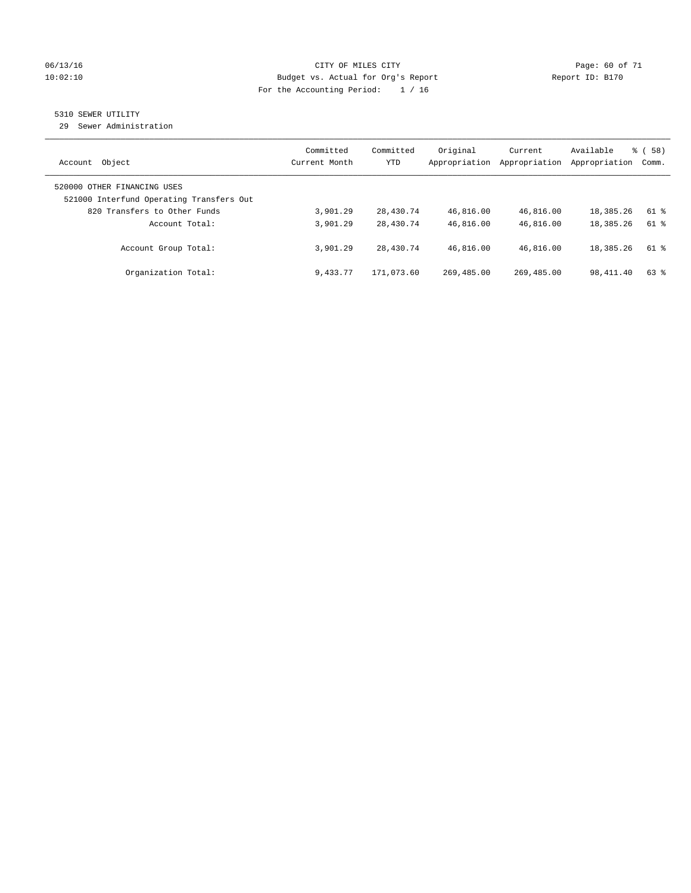CITY OF MILES CITY
Budget vs. Actual for Org's Report
For the Accounting Period: 1 / 16

Report ID: B170

## 5310 SEWER UTILITY

29 Sewer Administration

| Account Object | Committed Current Month | Committed YTD | Original Appropriation | Current Appropriation | Available Appropriation | % ( 58) Comm. |
|---|---|---|---|---|---|---|
| 520000 OTHER FINANCING USES | | | | | | |
| 521000 Interfund Operating Transfers Out | | | | | | |
| 820 Transfers to Other Funds | 3,901.29 | 28,430.74 | 46,816.00 | 46,816.00 | 18,385.26 | 61 % |
| Account Total: | 3,901.29 | 28,430.74 | 46,816.00 | 46,816.00 | 18,385.26 | 61 % |
| Account Group Total: | 3,901.29 | 28,430.74 | 46,816.00 | 46,816.00 | 18,385.26 | 61 % |
| Organization Total: | 9,433.77 | 171,073.60 | 269,485.00 | 269,485.00 | 98,411.40 | 63 % |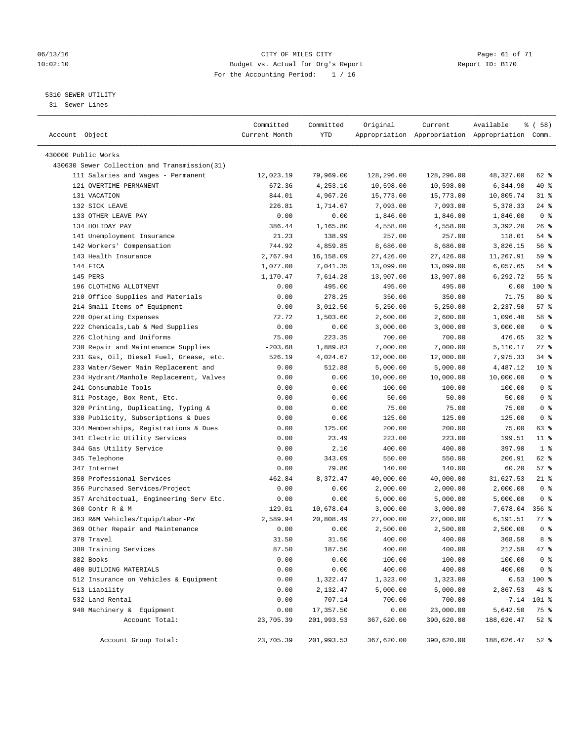CITY OF MILES CITY
Budget vs. Actual for Org's Report
For the Accounting Period: 1 / 16

5310 SEWER UTILITY
31 Sewer Lines

| Account Object | Committed Current Month | Committed YTD | Original Appropriation | Current Appropriation | Available Appropriation | % ( 58) Comm. |
|---|---|---|---|---|---|---|
| 430000 Public Works | | | | | | |
| 430630 Sewer Collection and Transmission(31) | | | | | | |
| 111 Salaries and Wages - Permanent | 12,023.19 | 79,969.00 | 128,296.00 | 128,296.00 | 48,327.00 | 62 % |
| 121 OVERTIME-PERMANENT | 672.36 | 4,253.10 | 10,598.00 | 10,598.00 | 6,344.90 | 40 % |
| 131 VACATION | 844.01 | 4,967.26 | 15,773.00 | 15,773.00 | 10,805.74 | 31 % |
| 132 SICK LEAVE | 226.81 | 1,714.67 | 7,093.00 | 7,093.00 | 5,378.33 | 24 % |
| 133 OTHER LEAVE PAY | 0.00 | 0.00 | 1,846.00 | 1,846.00 | 1,846.00 | 0 % |
| 134 HOLIDAY PAY | 386.44 | 1,165.80 | 4,558.00 | 4,558.00 | 3,392.20 | 26 % |
| 141 Unemployment Insurance | 21.23 | 138.99 | 257.00 | 257.00 | 118.01 | 54 % |
| 142 Workers' Compensation | 744.92 | 4,859.85 | 8,686.00 | 8,686.00 | 3,826.15 | 56 % |
| 143 Health Insurance | 2,767.94 | 16,158.09 | 27,426.00 | 27,426.00 | 11,267.91 | 59 % |
| 144 FICA | 1,077.00 | 7,041.35 | 13,099.00 | 13,099.00 | 6,057.65 | 54 % |
| 145 PERS | 1,170.47 | 7,614.28 | 13,907.00 | 13,907.00 | 6,292.72 | 55 % |
| 196 CLOTHING ALLOTMENT | 0.00 | 495.00 | 495.00 | 495.00 | 0.00 | 100 % |
| 210 Office Supplies and Materials | 0.00 | 278.25 | 350.00 | 350.00 | 71.75 | 80 % |
| 214 Small Items of Equipment | 0.00 | 3,012.50 | 5,250.00 | 5,250.00 | 2,237.50 | 57 % |
| 220 Operating Expenses | 72.72 | 1,503.60 | 2,600.00 | 2,600.00 | 1,096.40 | 58 % |
| 222 Chemicals,Lab & Med Supplies | 0.00 | 0.00 | 3,000.00 | 3,000.00 | 3,000.00 | 0 % |
| 226 Clothing and Uniforms | 75.00 | 223.35 | 700.00 | 700.00 | 476.65 | 32 % |
| 230 Repair and Maintenance Supplies | -203.68 | 1,889.83 | 7,000.00 | 7,000.00 | 5,110.17 | 27 % |
| 231 Gas, Oil, Diesel Fuel, Grease, etc. | 526.19 | 4,024.67 | 12,000.00 | 12,000.00 | 7,975.33 | 34 % |
| 233 Water/Sewer Main Replacement and | 0.00 | 512.88 | 5,000.00 | 5,000.00 | 4,487.12 | 10 % |
| 234 Hydrant/Manhole Replacement, Valves | 0.00 | 0.00 | 10,000.00 | 10,000.00 | 10,000.00 | 0 % |
| 241 Consumable Tools | 0.00 | 0.00 | 100.00 | 100.00 | 100.00 | 0 % |
| 311 Postage, Box Rent, Etc. | 0.00 | 0.00 | 50.00 | 50.00 | 50.00 | 0 % |
| 320 Printing, Duplicating, Typing & | 0.00 | 0.00 | 75.00 | 75.00 | 75.00 | 0 % |
| 330 Publicity, Subscriptions & Dues | 0.00 | 0.00 | 125.00 | 125.00 | 125.00 | 0 % |
| 334 Memberships, Registrations & Dues | 0.00 | 125.00 | 200.00 | 200.00 | 75.00 | 63 % |
| 341 Electric Utility Services | 0.00 | 23.49 | 223.00 | 223.00 | 199.51 | 11 % |
| 344 Gas Utility Service | 0.00 | 2.10 | 400.00 | 400.00 | 397.90 | 1 % |
| 345 Telephone | 0.00 | 343.09 | 550.00 | 550.00 | 206.91 | 62 % |
| 347 Internet | 0.00 | 79.80 | 140.00 | 140.00 | 60.20 | 57 % |
| 350 Professional Services | 462.84 | 8,372.47 | 40,000.00 | 40,000.00 | 31,627.53 | 21 % |
| 356 Purchased Services/Project | 0.00 | 0.00 | 2,000.00 | 2,000.00 | 2,000.00 | 0 % |
| 357 Architectual, Engineering Serv Etc. | 0.00 | 0.00 | 5,000.00 | 5,000.00 | 5,000.00 | 0 % |
| 360 Contr R & M | 129.01 | 10,678.04 | 3,000.00 | 3,000.00 | -7,678.04 | 356 % |
| 363 R&M Vehicles/Equip/Labor-PW | 2,589.94 | 20,808.49 | 27,000.00 | 27,000.00 | 6,191.51 | 77 % |
| 369 Other Repair and Maintenance | 0.00 | 0.00 | 2,500.00 | 2,500.00 | 2,500.00 | 0 % |
| 370 Travel | 31.50 | 31.50 | 400.00 | 400.00 | 368.50 | 8 % |
| 380 Training Services | 87.50 | 187.50 | 400.00 | 400.00 | 212.50 | 47 % |
| 382 Books | 0.00 | 0.00 | 100.00 | 100.00 | 100.00 | 0 % |
| 400 BUILDING MATERIALS | 0.00 | 0.00 | 400.00 | 400.00 | 400.00 | 0 % |
| 512 Insurance on Vehicles & Equipment | 0.00 | 1,322.47 | 1,323.00 | 1,323.00 | 0.53 | 100 % |
| 513 Liability | 0.00 | 2,132.47 | 5,000.00 | 5,000.00 | 2,867.53 | 43 % |
| 532 Land Rental | 0.00 | 707.14 | 700.00 | 700.00 | -7.14 | 101 % |
| 940 Machinery & Equipment | 0.00 | 17,357.50 | 0.00 | 23,000.00 | 5,642.50 | 75 % |
| Account Total: | 23,705.39 | 201,993.53 | 367,620.00 | 390,620.00 | 188,626.47 | 52 % |
| Account Group Total: | 23,705.39 | 201,993.53 | 367,620.00 | 390,620.00 | 188,626.47 | 52 % |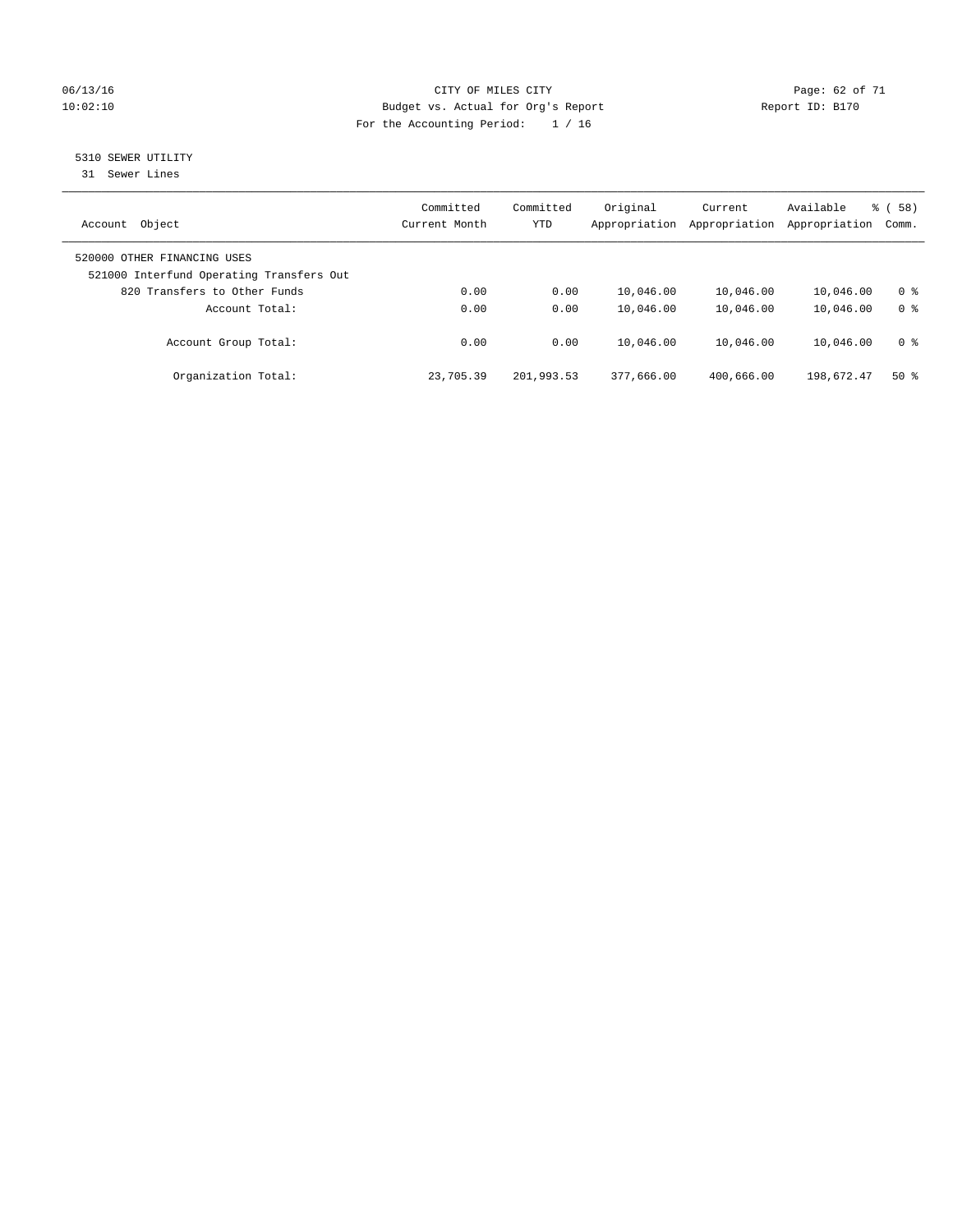CITY OF MILES CITY
Budget vs. Actual for Org's Report
For the Accounting Period: 1 / 16

06/13/16
10:02:10

Report ID: B170

## 5310 SEWER UTILITY

31 Sewer Lines

| Account Object | Committed Current Month | Committed YTD | Original Appropriation | Current Appropriation | Available Appropriation | % ( 58) Comm. |
|---|---|---|---|---|---|---|
| 520000 OTHER FINANCING USES | | | | | | |
| 521000 Interfund Operating Transfers Out | | | | | | |
| 820 Transfers to Other Funds | 0.00 | 0.00 | 10,046.00 | 10,046.00 | 10,046.00 | 0 % |
| Account Total: | 0.00 | 0.00 | 10,046.00 | 10,046.00 | 10,046.00 | 0 % |
| Account Group Total: | 0.00 | 0.00 | 10,046.00 | 10,046.00 | 10,046.00 | 0 % |
| Organization Total: | 23,705.39 | 201,993.53 | 377,666.00 | 400,666.00 | 198,672.47 | 50 % |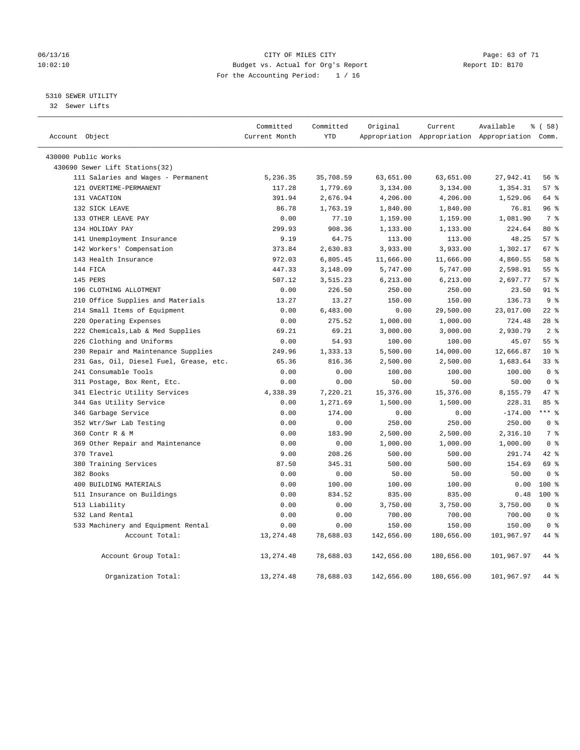CITY OF MILES CITY
Budget vs. Actual for Org's Report
For the Accounting Period: 1 / 16

06/13/16
10:02:10

Report ID: B170

5310 SEWER UTILITY
32 Sewer Lifts

| Account Object | Committed Current Month | Committed YTD | Original Appropriation | Current Appropriation | Available Appropriation | % ( 58) Comm. |
|---|---|---|---|---|---|---|
| 430000 Public Works | | | | | | |
| 430690 Sewer Lift Stations(32) | | | | | | |
| 111 Salaries and Wages - Permanent | 5,236.35 | 35,708.59 | 63,651.00 | 63,651.00 | 27,942.41 | 56 % |
| 121 OVERTIME-PERMANENT | 117.28 | 1,779.69 | 3,134.00 | 3,134.00 | 1,354.31 | 57 % |
| 131 VACATION | 391.94 | 2,676.94 | 4,206.00 | 4,206.00 | 1,529.06 | 64 % |
| 132 SICK LEAVE | 86.78 | 1,763.19 | 1,840.00 | 1,840.00 | 76.81 | 96 % |
| 133 OTHER LEAVE PAY | 0.00 | 77.10 | 1,159.00 | 1,159.00 | 1,081.90 | 7 % |
| 134 HOLIDAY PAY | 299.93 | 908.36 | 1,133.00 | 1,133.00 | 224.64 | 80 % |
| 141 Unemployment Insurance | 9.19 | 64.75 | 113.00 | 113.00 | 48.25 | 57 % |
| 142 Workers' Compensation | 373.84 | 2,630.83 | 3,933.00 | 3,933.00 | 1,302.17 | 67 % |
| 143 Health Insurance | 972.03 | 6,805.45 | 11,666.00 | 11,666.00 | 4,860.55 | 58 % |
| 144 FICA | 447.33 | 3,148.09 | 5,747.00 | 5,747.00 | 2,598.91 | 55 % |
| 145 PERS | 507.12 | 3,515.23 | 6,213.00 | 6,213.00 | 2,697.77 | 57 % |
| 196 CLOTHING ALLOTMENT | 0.00 | 226.50 | 250.00 | 250.00 | 23.50 | 91 % |
| 210 Office Supplies and Materials | 13.27 | 13.27 | 150.00 | 150.00 | 136.73 | 9 % |
| 214 Small Items of Equipment | 0.00 | 6,483.00 | 0.00 | 29,500.00 | 23,017.00 | 22 % |
| 220 Operating Expenses | 0.00 | 275.52 | 1,000.00 | 1,000.00 | 724.48 | 28 % |
| 222 Chemicals,Lab & Med Supplies | 69.21 | 69.21 | 3,000.00 | 3,000.00 | 2,930.79 | 2 % |
| 226 Clothing and Uniforms | 0.00 | 54.93 | 100.00 | 100.00 | 45.07 | 55 % |
| 230 Repair and Maintenance Supplies | 249.96 | 1,333.13 | 5,500.00 | 14,000.00 | 12,666.87 | 10 % |
| 231 Gas, Oil, Diesel Fuel, Grease, etc. | 65.36 | 816.36 | 2,500.00 | 2,500.00 | 1,683.64 | 33 % |
| 241 Consumable Tools | 0.00 | 0.00 | 100.00 | 100.00 | 100.00 | 0 % |
| 311 Postage, Box Rent, Etc. | 0.00 | 0.00 | 50.00 | 50.00 | 50.00 | 0 % |
| 341 Electric Utility Services | 4,338.39 | 7,220.21 | 15,376.00 | 15,376.00 | 8,155.79 | 47 % |
| 344 Gas Utility Service | 0.00 | 1,271.69 | 1,500.00 | 1,500.00 | 228.31 | 85 % |
| 346 Garbage Service | 0.00 | 174.00 | 0.00 | 0.00 | -174.00 | *** % |
| 352 Wtr/Swr Lab Testing | 0.00 | 0.00 | 250.00 | 250.00 | 250.00 | 0 % |
| 360 Contr R & M | 0.00 | 183.90 | 2,500.00 | 2,500.00 | 2,316.10 | 7 % |
| 369 Other Repair and Maintenance | 0.00 | 0.00 | 1,000.00 | 1,000.00 | 1,000.00 | 0 % |
| 370 Travel | 9.00 | 208.26 | 500.00 | 500.00 | 291.74 | 42 % |
| 380 Training Services | 87.50 | 345.31 | 500.00 | 500.00 | 154.69 | 69 % |
| 382 Books | 0.00 | 0.00 | 50.00 | 50.00 | 50.00 | 0 % |
| 400 BUILDING MATERIALS | 0.00 | 100.00 | 100.00 | 100.00 | 0.00 | 100 % |
| 511 Insurance on Buildings | 0.00 | 834.52 | 835.00 | 835.00 | 0.48 | 100 % |
| 513 Liability | 0.00 | 0.00 | 3,750.00 | 3,750.00 | 3,750.00 | 0 % |
| 532 Land Rental | 0.00 | 0.00 | 700.00 | 700.00 | 700.00 | 0 % |
| 533 Machinery and Equipment Rental | 0.00 | 0.00 | 150.00 | 150.00 | 150.00 | 0 % |
| Account Total: | 13,274.48 | 78,688.03 | 142,656.00 | 180,656.00 | 101,967.97 | 44 % |
| Account Group Total: | 13,274.48 | 78,688.03 | 142,656.00 | 180,656.00 | 101,967.97 | 44 % |
| Organization Total: | 13,274.48 | 78,688.03 | 142,656.00 | 180,656.00 | 101,967.97 | 44 % |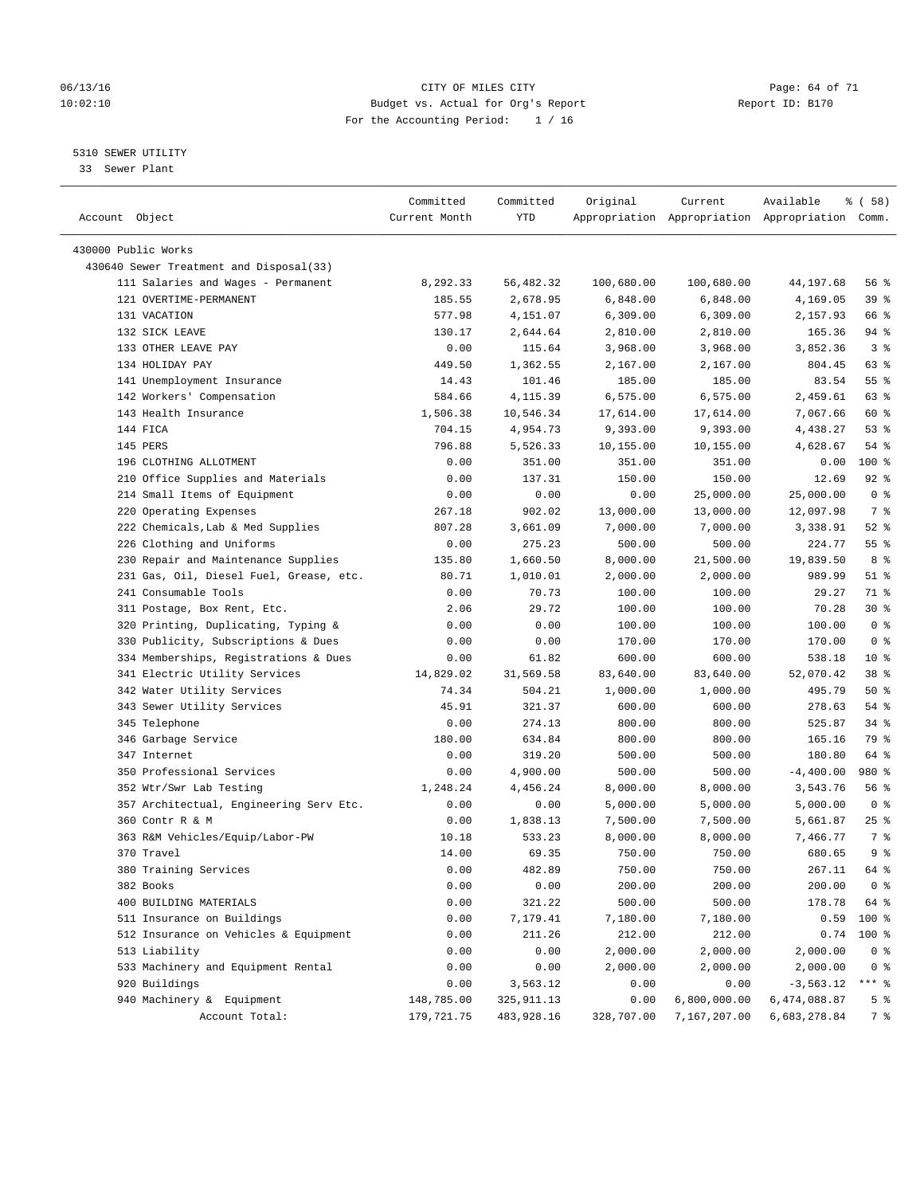CITY OF MILES CITY
Budget vs. Actual for Org's Report
For the Accounting Period: 1 / 16

5310 SEWER UTILITY
33 Sewer Plant

| Account Object | Committed Current Month | Committed YTD | Original Appropriation | Current Appropriation | Available Appropriation | % ( 58) Comm. |
|---|---|---|---|---|---|---|
| 430000 Public Works | | | | | | |
| 430640 Sewer Treatment and Disposal(33) | | | | | | |
| 111 Salaries and Wages - Permanent | 8,292.33 | 56,482.32 | 100,680.00 | 100,680.00 | 44,197.68 | 56 % |
| 121 OVERTIME-PERMANENT | 185.55 | 2,678.95 | 6,848.00 | 6,848.00 | 4,169.05 | 39 % |
| 131 VACATION | 577.98 | 4,151.07 | 6,309.00 | 6,309.00 | 2,157.93 | 66 % |
| 132 SICK LEAVE | 130.17 | 2,644.64 | 2,810.00 | 2,810.00 | 165.36 | 94 % |
| 133 OTHER LEAVE PAY | 0.00 | 115.64 | 3,968.00 | 3,968.00 | 3,852.36 | 3 % |
| 134 HOLIDAY PAY | 449.50 | 1,362.55 | 2,167.00 | 2,167.00 | 804.45 | 63 % |
| 141 Unemployment Insurance | 14.43 | 101.46 | 185.00 | 185.00 | 83.54 | 55 % |
| 142 Workers' Compensation | 584.66 | 4,115.39 | 6,575.00 | 6,575.00 | 2,459.61 | 63 % |
| 143 Health Insurance | 1,506.38 | 10,546.34 | 17,614.00 | 17,614.00 | 7,067.66 | 60 % |
| 144 FICA | 704.15 | 4,954.73 | 9,393.00 | 9,393.00 | 4,438.27 | 53 % |
| 145 PERS | 796.88 | 5,526.33 | 10,155.00 | 10,155.00 | 4,628.67 | 54 % |
| 196 CLOTHING ALLOTMENT | 0.00 | 351.00 | 351.00 | 351.00 | 0.00 | 100 % |
| 210 Office Supplies and Materials | 0.00 | 137.31 | 150.00 | 150.00 | 12.69 | 92 % |
| 214 Small Items of Equipment | 0.00 | 0.00 | 0.00 | 25,000.00 | 25,000.00 | 0 % |
| 220 Operating Expenses | 267.18 | 902.02 | 13,000.00 | 13,000.00 | 12,097.98 | 7 % |
| 222 Chemicals,Lab & Med Supplies | 807.28 | 3,661.09 | 7,000.00 | 7,000.00 | 3,338.91 | 52 % |
| 226 Clothing and Uniforms | 0.00 | 275.23 | 500.00 | 500.00 | 224.77 | 55 % |
| 230 Repair and Maintenance Supplies | 135.80 | 1,660.50 | 8,000.00 | 21,500.00 | 19,839.50 | 8 % |
| 231 Gas, Oil, Diesel Fuel, Grease, etc. | 80.71 | 1,010.01 | 2,000.00 | 2,000.00 | 989.99 | 51 % |
| 241 Consumable Tools | 0.00 | 70.73 | 100.00 | 100.00 | 29.27 | 71 % |
| 311 Postage, Box Rent, Etc. | 2.06 | 29.72 | 100.00 | 100.00 | 70.28 | 30 % |
| 320 Printing, Duplicating, Typing & | 0.00 | 0.00 | 100.00 | 100.00 | 100.00 | 0 % |
| 330 Publicity, Subscriptions & Dues | 0.00 | 0.00 | 170.00 | 170.00 | 170.00 | 0 % |
| 334 Memberships, Registrations & Dues | 0.00 | 61.82 | 600.00 | 600.00 | 538.18 | 10 % |
| 341 Electric Utility Services | 14,829.02 | 31,569.58 | 83,640.00 | 83,640.00 | 52,070.42 | 38 % |
| 342 Water Utility Services | 74.34 | 504.21 | 1,000.00 | 1,000.00 | 495.79 | 50 % |
| 343 Sewer Utility Services | 45.91 | 321.37 | 600.00 | 600.00 | 278.63 | 54 % |
| 345 Telephone | 0.00 | 274.13 | 800.00 | 800.00 | 525.87 | 34 % |
| 346 Garbage Service | 180.00 | 634.84 | 800.00 | 800.00 | 165.16 | 79 % |
| 347 Internet | 0.00 | 319.20 | 500.00 | 500.00 | 180.80 | 64 % |
| 350 Professional Services | 0.00 | 4,900.00 | 500.00 | 500.00 | -4,400.00 | 980 % |
| 352 Wtr/Swr Lab Testing | 1,248.24 | 4,456.24 | 8,000.00 | 8,000.00 | 3,543.76 | 56 % |
| 357 Architectual, Engineering Serv Etc. | 0.00 | 0.00 | 5,000.00 | 5,000.00 | 5,000.00 | 0 % |
| 360 Contr R & M | 0.00 | 1,838.13 | 7,500.00 | 7,500.00 | 5,661.87 | 25 % |
| 363 R&M Vehicles/Equip/Labor-PW | 10.18 | 533.23 | 8,000.00 | 8,000.00 | 7,466.77 | 7 % |
| 370 Travel | 14.00 | 69.35 | 750.00 | 750.00 | 680.65 | 9 % |
| 380 Training Services | 0.00 | 482.89 | 750.00 | 750.00 | 267.11 | 64 % |
| 382 Books | 0.00 | 0.00 | 200.00 | 200.00 | 200.00 | 0 % |
| 400 BUILDING MATERIALS | 0.00 | 321.22 | 500.00 | 500.00 | 178.78 | 64 % |
| 511 Insurance on Buildings | 0.00 | 7,179.41 | 7,180.00 | 7,180.00 | 0.59 | 100 % |
| 512 Insurance on Vehicles & Equipment | 0.00 | 211.26 | 212.00 | 212.00 | 0.74 | 100 % |
| 513 Liability | 0.00 | 0.00 | 2,000.00 | 2,000.00 | 2,000.00 | 0 % |
| 533 Machinery and Equipment Rental | 0.00 | 0.00 | 2,000.00 | 2,000.00 | 2,000.00 | 0 % |
| 920 Buildings | 0.00 | 3,563.12 | 0.00 | 0.00 | -3,563.12 | *** % |
| 940 Machinery & Equipment | 148,785.00 | 325,911.13 | 0.00 | 6,800,000.00 | 6,474,088.87 | 5 % |
| Account Total: | 179,721.75 | 483,928.16 | 328,707.00 | 7,167,207.00 | 6,683,278.84 | 7 % |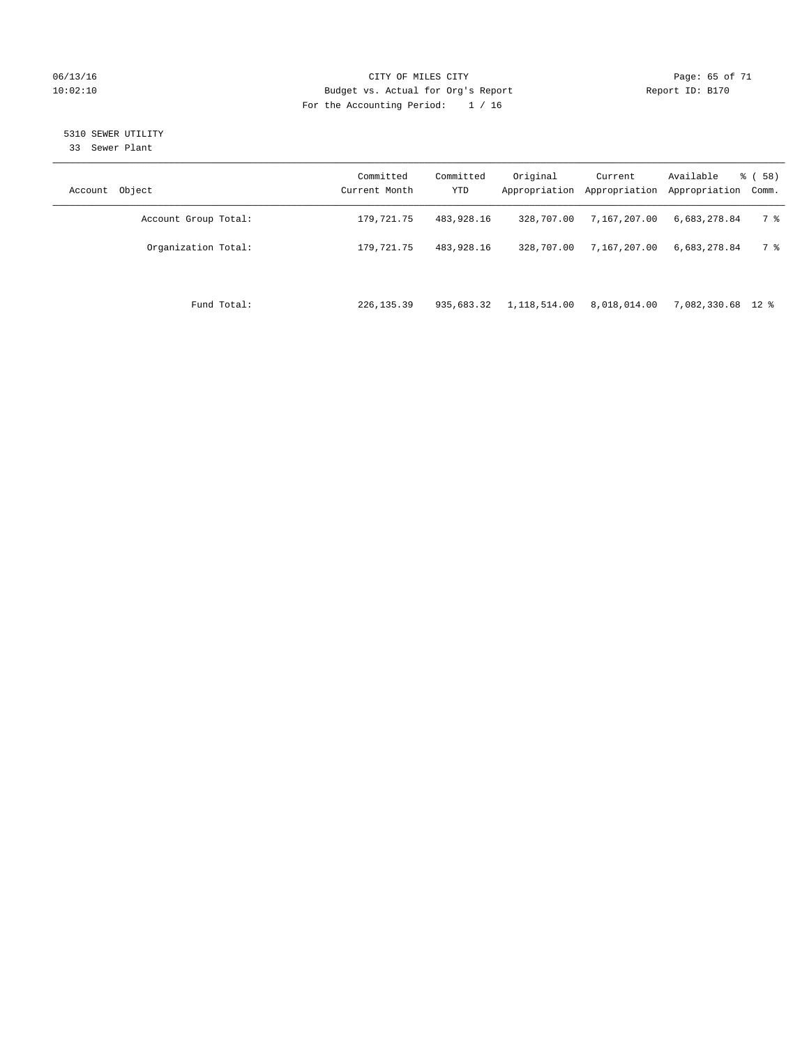CITY OF MILES CITY
Budget vs. Actual for Org's Report
For the Accounting Period: 1 / 16

Report ID: B170

5310 SEWER UTILITY
33 Sewer Plant

| Account Object | Committed Current Month | Committed YTD | Original Appropriation | Current Appropriation | Available Appropriation | % ( 58) Comm. |
|---|---|---|---|---|---|---|
| Account Group Total: | 179,721.75 | 483,928.16 | 328,707.00 | 7,167,207.00 | 6,683,278.84 | 7 % |
| Organization Total: | 179,721.75 | 483,928.16 | 328,707.00 | 7,167,207.00 | 6,683,278.84 | 7 % |
| Fund Total: | 226,135.39 | 935,683.32 | 1,118,514.00 | 8,018,014.00 | 7,082,330.68 | 12 % |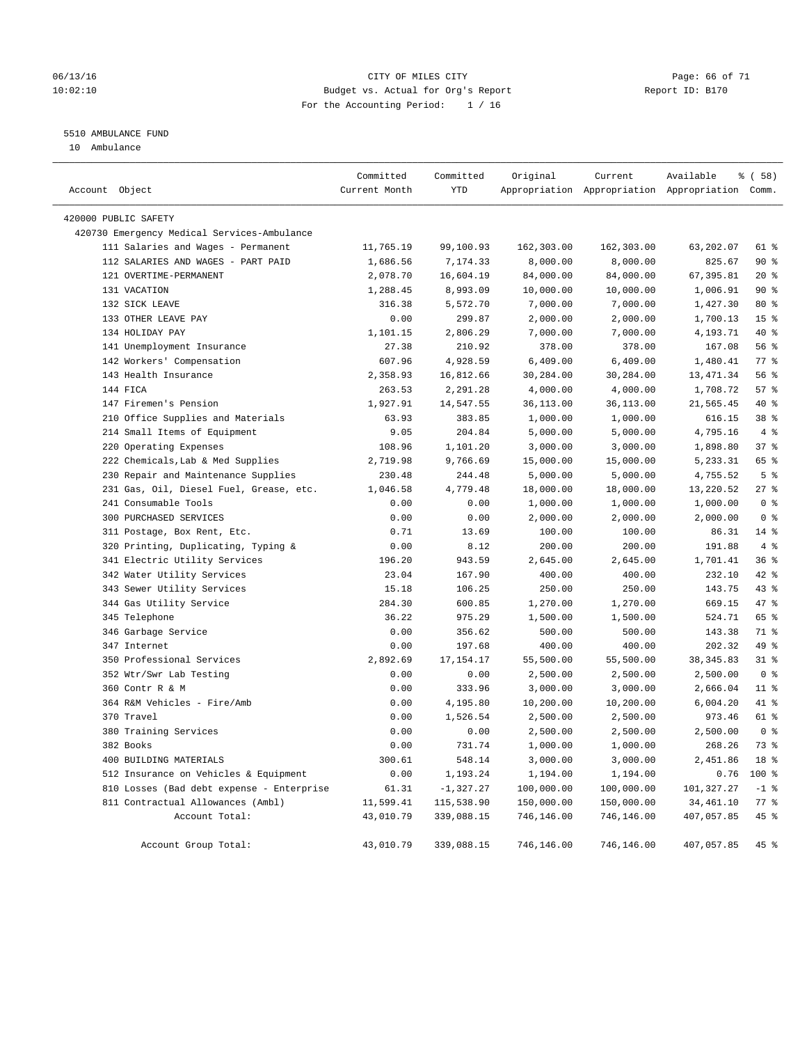CITY OF MILES CITY
Budget vs. Actual for Org's Report
For the Accounting Period: 1 / 16

06/13/16
10:02:10

Report ID: B170

5510 AMBULANCE FUND
10 Ambulance

| Account Object | Committed Current Month | Committed YTD | Original Appropriation | Current Appropriation | Available Appropriation | % ( 58) Comm. |
|---|---|---|---|---|---|---|
| 420000 PUBLIC SAFETY | | | | | | |
| 420730 Emergency Medical Services-Ambulance | | | | | | |
| 111 Salaries and Wages - Permanent | 11,765.19 | 99,100.93 | 162,303.00 | 162,303.00 | 63,202.07 | 61 % |
| 112 SALARIES AND WAGES - PART PAID | 1,686.56 | 7,174.33 | 8,000.00 | 8,000.00 | 825.67 | 90 % |
| 121 OVERTIME-PERMANENT | 2,078.70 | 16,604.19 | 84,000.00 | 84,000.00 | 67,395.81 | 20 % |
| 131 VACATION | 1,288.45 | 8,993.09 | 10,000.00 | 10,000.00 | 1,006.91 | 90 % |
| 132 SICK LEAVE | 316.38 | 5,572.70 | 7,000.00 | 7,000.00 | 1,427.30 | 80 % |
| 133 OTHER LEAVE PAY | 0.00 | 299.87 | 2,000.00 | 2,000.00 | 1,700.13 | 15 % |
| 134 HOLIDAY PAY | 1,101.15 | 2,806.29 | 7,000.00 | 7,000.00 | 4,193.71 | 40 % |
| 141 Unemployment Insurance | 27.38 | 210.92 | 378.00 | 378.00 | 167.08 | 56 % |
| 142 Workers' Compensation | 607.96 | 4,928.59 | 6,409.00 | 6,409.00 | 1,480.41 | 77 % |
| 143 Health Insurance | 2,358.93 | 16,812.66 | 30,284.00 | 30,284.00 | 13,471.34 | 56 % |
| 144 FICA | 263.53 | 2,291.28 | 4,000.00 | 4,000.00 | 1,708.72 | 57 % |
| 147 Firemen's Pension | 1,927.91 | 14,547.55 | 36,113.00 | 36,113.00 | 21,565.45 | 40 % |
| 210 Office Supplies and Materials | 63.93 | 383.85 | 1,000.00 | 1,000.00 | 616.15 | 38 % |
| 214 Small Items of Equipment | 9.05 | 204.84 | 5,000.00 | 5,000.00 | 4,795.16 | 4 % |
| 220 Operating Expenses | 108.96 | 1,101.20 | 3,000.00 | 3,000.00 | 1,898.80 | 37 % |
| 222 Chemicals,Lab & Med Supplies | 2,719.98 | 9,766.69 | 15,000.00 | 15,000.00 | 5,233.31 | 65 % |
| 230 Repair and Maintenance Supplies | 230.48 | 244.48 | 5,000.00 | 5,000.00 | 4,755.52 | 5 % |
| 231 Gas, Oil, Diesel Fuel, Grease, etc. | 1,046.58 | 4,779.48 | 18,000.00 | 18,000.00 | 13,220.52 | 27 % |
| 241 Consumable Tools | 0.00 | 0.00 | 1,000.00 | 1,000.00 | 1,000.00 | 0 % |
| 300 PURCHASED SERVICES | 0.00 | 0.00 | 2,000.00 | 2,000.00 | 2,000.00 | 0 % |
| 311 Postage, Box Rent, Etc. | 0.71 | 13.69 | 100.00 | 100.00 | 86.31 | 14 % |
| 320 Printing, Duplicating, Typing & | 0.00 | 8.12 | 200.00 | 200.00 | 191.88 | 4 % |
| 341 Electric Utility Services | 196.20 | 943.59 | 2,645.00 | 2,645.00 | 1,701.41 | 36 % |
| 342 Water Utility Services | 23.04 | 167.90 | 400.00 | 400.00 | 232.10 | 42 % |
| 343 Sewer Utility Services | 15.18 | 106.25 | 250.00 | 250.00 | 143.75 | 43 % |
| 344 Gas Utility Service | 284.30 | 600.85 | 1,270.00 | 1,270.00 | 669.15 | 47 % |
| 345 Telephone | 36.22 | 975.29 | 1,500.00 | 1,500.00 | 524.71 | 65 % |
| 346 Garbage Service | 0.00 | 356.62 | 500.00 | 500.00 | 143.38 | 71 % |
| 347 Internet | 0.00 | 197.68 | 400.00 | 400.00 | 202.32 | 49 % |
| 350 Professional Services | 2,892.69 | 17,154.17 | 55,500.00 | 55,500.00 | 38,345.83 | 31 % |
| 352 Wtr/Swr Lab Testing | 0.00 | 0.00 | 2,500.00 | 2,500.00 | 2,500.00 | 0 % |
| 360 Contr R & M | 0.00 | 333.96 | 3,000.00 | 3,000.00 | 2,666.04 | 11 % |
| 364 R&M Vehicles - Fire/Amb | 0.00 | 4,195.80 | 10,200.00 | 10,200.00 | 6,004.20 | 41 % |
| 370 Travel | 0.00 | 1,526.54 | 2,500.00 | 2,500.00 | 973.46 | 61 % |
| 380 Training Services | 0.00 | 0.00 | 2,500.00 | 2,500.00 | 2,500.00 | 0 % |
| 382 Books | 0.00 | 731.74 | 1,000.00 | 1,000.00 | 268.26 | 73 % |
| 400 BUILDING MATERIALS | 300.61 | 548.14 | 3,000.00 | 3,000.00 | 2,451.86 | 18 % |
| 512 Insurance on Vehicles & Equipment | 0.00 | 1,193.24 | 1,194.00 | 1,194.00 | 0.76 | 100 % |
| 810 Losses (Bad debt expense - Enterprise | 61.31 | -1,327.27 | 100,000.00 | 100,000.00 | 101,327.27 | -1 % |
| 811 Contractual Allowances (Ambl) | 11,599.41 | 115,538.90 | 150,000.00 | 150,000.00 | 34,461.10 | 77 % |
| Account Total: | 43,010.79 | 339,088.15 | 746,146.00 | 746,146.00 | 407,057.85 | 45 % |
| Account Group Total: | 43,010.79 | 339,088.15 | 746,146.00 | 746,146.00 | 407,057.85 | 45 % |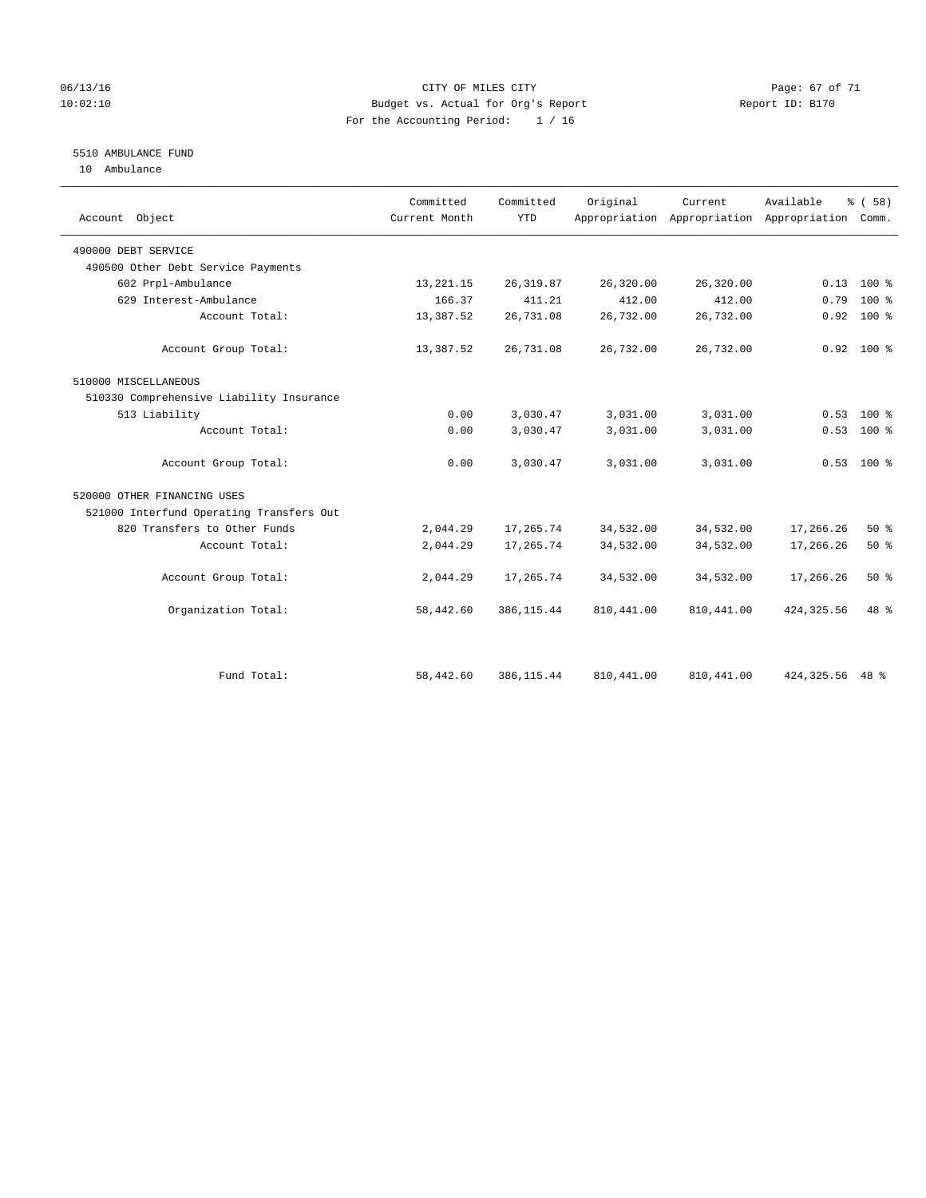CITY OF MILES CITY
Budget vs. Actual for Org's Report
For the Accounting Period: 1 / 16

06/13/16
10:02:10

Report ID: B170

## 5510 AMBULANCE FUND

10 Ambulance

| Account Object | Committed Current Month | Committed YTD | Original Appropriation | Current Appropriation | Available Appropriation | % ( 58) Comm. |
|---|---|---|---|---|---|---|
| 490000 DEBT SERVICE | | | | | | |
| 490500 Other Debt Service Payments | | | | | | |
| 602 Prpl-Ambulance | 13,221.15 | 26,319.87 | 26,320.00 | 26,320.00 | 0.13 | 100 % |
| 629 Interest-Ambulance | 166.37 | 411.21 | 412.00 | 412.00 | 0.79 | 100 % |
| Account Total: | 13,387.52 | 26,731.08 | 26,732.00 | 26,732.00 | 0.92 | 100 % |
| Account Group Total: | 13,387.52 | 26,731.08 | 26,732.00 | 26,732.00 | 0.92 | 100 % |
| 510000 MISCELLANEOUS | | | | | | |
| 510330 Comprehensive Liability Insurance | | | | | | |
| 513 Liability | 0.00 | 3,030.47 | 3,031.00 | 3,031.00 | 0.53 | 100 % |
| Account Total: | 0.00 | 3,030.47 | 3,031.00 | 3,031.00 | 0.53 | 100 % |
| Account Group Total: | 0.00 | 3,030.47 | 3,031.00 | 3,031.00 | 0.53 | 100 % |
| 520000 OTHER FINANCING USES | | | | | | |
| 521000 Interfund Operating Transfers Out | | | | | | |
| 820 Transfers to Other Funds | 2,044.29 | 17,265.74 | 34,532.00 | 34,532.00 | 17,266.26 | 50 % |
| Account Total: | 2,044.29 | 17,265.74 | 34,532.00 | 34,532.00 | 17,266.26 | 50 % |
| Account Group Total: | 2,044.29 | 17,265.74 | 34,532.00 | 34,532.00 | 17,266.26 | 50 % |
| Organization Total: | 58,442.60 | 386,115.44 | 810,441.00 | 810,441.00 | 424,325.56 | 48 % |
| Fund Total: | 58,442.60 | 386,115.44 | 810,441.00 | 810,441.00 | 424,325.56 | 48 % |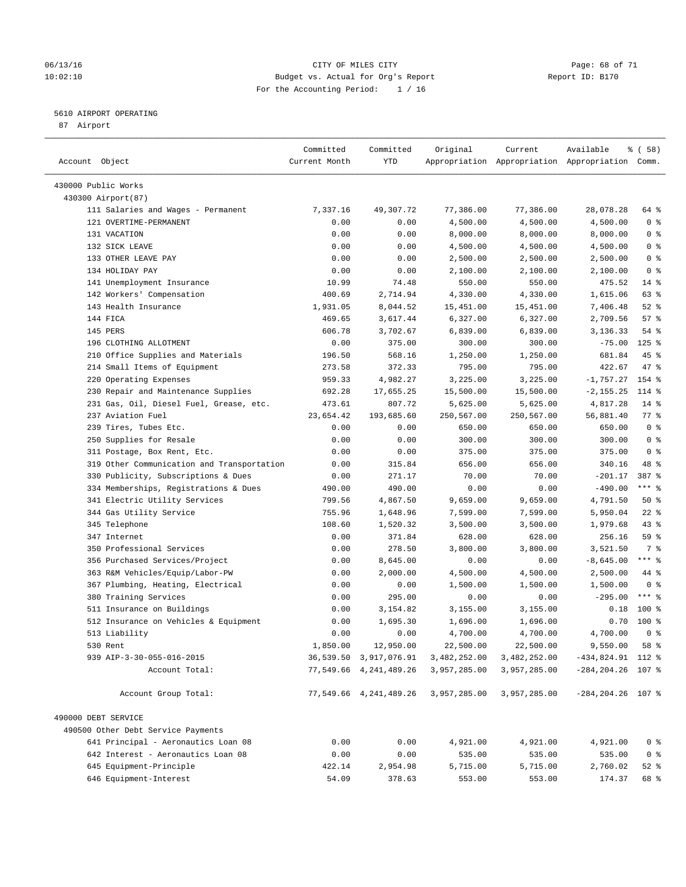CITY OF MILES CITY
Budget vs. Actual for Org's Report
For the Accounting Period: 1 / 16

06/13/16
10:02:10

Report ID: B170

5610 AIRPORT OPERATING
87 Airport

| Account Object | Committed Current Month | Committed YTD | Original Appropriation | Current Appropriation | Available Appropriation | % ( 58) Comm. |
|---|---|---|---|---|---|---|
| 430000 Public Works | | | | | | |
| 430300 Airport(87) | | | | | | |
| 111 Salaries and Wages - Permanent | 7,337.16 | 49,307.72 | 77,386.00 | 77,386.00 | 28,078.28 | 64 % |
| 121 OVERTIME-PERMANENT | 0.00 | 0.00 | 4,500.00 | 4,500.00 | 4,500.00 | 0 % |
| 131 VACATION | 0.00 | 0.00 | 8,000.00 | 8,000.00 | 8,000.00 | 0 % |
| 132 SICK LEAVE | 0.00 | 0.00 | 4,500.00 | 4,500.00 | 4,500.00 | 0 % |
| 133 OTHER LEAVE PAY | 0.00 | 0.00 | 2,500.00 | 2,500.00 | 2,500.00 | 0 % |
| 134 HOLIDAY PAY | 0.00 | 0.00 | 2,100.00 | 2,100.00 | 2,100.00 | 0 % |
| 141 Unemployment Insurance | 10.99 | 74.48 | 550.00 | 550.00 | 475.52 | 14 % |
| 142 Workers' Compensation | 400.69 | 2,714.94 | 4,330.00 | 4,330.00 | 1,615.06 | 63 % |
| 143 Health Insurance | 1,931.05 | 8,044.52 | 15,451.00 | 15,451.00 | 7,406.48 | 52 % |
| 144 FICA | 469.65 | 3,617.44 | 6,327.00 | 6,327.00 | 2,709.56 | 57 % |
| 145 PERS | 606.78 | 3,702.67 | 6,839.00 | 6,839.00 | 3,136.33 | 54 % |
| 196 CLOTHING ALLOTMENT | 0.00 | 375.00 | 300.00 | 300.00 | -75.00 | 125 % |
| 210 Office Supplies and Materials | 196.50 | 568.16 | 1,250.00 | 1,250.00 | 681.84 | 45 % |
| 214 Small Items of Equipment | 273.58 | 372.33 | 795.00 | 795.00 | 422.67 | 47 % |
| 220 Operating Expenses | 959.33 | 4,982.27 | 3,225.00 | 3,225.00 | -1,757.27 | 154 % |
| 230 Repair and Maintenance Supplies | 692.28 | 17,655.25 | 15,500.00 | 15,500.00 | -2,155.25 | 114 % |
| 231 Gas, Oil, Diesel Fuel, Grease, etc. | 473.61 | 807.72 | 5,625.00 | 5,625.00 | 4,817.28 | 14 % |
| 237 Aviation Fuel | 23,654.42 | 193,685.60 | 250,567.00 | 250,567.00 | 56,881.40 | 77 % |
| 239 Tires, Tubes Etc. | 0.00 | 0.00 | 650.00 | 650.00 | 650.00 | 0 % |
| 250 Supplies for Resale | 0.00 | 0.00 | 300.00 | 300.00 | 300.00 | 0 % |
| 311 Postage, Box Rent, Etc. | 0.00 | 0.00 | 375.00 | 375.00 | 375.00 | 0 % |
| 319 Other Communication and Transportation | 0.00 | 315.84 | 656.00 | 656.00 | 340.16 | 48 % |
| 330 Publicity, Subscriptions & Dues | 0.00 | 271.17 | 70.00 | 70.00 | -201.17 | 387 % |
| 334 Memberships, Registrations & Dues | 490.00 | 490.00 | 0.00 | 0.00 | -490.00 | *** % |
| 341 Electric Utility Services | 799.56 | 4,867.50 | 9,659.00 | 9,659.00 | 4,791.50 | 50 % |
| 344 Gas Utility Service | 755.96 | 1,648.96 | 7,599.00 | 7,599.00 | 5,950.04 | 22 % |
| 345 Telephone | 108.60 | 1,520.32 | 3,500.00 | 3,500.00 | 1,979.68 | 43 % |
| 347 Internet | 0.00 | 371.84 | 628.00 | 628.00 | 256.16 | 59 % |
| 350 Professional Services | 0.00 | 278.50 | 3,800.00 | 3,800.00 | 3,521.50 | 7 % |
| 356 Purchased Services/Project | 0.00 | 8,645.00 | 0.00 | 0.00 | -8,645.00 | *** % |
| 363 R&M Vehicles/Equip/Labor-PW | 0.00 | 2,000.00 | 4,500.00 | 4,500.00 | 2,500.00 | 44 % |
| 367 Plumbing, Heating, Electrical | 0.00 | 0.00 | 1,500.00 | 1,500.00 | 1,500.00 | 0 % |
| 380 Training Services | 0.00 | 295.00 | 0.00 | 0.00 | -295.00 | *** % |
| 511 Insurance on Buildings | 0.00 | 3,154.82 | 3,155.00 | 3,155.00 | 0.18 | 100 % |
| 512 Insurance on Vehicles & Equipment | 0.00 | 1,695.30 | 1,696.00 | 1,696.00 | 0.70 | 100 % |
| 513 Liability | 0.00 | 0.00 | 4,700.00 | 4,700.00 | 4,700.00 | 0 % |
| 530 Rent | 1,850.00 | 12,950.00 | 22,500.00 | 22,500.00 | 9,550.00 | 58 % |
| 939 AIP-3-30-055-016-2015 | 36,539.50 | 3,917,076.91 | 3,482,252.00 | 3,482,252.00 | -434,824.91 | 112 % |
| Account Total: | 77,549.66 | 4,241,489.26 | 3,957,285.00 | 3,957,285.00 | -284,204.26 | 107 % |
| Account Group Total: | 77,549.66 | 4,241,489.26 | 3,957,285.00 | 3,957,285.00 | -284,204.26 | 107 % |
| 490000 DEBT SERVICE | | | | | | |
| 490500 Other Debt Service Payments | | | | | | |
| 641 Principal - Aeronautics Loan 08 | 0.00 | 0.00 | 4,921.00 | 4,921.00 | 4,921.00 | 0 % |
| 642 Interest - Aeronautics Loan 08 | 0.00 | 0.00 | 535.00 | 535.00 | 535.00 | 0 % |
| 645 Equipment-Principle | 422.14 | 2,954.98 | 5,715.00 | 5,715.00 | 2,760.02 | 52 % |
| 646 Equipment-Interest | 54.09 | 378.63 | 553.00 | 553.00 | 174.37 | 68 % |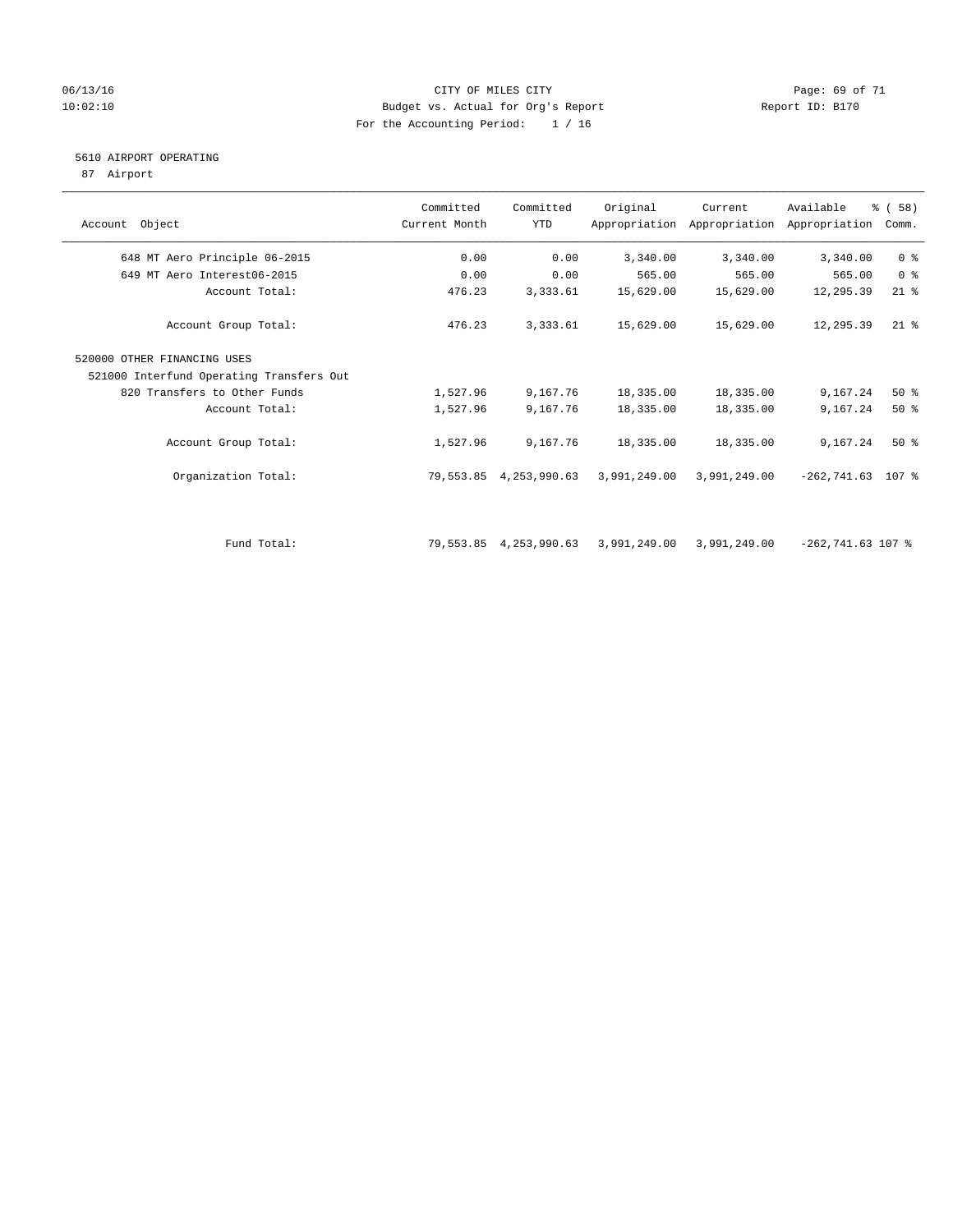CITY OF MILES CITY
Budget vs. Actual for Org's Report
For the Accounting Period: 1 / 16

06/13/16
10:02:10

Report ID: B170

## 5610 AIRPORT OPERATING

87 Airport

| Account Object | Committed Current Month | Committed YTD | Original Appropriation | Current Appropriation | Available Appropriation | % ( 58) Comm. |
|---|---|---|---|---|---|---|
| 648 MT Aero Principle 06-2015 | 0.00 | 0.00 | 3,340.00 | 3,340.00 | 3,340.00 | 0 % |
| 649 MT Aero Interest06-2015 | 0.00 | 0.00 | 565.00 | 565.00 | 565.00 | 0 % |
| Account Total: | 476.23 | 3,333.61 | 15,629.00 | 15,629.00 | 12,295.39 | 21 % |
| Account Group Total: | 476.23 | 3,333.61 | 15,629.00 | 15,629.00 | 12,295.39 | 21 % |
| 520000 OTHER FINANCING USES | | | | | | |
| 521000 Interfund Operating Transfers Out | | | | | | |
| 820 Transfers to Other Funds | 1,527.96 | 9,167.76 | 18,335.00 | 18,335.00 | 9,167.24 | 50 % |
| Account Total: | 1,527.96 | 9,167.76 | 18,335.00 | 18,335.00 | 9,167.24 | 50 % |
| Account Group Total: | 1,527.96 | 9,167.76 | 18,335.00 | 18,335.00 | 9,167.24 | 50 % |
| Organization Total: | 79,553.85 | 4,253,990.63 | 3,991,249.00 | 3,991,249.00 | -262,741.63 | 107 % |
| Fund Total: | 79,553.85 | 4,253,990.63 | 3,991,249.00 | 3,991,249.00 | -262,741.63 | 107 % |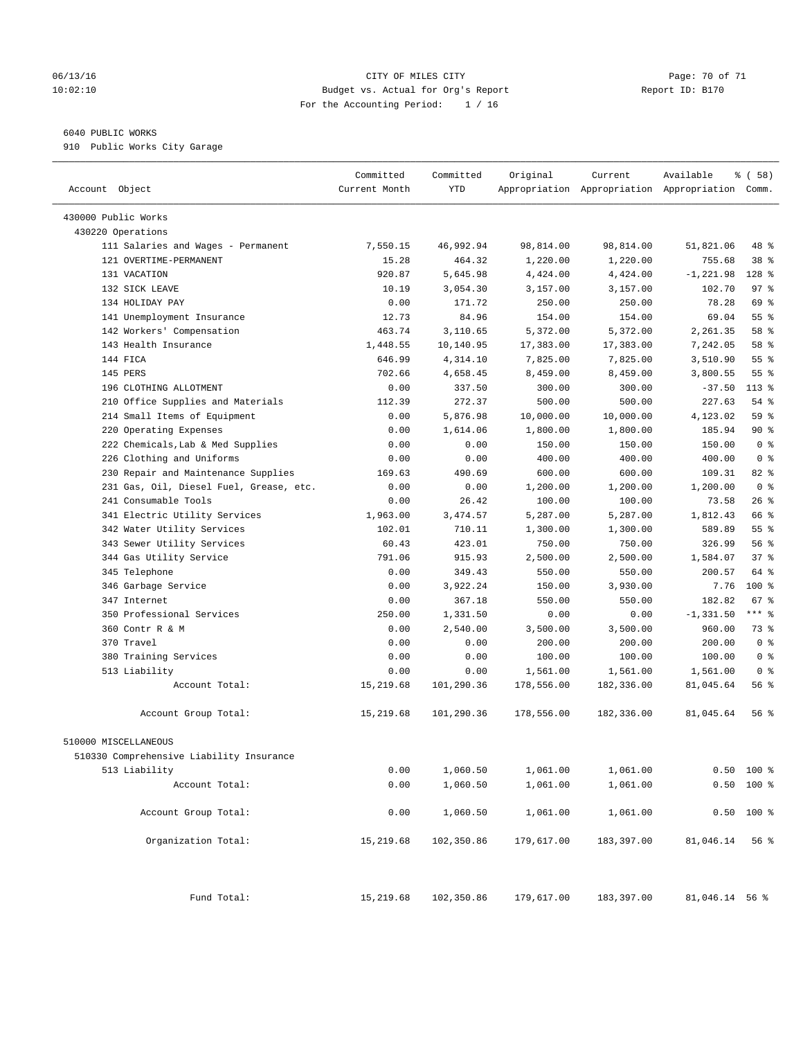CITY OF MILES CITY
Budget vs. Actual for Org's Report
For the Accounting Period: 1 / 16

06/13/16
10:02:10

Report ID: B170

6040 PUBLIC WORKS
910 Public Works City Garage

| Account Object | Committed Current Month | Committed YTD | Original Appropriation | Current Appropriation | Available Appropriation | % ( 58) Comm. |
|---|---|---|---|---|---|---|
| 430000 Public Works | | | | | | |
| 430220 Operations | | | | | | |
| 111 Salaries and Wages - Permanent | 7,550.15 | 46,992.94 | 98,814.00 | 98,814.00 | 51,821.06 | 48 % |
| 121 OVERTIME-PERMANENT | 15.28 | 464.32 | 1,220.00 | 1,220.00 | 755.68 | 38 % |
| 131 VACATION | 920.87 | 5,645.98 | 4,424.00 | 4,424.00 | -1,221.98 | 128 % |
| 132 SICK LEAVE | 10.19 | 3,054.30 | 3,157.00 | 3,157.00 | 102.70 | 97 % |
| 134 HOLIDAY PAY | 0.00 | 171.72 | 250.00 | 250.00 | 78.28 | 69 % |
| 141 Unemployment Insurance | 12.73 | 84.96 | 154.00 | 154.00 | 69.04 | 55 % |
| 142 Workers' Compensation | 463.74 | 3,110.65 | 5,372.00 | 5,372.00 | 2,261.35 | 58 % |
| 143 Health Insurance | 1,448.55 | 10,140.95 | 17,383.00 | 17,383.00 | 7,242.05 | 58 % |
| 144 FICA | 646.99 | 4,314.10 | 7,825.00 | 7,825.00 | 3,510.90 | 55 % |
| 145 PERS | 702.66 | 4,658.45 | 8,459.00 | 8,459.00 | 3,800.55 | 55 % |
| 196 CLOTHING ALLOTMENT | 0.00 | 337.50 | 300.00 | 300.00 | -37.50 | 113 % |
| 210 Office Supplies and Materials | 112.39 | 272.37 | 500.00 | 500.00 | 227.63 | 54 % |
| 214 Small Items of Equipment | 0.00 | 5,876.98 | 10,000.00 | 10,000.00 | 4,123.02 | 59 % |
| 220 Operating Expenses | 0.00 | 1,614.06 | 1,800.00 | 1,800.00 | 185.94 | 90 % |
| 222 Chemicals,Lab & Med Supplies | 0.00 | 0.00 | 150.00 | 150.00 | 150.00 | 0 % |
| 226 Clothing and Uniforms | 0.00 | 0.00 | 400.00 | 400.00 | 400.00 | 0 % |
| 230 Repair and Maintenance Supplies | 169.63 | 490.69 | 600.00 | 600.00 | 109.31 | 82 % |
| 231 Gas, Oil, Diesel Fuel, Grease, etc. | 0.00 | 0.00 | 1,200.00 | 1,200.00 | 1,200.00 | 0 % |
| 241 Consumable Tools | 0.00 | 26.42 | 100.00 | 100.00 | 73.58 | 26 % |
| 341 Electric Utility Services | 1,963.00 | 3,474.57 | 5,287.00 | 5,287.00 | 1,812.43 | 66 % |
| 342 Water Utility Services | 102.01 | 710.11 | 1,300.00 | 1,300.00 | 589.89 | 55 % |
| 343 Sewer Utility Services | 60.43 | 423.01 | 750.00 | 750.00 | 326.99 | 56 % |
| 344 Gas Utility Service | 791.06 | 915.93 | 2,500.00 | 2,500.00 | 1,584.07 | 37 % |
| 345 Telephone | 0.00 | 349.43 | 550.00 | 550.00 | 200.57 | 64 % |
| 346 Garbage Service | 0.00 | 3,922.24 | 150.00 | 3,930.00 | 7.76 | 100 % |
| 347 Internet | 0.00 | 367.18 | 550.00 | 550.00 | 182.82 | 67 % |
| 350 Professional Services | 250.00 | 1,331.50 | 0.00 | 0.00 | -1,331.50 | *** % |
| 360 Contr R & M | 0.00 | 2,540.00 | 3,500.00 | 3,500.00 | 960.00 | 73 % |
| 370 Travel | 0.00 | 0.00 | 200.00 | 200.00 | 200.00 | 0 % |
| 380 Training Services | 0.00 | 0.00 | 100.00 | 100.00 | 100.00 | 0 % |
| 513 Liability | 0.00 | 0.00 | 1,561.00 | 1,561.00 | 1,561.00 | 0 % |
| Account Total: | 15,219.68 | 101,290.36 | 178,556.00 | 182,336.00 | 81,045.64 | 56 % |
| Account Group Total: | 15,219.68 | 101,290.36 | 178,556.00 | 182,336.00 | 81,045.64 | 56 % |
| 510000 MISCELLANEOUS | | | | | | |
| 510330 Comprehensive Liability Insurance | | | | | | |
| 513 Liability | 0.00 | 1,060.50 | 1,061.00 | 1,061.00 | 0.50 | 100 % |
| Account Total: | 0.00 | 1,060.50 | 1,061.00 | 1,061.00 | 0.50 | 100 % |
| Account Group Total: | 0.00 | 1,060.50 | 1,061.00 | 1,061.00 | 0.50 | 100 % |
| Organization Total: | 15,219.68 | 102,350.86 | 179,617.00 | 183,397.00 | 81,046.14 | 56 % |
| Fund Total: | 15,219.68 | 102,350.86 | 179,617.00 | 183,397.00 | 81,046.14 | 56 % |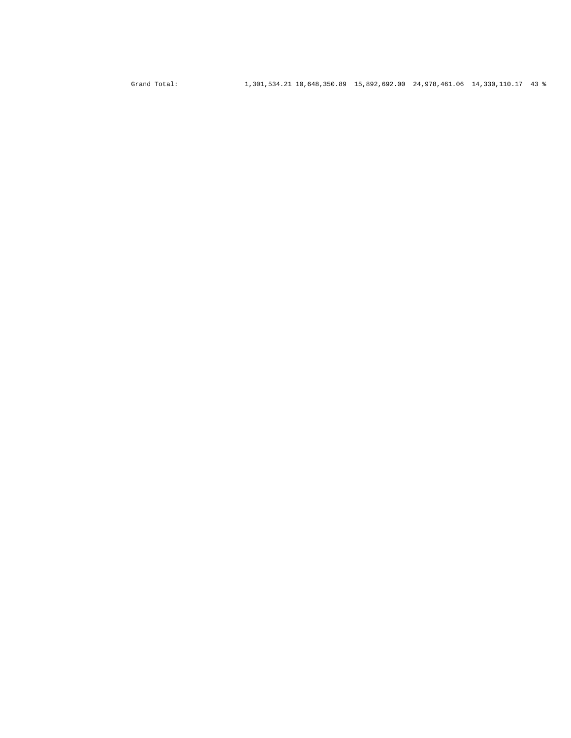| | | | | | | |
|---|---|---|---|---|---|---|
| Grand Total: | 1,301,534.21 | 10,648,350.89 | 15,892,692.00 | 24,978,461.06 | 14,330,110.17 | 43 % |